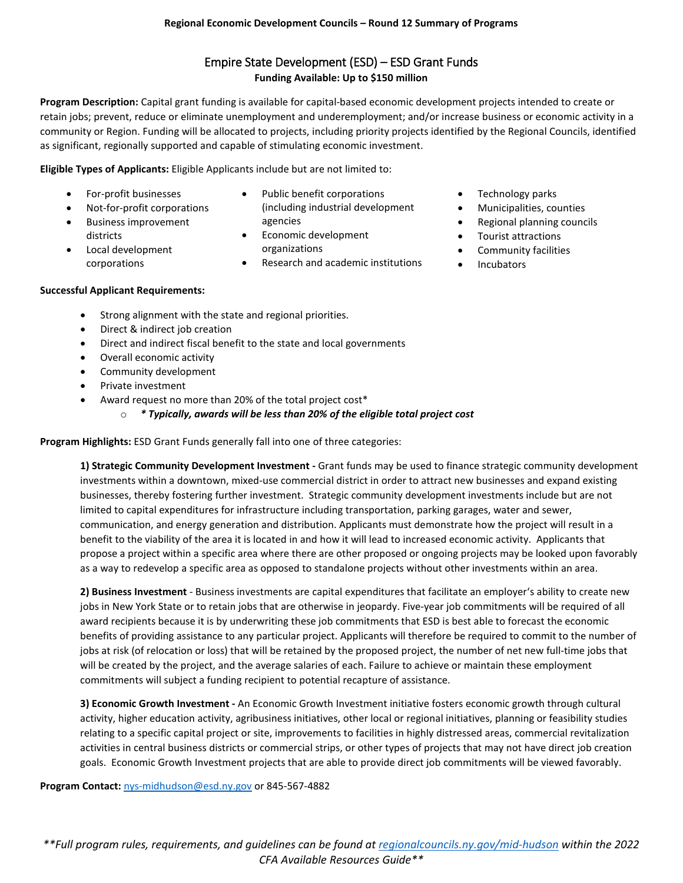**Regional Economic Development Councils – Round 12 Summary of Programs**

# Empire State Development (ESD) – ESD Grant Funds

**Funding Available: Up to $150 million**

**Program Description:** Capital grant funding is available for capital-based economic development projects intended to create or retain jobs; prevent, reduce or eliminate unemployment and underemployment; and/or increase business or economic activity in a community or Region. Funding will be allocated to projects, including priority projects identified by the Regional Councils, identified as significant, regionally supported and capable of stimulating economic investment.

**Eligible Types of Applicants:** Eligible Applicants include but are not limited to:

- For-profit businesses
- Not-for-profit corporations
- Business improvement districts
- Local development corporations
- Public benefit corporations (including industrial development agencies
- Economic development organizations
- Research and academic institutions
- Technology parks
- Municipalities, counties
- Regional planning councils
- Tourist attractions
- Community facilities
- Incubators

**Successful Applicant Requirements:**

- Strong alignment with the state and regional priorities.
- Direct & indirect job creation
- Direct and indirect fiscal benefit to the state and local governments
- Overall economic activity
- Community development
- Private investment
- Award request no more than 20% of the total project cost*
  - ***\* Typically, awards will be less than 20% of the eligible total project cost***

**Program Highlights:** ESD Grant Funds generally fall into one of three categories:

**1) Strategic Community Development Investment -** Grant funds may be used to finance strategic community development investments within a downtown, mixed-use commercial district in order to attract new businesses and expand existing businesses, thereby fostering further investment. Strategic community development investments include but are not limited to capital expenditures for infrastructure including transportation, parking garages, water and sewer, communication, and energy generation and distribution. Applicants must demonstrate how the project will result in a benefit to the viability of the area it is located in and how it will lead to increased economic activity. Applicants that propose a project within a specific area where there are other proposed or ongoing projects may be looked upon favorably as a way to redevelop a specific area as opposed to standalone projects without other investments within an area.

**2) Business Investment** - Business investments are capital expenditures that facilitate an employer's ability to create new jobs in New York State or to retain jobs that are otherwise in jeopardy. Five-year job commitments will be required of all award recipients because it is by underwriting these job commitments that ESD is best able to forecast the economic benefits of providing assistance to any particular project. Applicants will therefore be required to commit to the number of jobs at risk (of relocation or loss) that will be retained by the proposed project, the number of net new full-time jobs that will be created by the project, and the average salaries of each. Failure to achieve or maintain these employment commitments will subject a funding recipient to potential recapture of assistance.

**3) Economic Growth Investment -** An Economic Growth Investment initiative fosters economic growth through cultural activity, higher education activity, agribusiness initiatives, other local or regional initiatives, planning or feasibility studies relating to a specific capital project or site, improvements to facilities in highly distressed areas, commercial revitalization activities in central business districts or commercial strips, or other types of projects that may not have direct job creation goals. Economic Growth Investment projects that are able to provide direct job commitments will be viewed favorably.

**Program Contact:** nys-midhudson@esd.ny.gov or 845-567-4882

*\*\*Full program rules, requirements, and guidelines can be found at regionalcouncils.ny.gov/mid-hudson within the 2022 CFA Available Resources Guide\*\**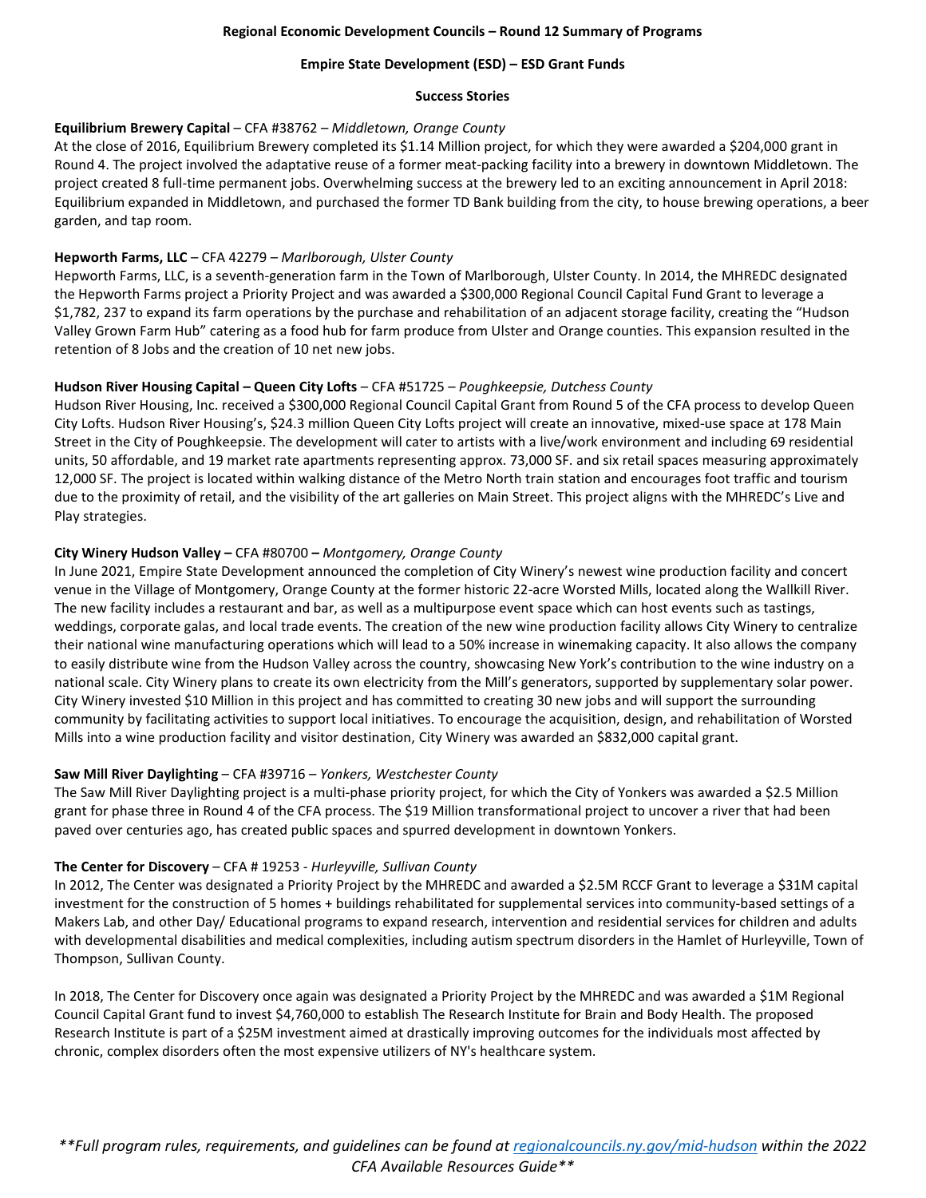**Regional Economic Development Councils – Round 12 Summary of Programs**

**Empire State Development (ESD) – ESD Grant Funds**

**Success Stories**

**Equilibrium Brewery Capital** – CFA #38762 – *Middletown, Orange County*
At the close of 2016, Equilibrium Brewery completed its $1.14 Million project, for which they were awarded a $204,000 grant in Round 4. The project involved the adaptative reuse of a former meat-packing facility into a brewery in downtown Middletown. The project created 8 full-time permanent jobs. Overwhelming success at the brewery led to an exciting announcement in April 2018: Equilibrium expanded in Middletown, and purchased the former TD Bank building from the city, to house brewing operations, a beer garden, and tap room.

**Hepworth Farms, LLC** – CFA 42279 – *Marlborough, Ulster County*
Hepworth Farms, LLC, is a seventh-generation farm in the Town of Marlborough, Ulster County. In 2014, the MHREDC designated the Hepworth Farms project a Priority Project and was awarded a $300,000 Regional Council Capital Fund Grant to leverage a $1,782, 237 to expand its farm operations by the purchase and rehabilitation of an adjacent storage facility, creating the "Hudson Valley Grown Farm Hub" catering as a food hub for farm produce from Ulster and Orange counties. This expansion resulted in the retention of 8 Jobs and the creation of 10 net new jobs.

**Hudson River Housing Capital – Queen City Lofts** – CFA #51725 – *Poughkeepsie, Dutchess County*
Hudson River Housing, Inc. received a $300,000 Regional Council Capital Grant from Round 5 of the CFA process to develop Queen City Lofts. Hudson River Housing's, $24.3 million Queen City Lofts project will create an innovative, mixed-use space at 178 Main Street in the City of Poughkeepsie. The development will cater to artists with a live/work environment and including 69 residential units, 50 affordable, and 19 market rate apartments representing approx. 73,000 SF. and six retail spaces measuring approximately 12,000 SF. The project is located within walking distance of the Metro North train station and encourages foot traffic and tourism due to the proximity of retail, and the visibility of the art galleries on Main Street. This project aligns with the MHREDC's Live and Play strategies.

**City Winery Hudson Valley –** CFA #80700 **–** *Montgomery, Orange County*
In June 2021, Empire State Development announced the completion of City Winery's newest wine production facility and concert venue in the Village of Montgomery, Orange County at the former historic 22-acre Worsted Mills, located along the Wallkill River. The new facility includes a restaurant and bar, as well as a multipurpose event space which can host events such as tastings, weddings, corporate galas, and local trade events. The creation of the new wine production facility allows City Winery to centralize their national wine manufacturing operations which will lead to a 50% increase in winemaking capacity. It also allows the company to easily distribute wine from the Hudson Valley across the country, showcasing New York's contribution to the wine industry on a national scale. City Winery plans to create its own electricity from the Mill's generators, supported by supplementary solar power. City Winery invested $10 Million in this project and has committed to creating 30 new jobs and will support the surrounding community by facilitating activities to support local initiatives. To encourage the acquisition, design, and rehabilitation of Worsted Mills into a wine production facility and visitor destination, City Winery was awarded an $832,000 capital grant.

**Saw Mill River Daylighting** – CFA #39716 – *Yonkers, Westchester County*
The Saw Mill River Daylighting project is a multi-phase priority project, for which the City of Yonkers was awarded a $2.5 Million grant for phase three in Round 4 of the CFA process. The $19 Million transformational project to uncover a river that had been paved over centuries ago, has created public spaces and spurred development in downtown Yonkers.

**The Center for Discovery** – CFA # 19253 - *Hurleyville, Sullivan County*
In 2012, The Center was designated a Priority Project by the MHREDC and awarded a $2.5M RCCF Grant to leverage a $31M capital investment for the construction of 5 homes + buildings rehabilitated for supplemental services into community-based settings of a Makers Lab, and other Day/ Educational programs to expand research, intervention and residential services for children and adults with developmental disabilities and medical complexities, including autism spectrum disorders in the Hamlet of Hurleyville, Town of Thompson, Sullivan County.

In 2018, The Center for Discovery once again was designated a Priority Project by the MHREDC and was awarded a $1M Regional Council Capital Grant fund to invest $4,760,000 to establish The Research Institute for Brain and Body Health. The proposed Research Institute is part of a $25M investment aimed at drastically improving outcomes for the individuals most affected by chronic, complex disorders often the most expensive utilizers of NY's healthcare system.

***\*\*Full program rules, requirements, and guidelines can be found at [regionalcouncils.ny.gov/mid-hudson](regionalcouncils.ny.gov/mid-hudson) within the 2022 CFA Available Resources Guide\*\****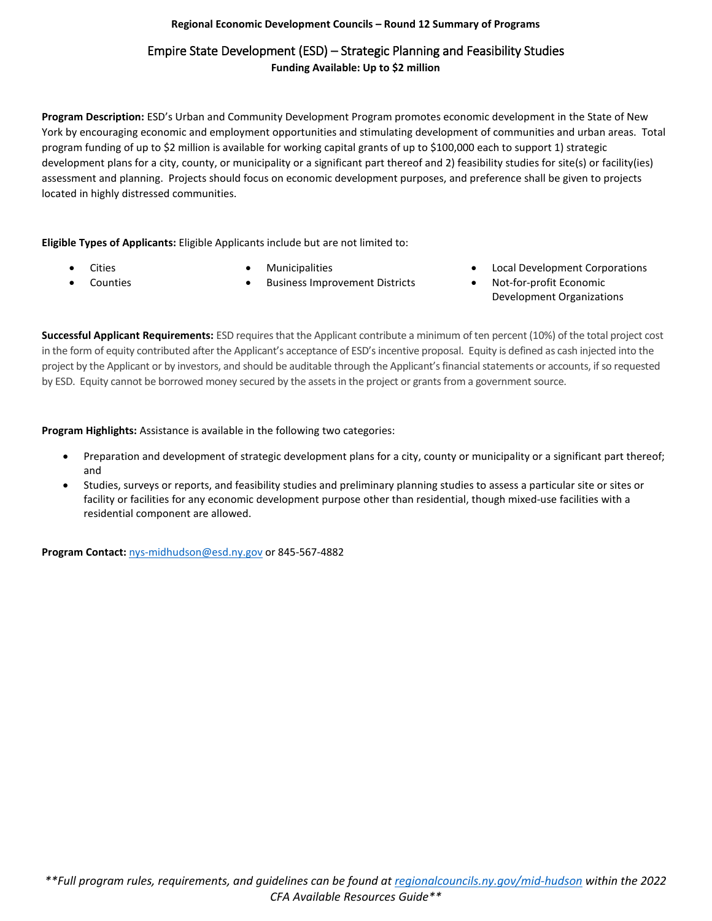**Regional Economic Development Councils – Round 12 Summary of Programs**

## Empire State Development (ESD) – Strategic Planning and Feasibility Studies

**Funding Available: Up to $2 million**

**Program Description:** ESD's Urban and Community Development Program promotes economic development in the State of New York by encouraging economic and employment opportunities and stimulating development of communities and urban areas. Total program funding of up to $2 million is available for working capital grants of up to $100,000 each to support 1) strategic development plans for a city, county, or municipality or a significant part thereof and 2) feasibility studies for site(s) or facility(ies) assessment and planning. Projects should focus on economic development purposes, and preference shall be given to projects located in highly distressed communities.

**Eligible Types of Applicants:** Eligible Applicants include but are not limited to:

- Cities
- Counties
- Municipalities
- Business Improvement Districts
- Local Development Corporations
- Not-for-profit Economic Development Organizations

**Successful Applicant Requirements:** ESD requires that the Applicant contribute a minimum of ten percent (10%) of the total project cost in the form of equity contributed after the Applicant's acceptance of ESD's incentive proposal. Equity is defined as cash injected into the project by the Applicant or by investors, and should be auditable through the Applicant's financial statements or accounts, if so requested by ESD. Equity cannot be borrowed money secured by the assets in the project or grants from a government source.

**Program Highlights:** Assistance is available in the following two categories:

- Preparation and development of strategic development plans for a city, county or municipality or a significant part thereof; and
- Studies, surveys or reports, and feasibility studies and preliminary planning studies to assess a particular site or sites or facility or facilities for any economic development purpose other than residential, though mixed-use facilities with a residential component are allowed.

**Program Contact:** nys-midhudson@esd.ny.gov or 845-567-4882

***Full program rules, requirements, and guidelines can be found at regionalcouncils.ny.gov/mid-hudson within the 2022 CFA Available Resources Guide***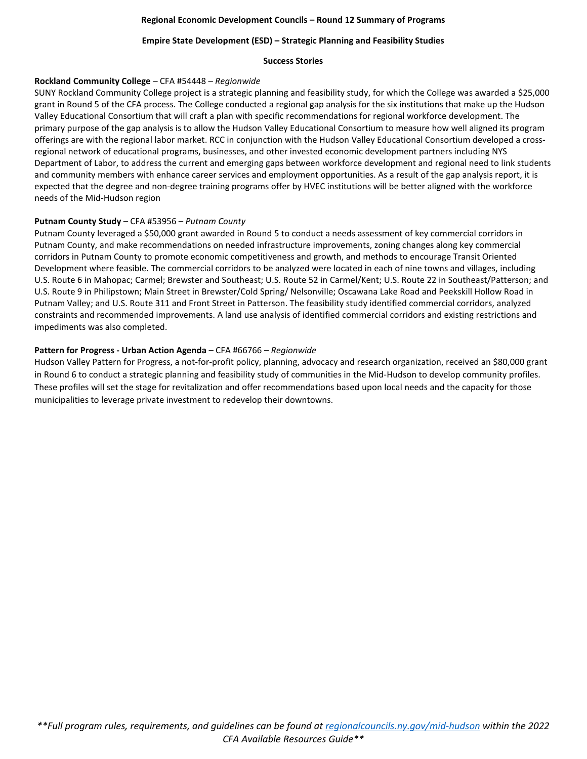**Regional Economic Development Councils – Round 12 Summary of Programs**

**Empire State Development (ESD) – Strategic Planning and Feasibility Studies**

**Success Stories**

**Rockland Community College** – CFA #54448 – *Regionwide*
SUNY Rockland Community College project is a strategic planning and feasibility study, for which the College was awarded a $25,000 grant in Round 5 of the CFA process. The College conducted a regional gap analysis for the six institutions that make up the Hudson Valley Educational Consortium that will craft a plan with specific recommendations for regional workforce development. The primary purpose of the gap analysis is to allow the Hudson Valley Educational Consortium to measure how well aligned its program offerings are with the regional labor market. RCC in conjunction with the Hudson Valley Educational Consortium developed a cross-regional network of educational programs, businesses, and other invested economic development partners including NYS Department of Labor, to address the current and emerging gaps between workforce development and regional need to link students and community members with enhance career services and employment opportunities. As a result of the gap analysis report, it is expected that the degree and non-degree training programs offer by HVEC institutions will be better aligned with the workforce needs of the Mid-Hudson region

**Putnam County Study** – CFA #53956 – *Putnam County*
Putnam County leveraged a $50,000 grant awarded in Round 5 to conduct a needs assessment of key commercial corridors in Putnam County, and make recommendations on needed infrastructure improvements, zoning changes along key commercial corridors in Putnam County to promote economic competitiveness and growth, and methods to encourage Transit Oriented Development where feasible. The commercial corridors to be analyzed were located in each of nine towns and villages, including U.S. Route 6 in Mahopac; Carmel; Brewster and Southeast; U.S. Route 52 in Carmel/Kent; U.S. Route 22 in Southeast/Patterson; and U.S. Route 9 in Philipstown; Main Street in Brewster/Cold Spring/ Nelsonville; Oscawana Lake Road and Peekskill Hollow Road in Putnam Valley; and U.S. Route 311 and Front Street in Patterson. The feasibility study identified commercial corridors, analyzed constraints and recommended improvements. A land use analysis of identified commercial corridors and existing restrictions and impediments was also completed.

**Pattern for Progress - Urban Action Agenda** – CFA #66766 – *Regionwide*
Hudson Valley Pattern for Progress, a not-for-profit policy, planning, advocacy and research organization, received an $80,000 grant in Round 6 to conduct a strategic planning and feasibility study of communities in the Mid-Hudson to develop community profiles. These profiles will set the stage for revitalization and offer recommendations based upon local needs and the capacity for those municipalities to leverage private investment to redevelop their downtowns.

***Full program rules, requirements, and guidelines can be found at [regionalcouncils.ny.gov/mid-hudson](regionalcouncils.ny.gov/mid-hudson) within the 2022 CFA Available Resources Guide***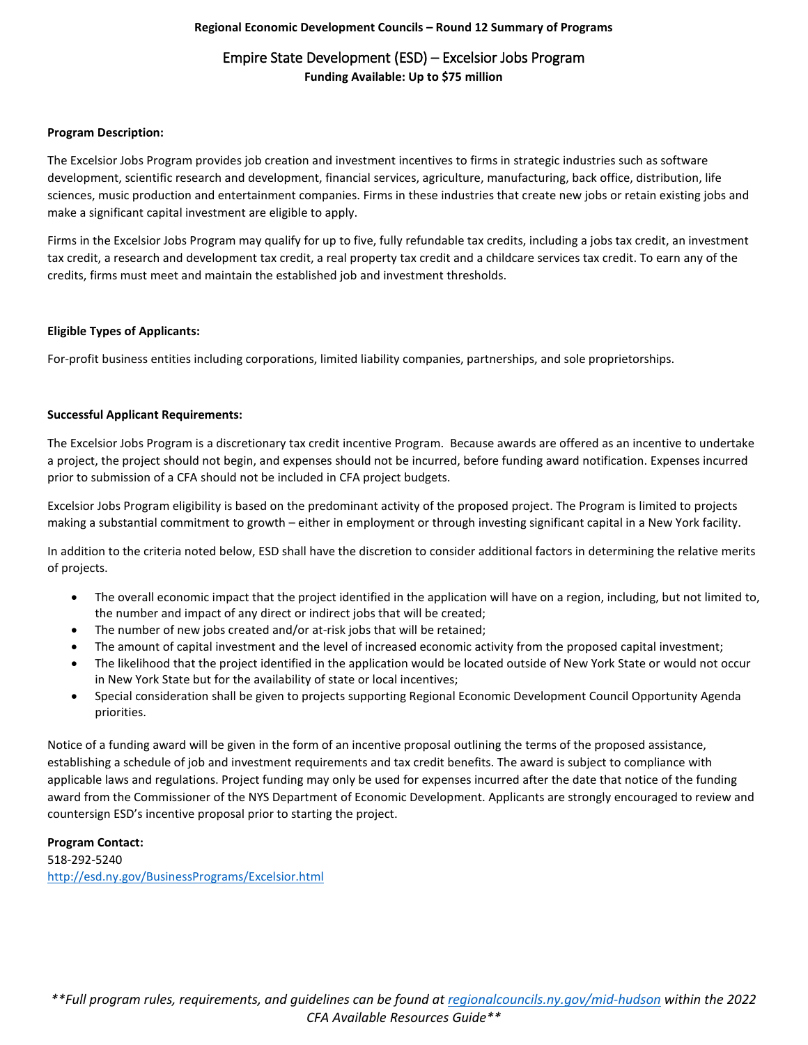**Regional Economic Development Councils – Round 12 Summary of Programs**

# Empire State Development (ESD) – Excelsior Jobs Program

**Funding Available: Up to $75 million**

**Program Description:**

The Excelsior Jobs Program provides job creation and investment incentives to firms in strategic industries such as software development, scientific research and development, financial services, agriculture, manufacturing, back office, distribution, life sciences, music production and entertainment companies. Firms in these industries that create new jobs or retain existing jobs and make a significant capital investment are eligible to apply.

Firms in the Excelsior Jobs Program may qualify for up to five, fully refundable tax credits, including a jobs tax credit, an investment tax credit, a research and development tax credit, a real property tax credit and a childcare services tax credit. To earn any of the credits, firms must meet and maintain the established job and investment thresholds.

**Eligible Types of Applicants:**

For-profit business entities including corporations, limited liability companies, partnerships, and sole proprietorships.

**Successful Applicant Requirements:**

The Excelsior Jobs Program is a discretionary tax credit incentive Program. Because awards are offered as an incentive to undertake a project, the project should not begin, and expenses should not be incurred, before funding award notification. Expenses incurred prior to submission of a CFA should not be included in CFA project budgets.

Excelsior Jobs Program eligibility is based on the predominant activity of the proposed project. The Program is limited to projects making a substantial commitment to growth – either in employment or through investing significant capital in a New York facility.

In addition to the criteria noted below, ESD shall have the discretion to consider additional factors in determining the relative merits of projects.

- The overall economic impact that the project identified in the application will have on a region, including, but not limited to, the number and impact of any direct or indirect jobs that will be created;
- The number of new jobs created and/or at-risk jobs that will be retained;
- The amount of capital investment and the level of increased economic activity from the proposed capital investment;
- The likelihood that the project identified in the application would be located outside of New York State or would not occur in New York State but for the availability of state or local incentives;
- Special consideration shall be given to projects supporting Regional Economic Development Council Opportunity Agenda priorities.

Notice of a funding award will be given in the form of an incentive proposal outlining the terms of the proposed assistance, establishing a schedule of job and investment requirements and tax credit benefits. The award is subject to compliance with applicable laws and regulations. Project funding may only be used for expenses incurred after the date that notice of the funding award from the Commissioner of the NYS Department of Economic Development. Applicants are strongly encouraged to review and countersign ESD's incentive proposal prior to starting the project.

**Program Contact:**
518-292-5240
http://esd.ny.gov/BusinessPrograms/Excelsior.html

*\*\*Full program rules, requirements, and guidelines can be found at regionalcouncils.ny.gov/mid-hudson within the 2022 CFA Available Resources Guide\*\**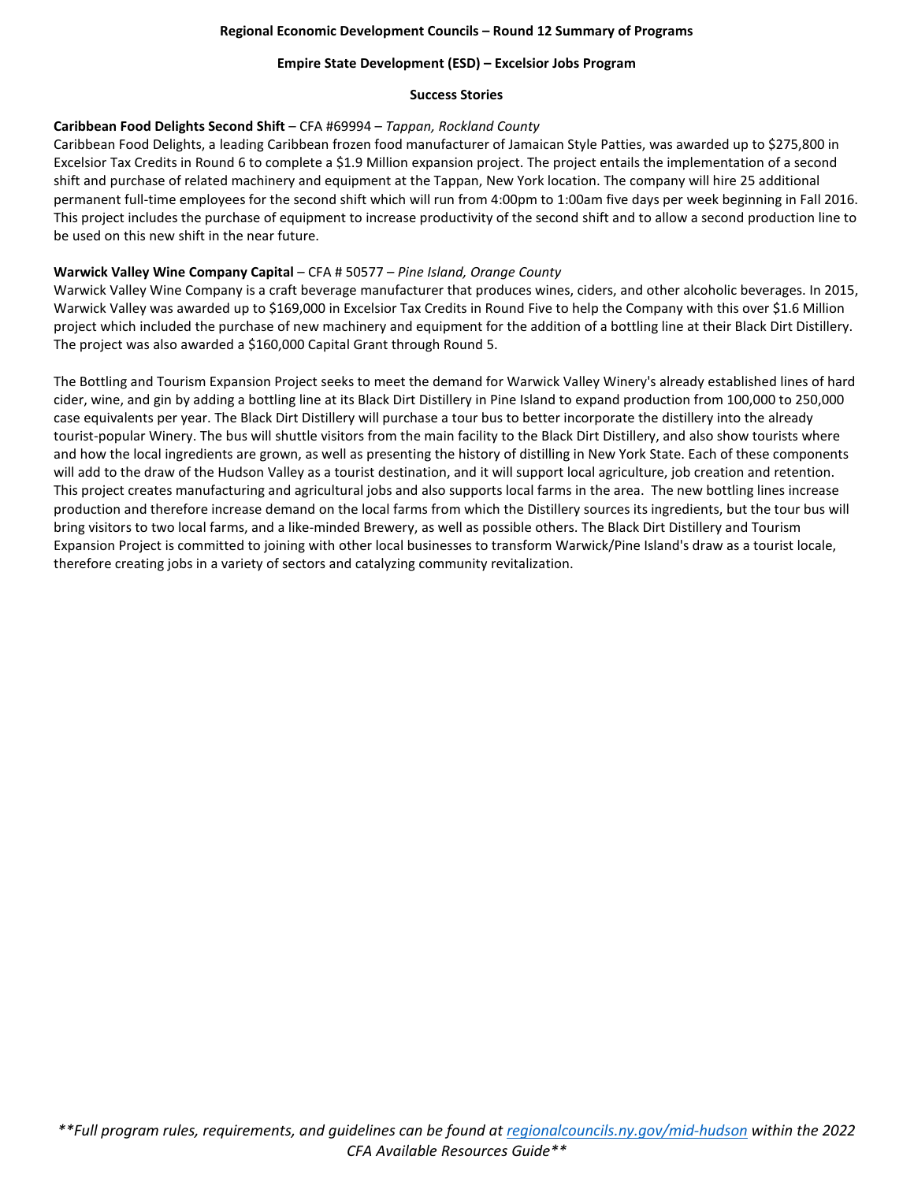**Regional Economic Development Councils – Round 12 Summary of Programs**

**Empire State Development (ESD) – Excelsior Jobs Program**

**Success Stories**

**Caribbean Food Delights Second Shift** – CFA #69994 – *Tappan, Rockland County*
Caribbean Food Delights, a leading Caribbean frozen food manufacturer of Jamaican Style Patties, was awarded up to $275,800 in Excelsior Tax Credits in Round 6 to complete a $1.9 Million expansion project. The project entails the implementation of a second shift and purchase of related machinery and equipment at the Tappan, New York location. The company will hire 25 additional permanent full-time employees for the second shift which will run from 4:00pm to 1:00am five days per week beginning in Fall 2016. This project includes the purchase of equipment to increase productivity of the second shift and to allow a second production line to be used on this new shift in the near future.

**Warwick Valley Wine Company Capital** – CFA # 50577 – *Pine Island, Orange County*
Warwick Valley Wine Company is a craft beverage manufacturer that produces wines, ciders, and other alcoholic beverages. In 2015, Warwick Valley was awarded up to $169,000 in Excelsior Tax Credits in Round Five to help the Company with this over $1.6 Million project which included the purchase of new machinery and equipment for the addition of a bottling line at their Black Dirt Distillery. The project was also awarded a $160,000 Capital Grant through Round 5.

The Bottling and Tourism Expansion Project seeks to meet the demand for Warwick Valley Winery's already established lines of hard cider, wine, and gin by adding a bottling line at its Black Dirt Distillery in Pine Island to expand production from 100,000 to 250,000 case equivalents per year. The Black Dirt Distillery will purchase a tour bus to better incorporate the distillery into the already tourist-popular Winery. The bus will shuttle visitors from the main facility to the Black Dirt Distillery, and also show tourists where and how the local ingredients are grown, as well as presenting the history of distilling in New York State. Each of these components will add to the draw of the Hudson Valley as a tourist destination, and it will support local agriculture, job creation and retention. This project creates manufacturing and agricultural jobs and also supports local farms in the area. The new bottling lines increase production and therefore increase demand on the local farms from which the Distillery sources its ingredients, but the tour bus will bring visitors to two local farms, and a like-minded Brewery, as well as possible others. The Black Dirt Distillery and Tourism Expansion Project is committed to joining with other local businesses to transform Warwick/Pine Island's draw as a tourist locale, therefore creating jobs in a variety of sectors and catalyzing community revitalization.

***Full program rules, requirements, and guidelines can be found at [regionalcouncils.ny.gov/mid-hudson](regionalcouncils.ny.gov/mid-hudson) within the 2022 CFA Available Resources Guide***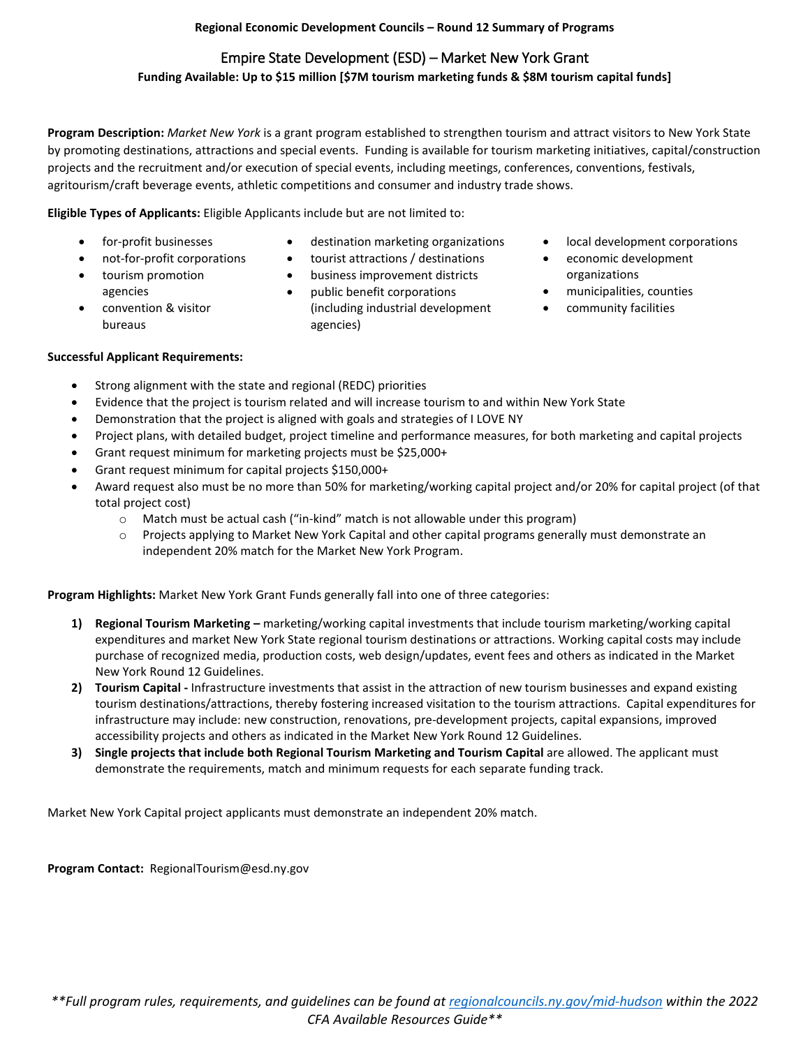**Regional Economic Development Councils – Round 12 Summary of Programs**

# Empire State Development (ESD) – Market New York Grant

**Funding Available: Up to $15 million [$7M tourism marketing funds & $8M tourism capital funds]**

**Program Description:** *Market New York* is a grant program established to strengthen tourism and attract visitors to New York State by promoting destinations, attractions and special events. Funding is available for tourism marketing initiatives, capital/construction projects and the recruitment and/or execution of special events, including meetings, conferences, conventions, festivals, agritourism/craft beverage events, athletic competitions and consumer and industry trade shows.

**Eligible Types of Applicants:** Eligible Applicants include but are not limited to:

- for-profit businesses
- not-for-profit corporations
- tourism promotion agencies
- convention & visitor bureaus
- destination marketing organizations
- tourist attractions / destinations
- business improvement districts
- public benefit corporations (including industrial development agencies)
- local development corporations
- economic development organizations
- municipalities, counties
- community facilities

**Successful Applicant Requirements:**

- Strong alignment with the state and regional (REDC) priorities
- Evidence that the project is tourism related and will increase tourism to and within New York State
- Demonstration that the project is aligned with goals and strategies of I LOVE NY
- Project plans, with detailed budget, project timeline and performance measures, for both marketing and capital projects
- Grant request minimum for marketing projects must be $25,000+
- Grant request minimum for capital projects $150,000+
- Award request also must be no more than 50% for marketing/working capital project and/or 20% for capital project (of that total project cost)
  - Match must be actual cash ("in-kind" match is not allowable under this program)
  - Projects applying to Market New York Capital and other capital programs generally must demonstrate an independent 20% match for the Market New York Program.

**Program Highlights:** Market New York Grant Funds generally fall into one of three categories:

1) **Regional Tourism Marketing –** marketing/working capital investments that include tourism marketing/working capital expenditures and market New York State regional tourism destinations or attractions. Working capital costs may include purchase of recognized media, production costs, web design/updates, event fees and others as indicated in the Market New York Round 12 Guidelines.
2) **Tourism Capital -** Infrastructure investments that assist in the attraction of new tourism businesses and expand existing tourism destinations/attractions, thereby fostering increased visitation to the tourism attractions. Capital expenditures for infrastructure may include: new construction, renovations, pre-development projects, capital expansions, improved accessibility projects and others as indicated in the Market New York Round 12 Guidelines.
3) **Single projects that include both Regional Tourism Marketing and Tourism Capital** are allowed. The applicant must demonstrate the requirements, match and minimum requests for each separate funding track.

Market New York Capital project applicants must demonstrate an independent 20% match.

**Program Contact:** RegionalTourism@esd.ny.gov

*\*\*Full program rules, requirements, and guidelines can be found at [regionalcouncils.ny.gov/mid-hudson](regionalcouncils.ny.gov/mid-hudson) within the 2022 CFA Available Resources Guide\*\**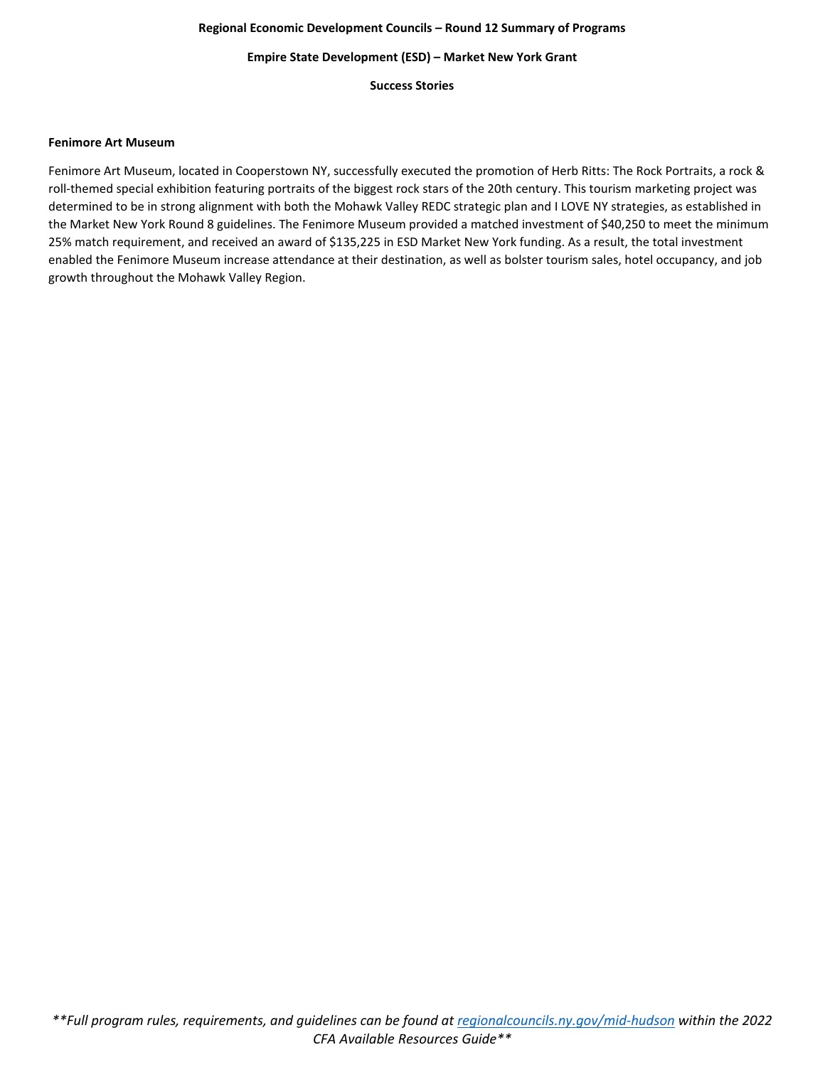**Regional Economic Development Councils – Round 12 Summary of Programs**

**Empire State Development (ESD) – Market New York Grant**

**Success Stories**

**Fenimore Art Museum**

Fenimore Art Museum, located in Cooperstown NY, successfully executed the promotion of Herb Ritts: The Rock Portraits, a rock & roll-themed special exhibition featuring portraits of the biggest rock stars of the 20th century. This tourism marketing project was determined to be in strong alignment with both the Mohawk Valley REDC strategic plan and I LOVE NY strategies, as established in the Market New York Round 8 guidelines. The Fenimore Museum provided a matched investment of $40,250 to meet the minimum 25% match requirement, and received an award of $135,225 in ESD Market New York funding. As a result, the total investment enabled the Fenimore Museum increase attendance at their destination, as well as bolster tourism sales, hotel occupancy, and job growth throughout the Mohawk Valley Region.

*\*\*Full program rules, requirements, and guidelines can be found at [regionalcouncils.ny.gov/mid-hudson](regionalcouncils.ny.gov/mid-hudson) within the 2022 CFA Available Resources Guide\*\**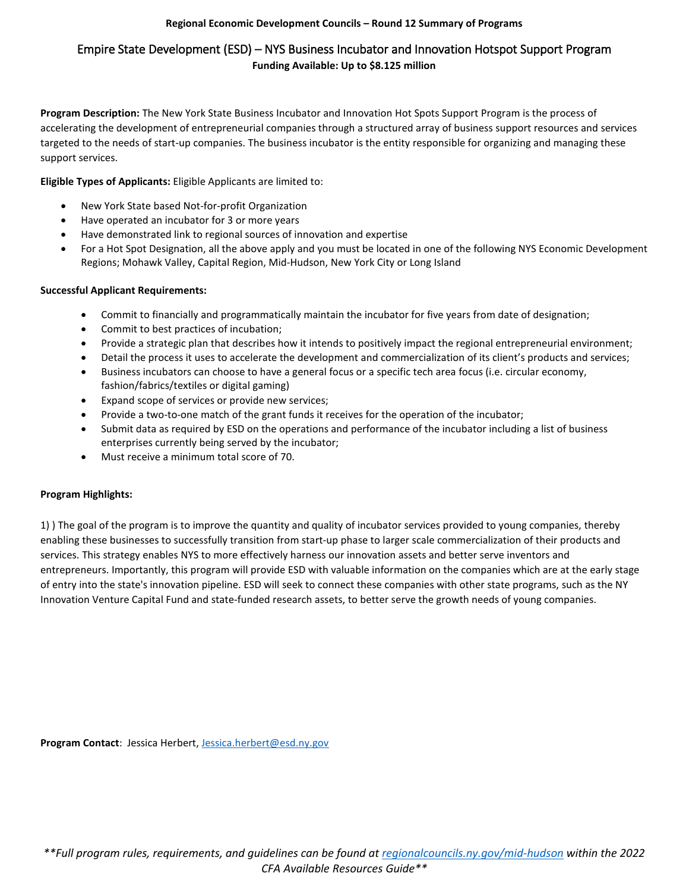**Regional Economic Development Councils – Round 12 Summary of Programs**

# Empire State Development (ESD) – NYS Business Incubator and Innovation Hotspot Support Program

**Funding Available: Up to $8.125 million**

**Program Description:** The New York State Business Incubator and Innovation Hot Spots Support Program is the process of accelerating the development of entrepreneurial companies through a structured array of business support resources and services targeted to the needs of start-up companies. The business incubator is the entity responsible for organizing and managing these support services.

**Eligible Types of Applicants:** Eligible Applicants are limited to:

- New York State based Not-for-profit Organization
- Have operated an incubator for 3 or more years
- Have demonstrated link to regional sources of innovation and expertise
- For a Hot Spot Designation, all the above apply and you must be located in one of the following NYS Economic Development Regions; Mohawk Valley, Capital Region, Mid-Hudson, New York City or Long Island

**Successful Applicant Requirements:**

- Commit to financially and programmatically maintain the incubator for five years from date of designation;
- Commit to best practices of incubation;
- Provide a strategic plan that describes how it intends to positively impact the regional entrepreneurial environment;
- Detail the process it uses to accelerate the development and commercialization of its client's products and services;
- Business incubators can choose to have a general focus or a specific tech area focus (i.e. circular economy, fashion/fabrics/textiles or digital gaming)
- Expand scope of services or provide new services;
- Provide a two-to-one match of the grant funds it receives for the operation of the incubator;
- Submit data as required by ESD on the operations and performance of the incubator including a list of business enterprises currently being served by the incubator;
- Must receive a minimum total score of 70.

**Program Highlights:**

1) ) The goal of the program is to improve the quantity and quality of incubator services provided to young companies, thereby enabling these businesses to successfully transition from start-up phase to larger scale commercialization of their products and services. This strategy enables NYS to more effectively harness our innovation assets and better serve inventors and entrepreneurs. Importantly, this program will provide ESD with valuable information on the companies which are at the early stage of entry into the state's innovation pipeline. ESD will seek to connect these companies with other state programs, such as the NY Innovation Venture Capital Fund and state-funded research assets, to better serve the growth needs of young companies.

**Program Contact**: Jessica Herbert, Jessica.herbert@esd.ny.gov

*\*\*Full program rules, requirements, and guidelines can be found at regionalcouncils.ny.gov/mid-hudson within the 2022 CFA Available Resources Guide\*\**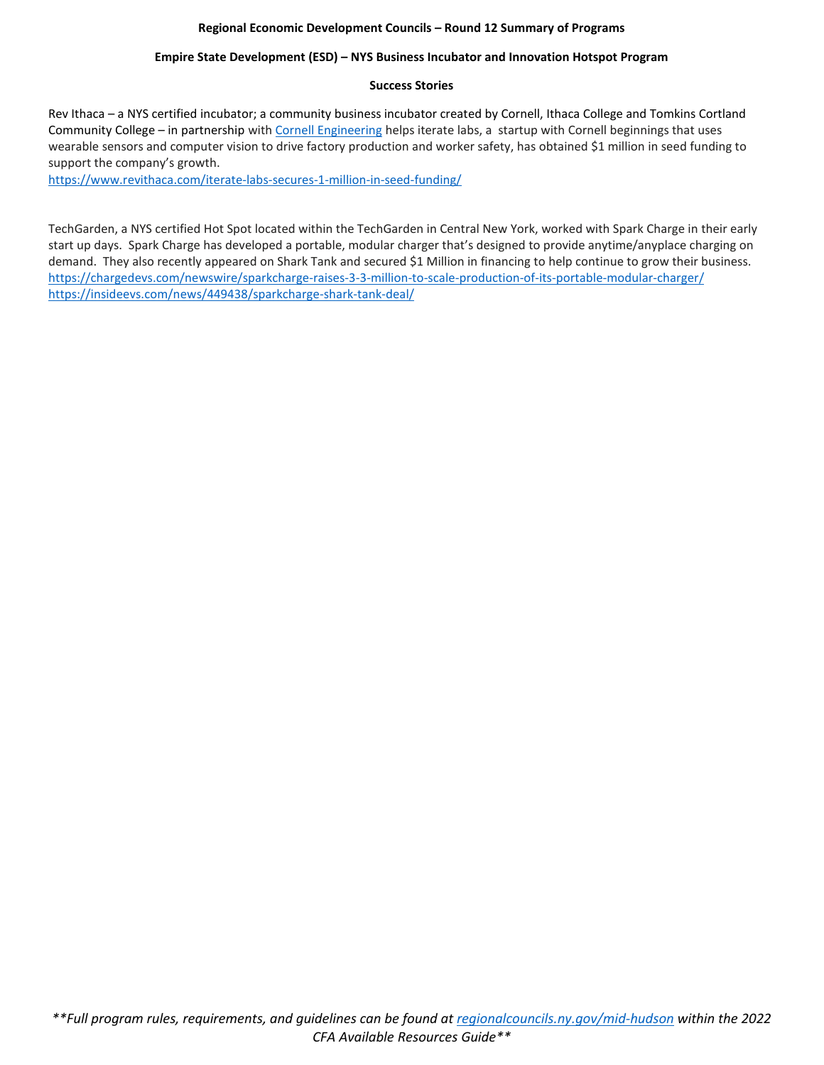**Regional Economic Development Councils – Round 12 Summary of Programs**

**Empire State Development (ESD) – NYS Business Incubator and Innovation Hotspot Program**

**Success Stories**

Rev Ithaca – a NYS certified incubator; a community business incubator created by Cornell, Ithaca College and Tomkins Cortland Community College – in partnership with [Cornell Engineering](Cornell Engineering) helps iterate labs, a startup with Cornell beginnings that uses wearable sensors and computer vision to drive factory production and worker safety, has obtained $1 million in seed funding to support the company's growth.
https://www.revithaca.com/iterate-labs-secures-1-million-in-seed-funding/

TechGarden, a NYS certified Hot Spot located within the TechGarden in Central New York, worked with Spark Charge in their early start up days. Spark Charge has developed a portable, modular charger that's designed to provide anytime/anyplace charging on demand. They also recently appeared on Shark Tank and secured $1 Million in financing to help continue to grow their business.
https://chargedevs.com/newswire/sparkcharge-raises-3-3-million-to-scale-production-of-its-portable-modular-charger/
https://insideevs.com/news/449438/sparkcharge-shark-tank-deal/

*\*\*Full program rules, requirements, and guidelines can be found at regionalcouncils.ny.gov/mid-hudson within the 2022 CFA Available Resources Guide\*\**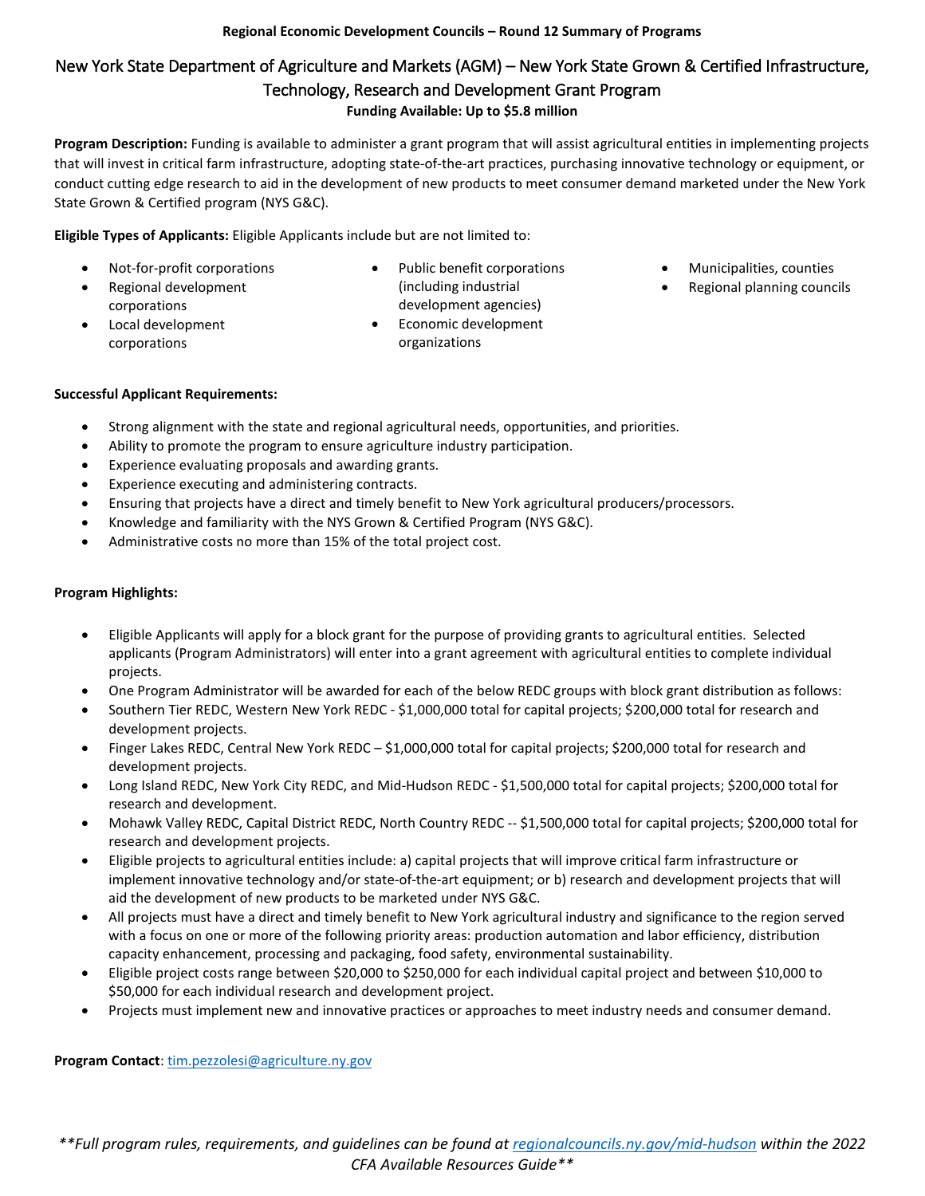**Regional Economic Development Councils – Round 12 Summary of Programs**

# New York State Department of Agriculture and Markets (AGM) – New York State Grown & Certified Infrastructure, Technology, Research and Development Grant Program

**Funding Available: Up to $5.8 million**

**Program Description:** Funding is available to administer a grant program that will assist agricultural entities in implementing projects that will invest in critical farm infrastructure, adopting state-of-the-art practices, purchasing innovative technology or equipment, or conduct cutting edge research to aid in the development of new products to meet consumer demand marketed under the New York State Grown & Certified program (NYS G&C).

**Eligible Types of Applicants:** Eligible Applicants include but are not limited to:

- Not-for-profit corporations
- Regional development corporations
- Local development corporations
- Public benefit corporations (including industrial development agencies)
- Economic development organizations
- Municipalities, counties
- Regional planning councils

**Successful Applicant Requirements:**

- Strong alignment with the state and regional agricultural needs, opportunities, and priorities.
- Ability to promote the program to ensure agriculture industry participation.
- Experience evaluating proposals and awarding grants.
- Experience executing and administering contracts.
- Ensuring that projects have a direct and timely benefit to New York agricultural producers/processors.
- Knowledge and familiarity with the NYS Grown & Certified Program (NYS G&C).
- Administrative costs no more than 15% of the total project cost.

**Program Highlights:**

- Eligible Applicants will apply for a block grant for the purpose of providing grants to agricultural entities. Selected applicants (Program Administrators) will enter into a grant agreement with agricultural entities to complete individual projects.
- One Program Administrator will be awarded for each of the below REDC groups with block grant distribution as follows:
- Southern Tier REDC, Western New York REDC - $1,000,000 total for capital projects; $200,000 total for research and development projects.
- Finger Lakes REDC, Central New York REDC – $1,000,000 total for capital projects; $200,000 total for research and development projects.
- Long Island REDC, New York City REDC, and Mid-Hudson REDC - $1,500,000 total for capital projects; $200,000 total for research and development.
- Mohawk Valley REDC, Capital District REDC, North Country REDC -- $1,500,000 total for capital projects; $200,000 total for research and development projects.
- Eligible projects to agricultural entities include: a) capital projects that will improve critical farm infrastructure or implement innovative technology and/or state-of-the-art equipment; or b) research and development projects that will aid the development of new products to be marketed under NYS G&C.
- All projects must have a direct and timely benefit to New York agricultural industry and significance to the region served with a focus on one or more of the following priority areas: production automation and labor efficiency, distribution capacity enhancement, processing and packaging, food safety, environmental sustainability.
- Eligible project costs range between $20,000 to $250,000 for each individual capital project and between $10,000 to $50,000 for each individual research and development project.
- Projects must implement new and innovative practices or approaches to meet industry needs and consumer demand.

**Program Contact**: tim.pezzolesi@agriculture.ny.gov

*\*\*Full program rules, requirements, and guidelines can be found at regionalcouncils.ny.gov/mid-hudson within the 2022 CFA Available Resources Guide\*\**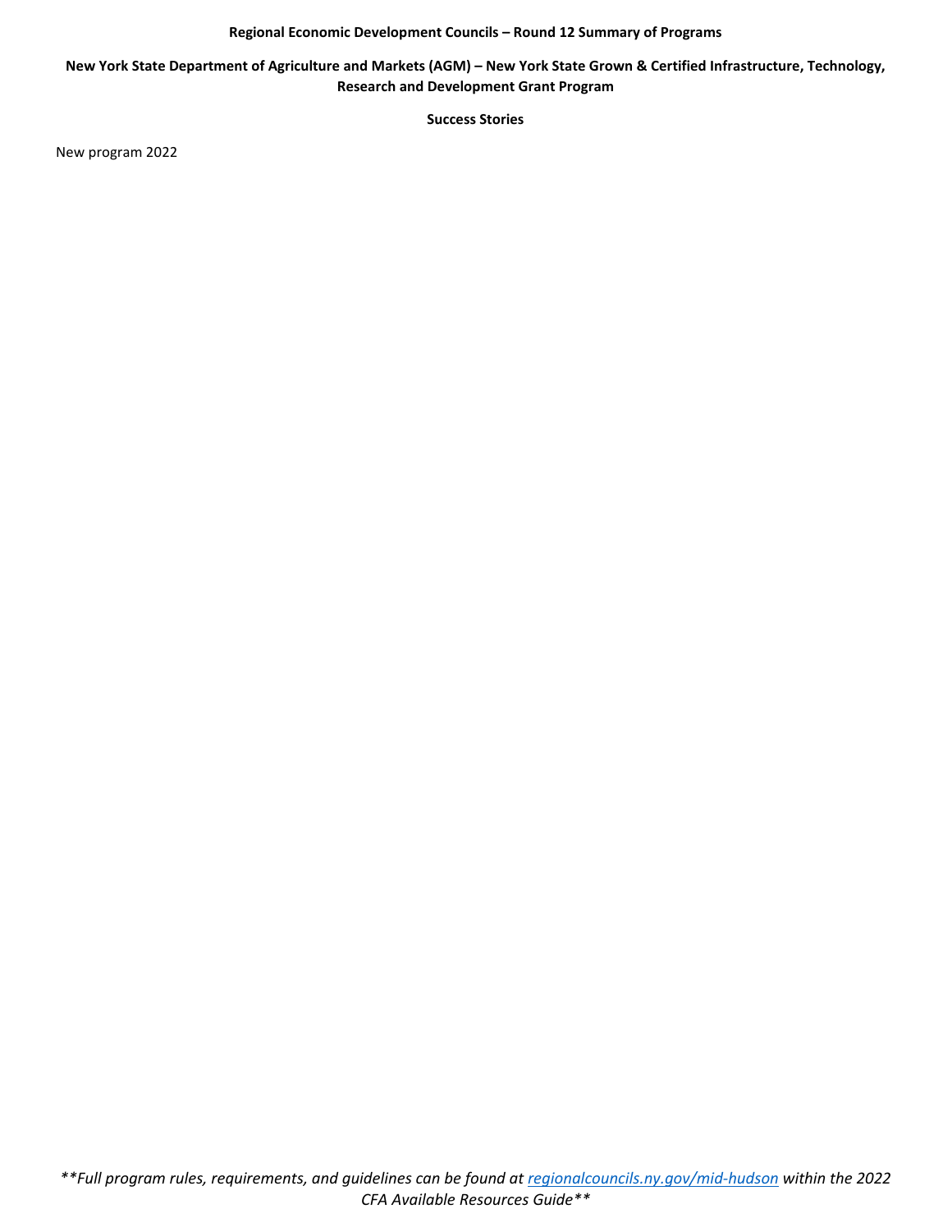**Regional Economic Development Councils – Round 12 Summary of Programs**

**New York State Department of Agriculture and Markets (AGM) – New York State Grown & Certified Infrastructure, Technology, Research and Development Grant Program**

**Success Stories**

New program 2022

*\*\*Full program rules, requirements, and guidelines can be found at [regionalcouncils.ny.gov/mid-hudson](regionalcouncils.ny.gov/mid-hudson) within the 2022 CFA Available Resources Guide\*\**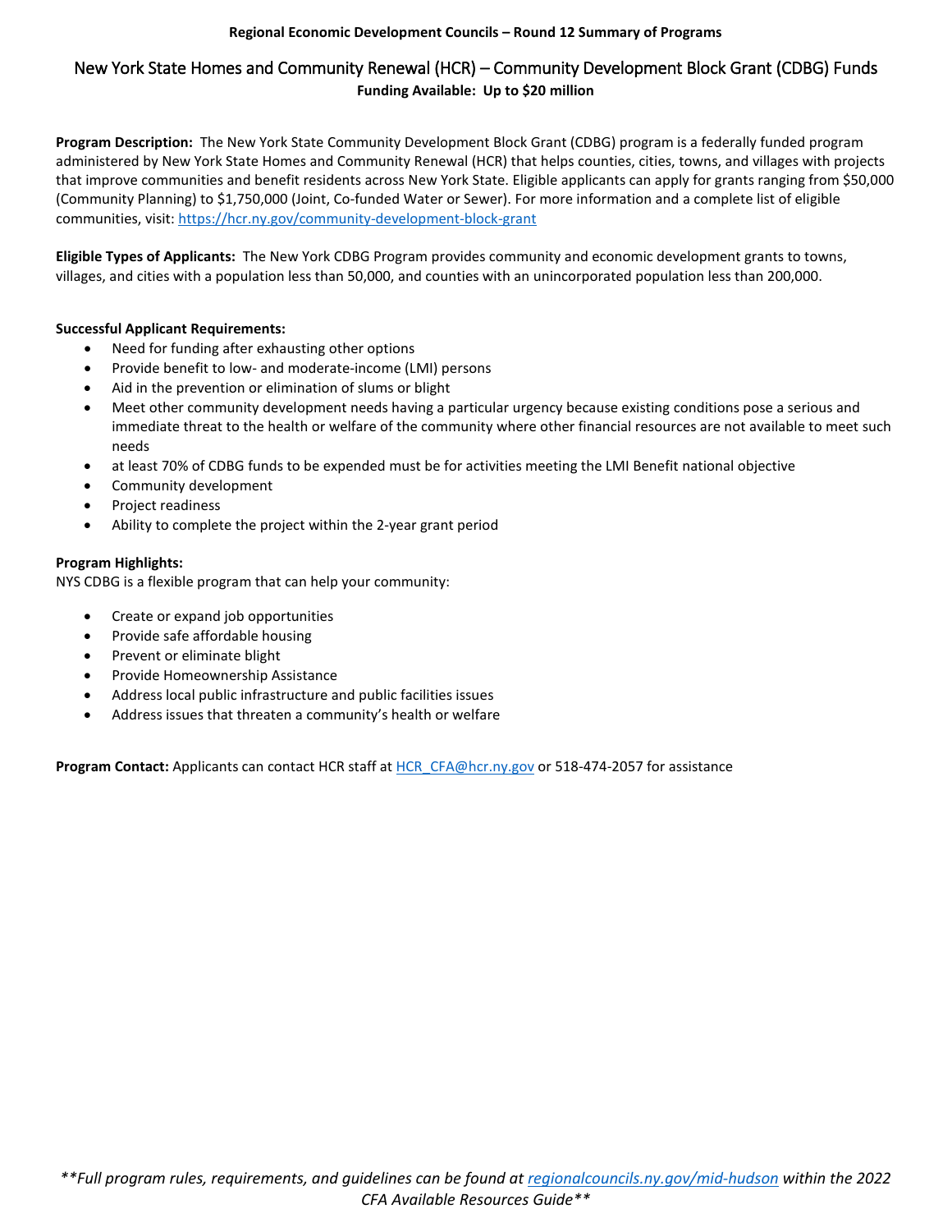**Regional Economic Development Councils – Round 12 Summary of Programs**

## New York State Homes and Community Renewal (HCR) – Community Development Block Grant (CDBG) Funds

**Funding Available: Up to $20 million**

**Program Description:** The New York State Community Development Block Grant (CDBG) program is a federally funded program administered by New York State Homes and Community Renewal (HCR) that helps counties, cities, towns, and villages with projects that improve communities and benefit residents across New York State. Eligible applicants can apply for grants ranging from $50,000 (Community Planning) to $1,750,000 (Joint, Co-funded Water or Sewer). For more information and a complete list of eligible communities, visit: https://hcr.ny.gov/community-development-block-grant

**Eligible Types of Applicants:** The New York CDBG Program provides community and economic development grants to towns, villages, and cities with a population less than 50,000, and counties with an unincorporated population less than 200,000.

**Successful Applicant Requirements:**

- Need for funding after exhausting other options
- Provide benefit to low- and moderate-income (LMI) persons
- Aid in the prevention or elimination of slums or blight
- Meet other community development needs having a particular urgency because existing conditions pose a serious and immediate threat to the health or welfare of the community where other financial resources are not available to meet such needs
- at least 70% of CDBG funds to be expended must be for activities meeting the LMI Benefit national objective
- Community development
- Project readiness
- Ability to complete the project within the 2-year grant period

**Program Highlights:**

NYS CDBG is a flexible program that can help your community:

- Create or expand job opportunities
- Provide safe affordable housing
- Prevent or eliminate blight
- Provide Homeownership Assistance
- Address local public infrastructure and public facilities issues
- Address issues that threaten a community's health or welfare

**Program Contact:** Applicants can contact HCR staff at HCR_CFA@hcr.ny.gov or 518-474-2057 for assistance

*\*\*Full program rules, requirements, and guidelines can be found at regionalcouncils.ny.gov/mid-hudson within the 2022 CFA Available Resources Guide\*\**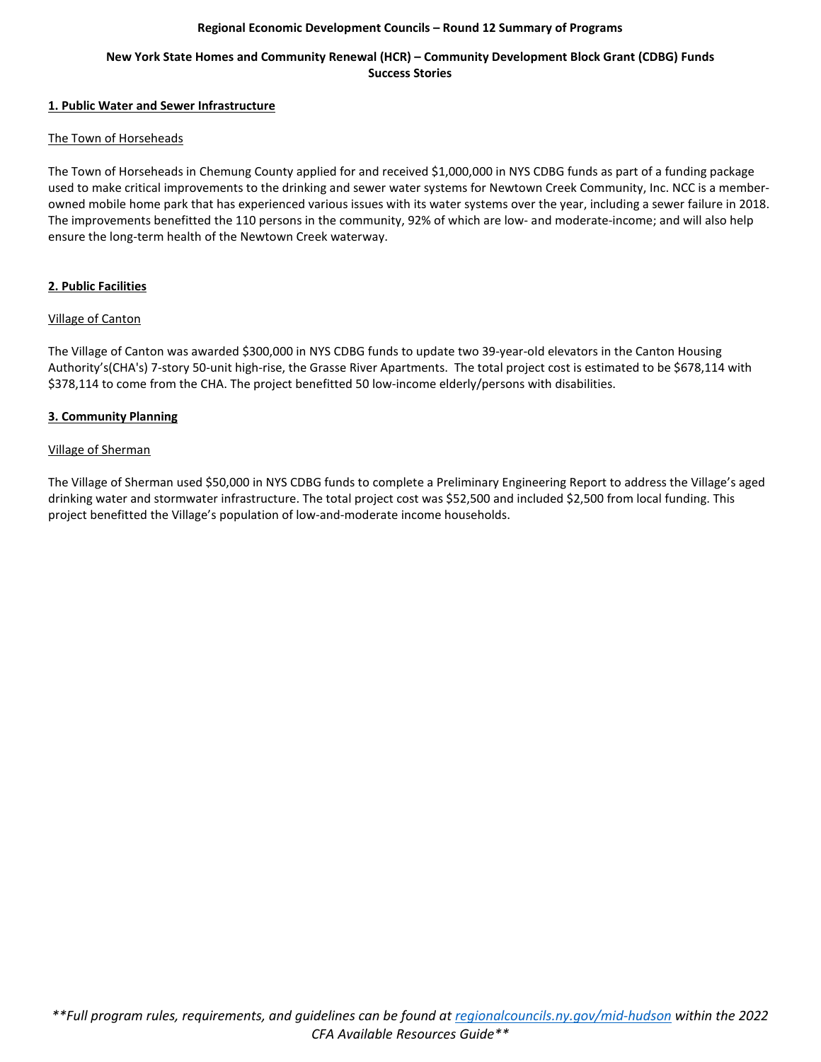**Regional Economic Development Councils – Round 12 Summary of Programs**

**New York State Homes and Community Renewal (HCR) – Community Development Block Grant (CDBG) Funds Success Stories**

## 1. Public Water and Sewer Infrastructure

The Town of Horseheads

The Town of Horseheads in Chemung County applied for and received $1,000,000 in NYS CDBG funds as part of a funding package used to make critical improvements to the drinking and sewer water systems for Newtown Creek Community, Inc. NCC is a member-owned mobile home park that has experienced various issues with its water systems over the year, including a sewer failure in 2018. The improvements benefitted the 110 persons in the community, 92% of which are low- and moderate-income; and will also help ensure the long-term health of the Newtown Creek waterway.

## 2. Public Facilities

Village of Canton

The Village of Canton was awarded $300,000 in NYS CDBG funds to update two 39-year-old elevators in the Canton Housing Authority's(CHA's) 7-story 50-unit high-rise, the Grasse River Apartments. The total project cost is estimated to be $678,114 with $378,114 to come from the CHA. The project benefitted 50 low-income elderly/persons with disabilities.

## 3. Community Planning

Village of Sherman

The Village of Sherman used $50,000 in NYS CDBG funds to complete a Preliminary Engineering Report to address the Village's aged drinking water and stormwater infrastructure. The total project cost was $52,500 and included $2,500 from local funding. This project benefitted the Village's population of low-and-moderate income households.

*\*\*Full program rules, requirements, and guidelines can be found at [regionalcouncils.ny.gov/mid-hudson](regionalcouncils.ny.gov/mid-hudson) within the 2022 CFA Available Resources Guide\*\**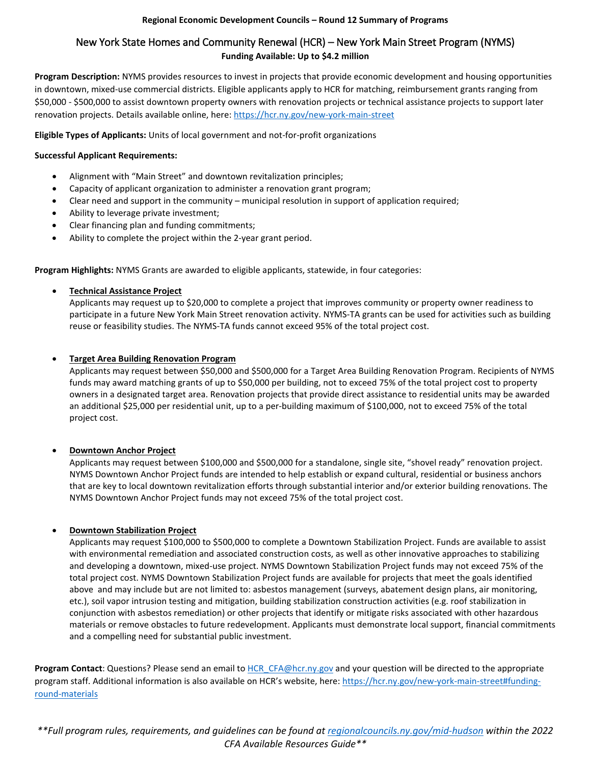**Regional Economic Development Councils – Round 12 Summary of Programs**

# New York State Homes and Community Renewal (HCR) – New York Main Street Program (NYMS)

**Funding Available: Up to $4.2 million**

**Program Description:** NYMS provides resources to invest in projects that provide economic development and housing opportunities in downtown, mixed-use commercial districts. Eligible applicants apply to HCR for matching, reimbursement grants ranging from $50,000 - $500,000 to assist downtown property owners with renovation projects or technical assistance projects to support later renovation projects. Details available online, here: https://hcr.ny.gov/new-york-main-street

**Eligible Types of Applicants:** Units of local government and not-for-profit organizations

**Successful Applicant Requirements:**

- Alignment with "Main Street" and downtown revitalization principles;
- Capacity of applicant organization to administer a renovation grant program;
- Clear need and support in the community – municipal resolution in support of application required;
- Ability to leverage private investment;
- Clear financing plan and funding commitments;
- Ability to complete the project within the 2-year grant period.

**Program Highlights:** NYMS Grants are awarded to eligible applicants, statewide, in four categories:

- **Technical Assistance Project**
  Applicants may request up to $20,000 to complete a project that improves community or property owner readiness to participate in a future New York Main Street renovation activity. NYMS-TA grants can be used for activities such as building reuse or feasibility studies. The NYMS-TA funds cannot exceed 95% of the total project cost.

- **Target Area Building Renovation Program**
  Applicants may request between $50,000 and $500,000 for a Target Area Building Renovation Program. Recipients of NYMS funds may award matching grants of up to $50,000 per building, not to exceed 75% of the total project cost to property owners in a designated target area. Renovation projects that provide direct assistance to residential units may be awarded an additional $25,000 per residential unit, up to a per-building maximum of $100,000, not to exceed 75% of the total project cost.

- **Downtown Anchor Project**
  Applicants may request between $100,000 and $500,000 for a standalone, single site, "shovel ready" renovation project. NYMS Downtown Anchor Project funds are intended to help establish or expand cultural, residential or business anchors that are key to local downtown revitalization efforts through substantial interior and/or exterior building renovations. The NYMS Downtown Anchor Project funds may not exceed 75% of the total project cost.

- **Downtown Stabilization Project**
  Applicants may request $100,000 to $500,000 to complete a Downtown Stabilization Project. Funds are available to assist with environmental remediation and associated construction costs, as well as other innovative approaches to stabilizing and developing a downtown, mixed-use project. NYMS Downtown Stabilization Project funds may not exceed 75% of the total project cost. NYMS Downtown Stabilization Project funds are available for projects that meet the goals identified above and may include but are not limited to: asbestos management (surveys, abatement design plans, air monitoring, etc.), soil vapor intrusion testing and mitigation, building stabilization construction activities (e.g. roof stabilization in conjunction with asbestos remediation) or other projects that identify or mitigate risks associated with other hazardous materials or remove obstacles to future redevelopment. Applicants must demonstrate local support, financial commitments and a compelling need for substantial public investment.

**Program Contact**: Questions? Please send an email to HCR_CFA@hcr.ny.gov and your question will be directed to the appropriate program staff. Additional information is also available on HCR's website, here: https://hcr.ny.gov/new-york-main-street#funding-round-materials

*\*\*Full program rules, requirements, and guidelines can be found at regionalcouncils.ny.gov/mid-hudson within the 2022 CFA Available Resources Guide\*\**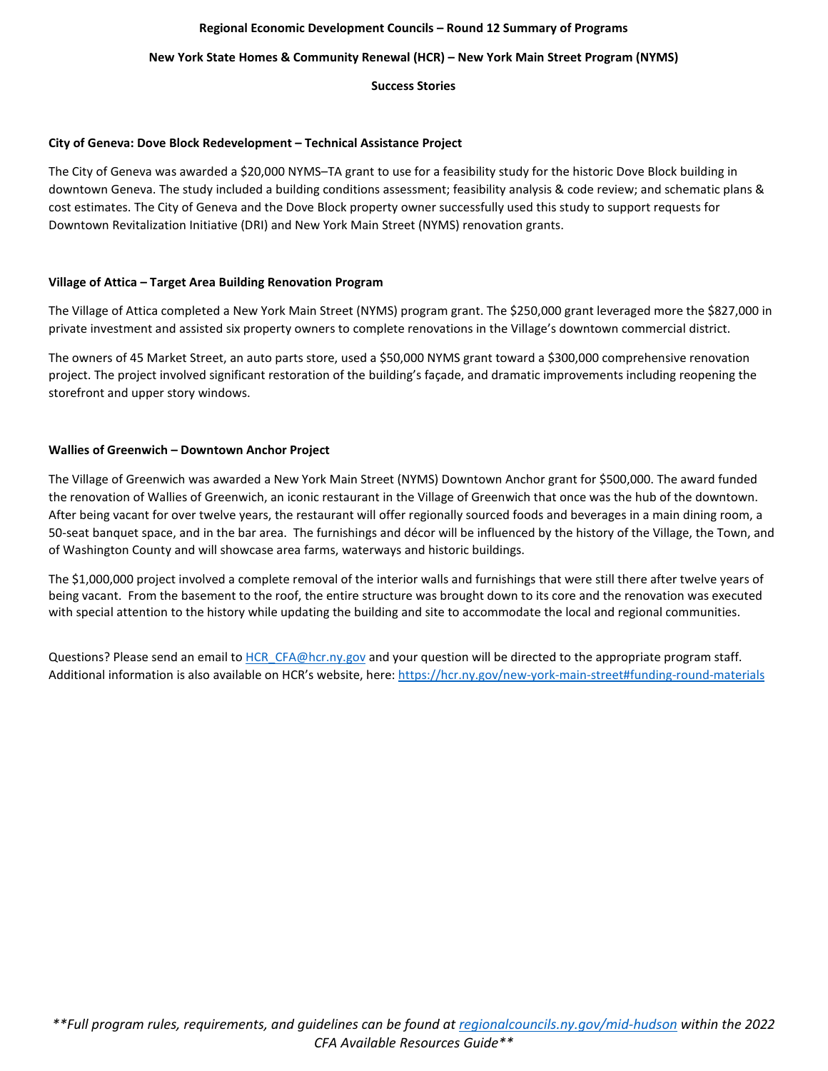**Regional Economic Development Councils – Round 12 Summary of Programs**

**New York State Homes & Community Renewal (HCR) – New York Main Street Program (NYMS)**

**Success Stories**

**City of Geneva: Dove Block Redevelopment – Technical Assistance Project**

The City of Geneva was awarded a $20,000 NYMS–TA grant to use for a feasibility study for the historic Dove Block building in downtown Geneva. The study included a building conditions assessment; feasibility analysis & code review; and schematic plans & cost estimates. The City of Geneva and the Dove Block property owner successfully used this study to support requests for Downtown Revitalization Initiative (DRI) and New York Main Street (NYMS) renovation grants.

**Village of Attica – Target Area Building Renovation Program**

The Village of Attica completed a New York Main Street (NYMS) program grant. The $250,000 grant leveraged more the $827,000 in private investment and assisted six property owners to complete renovations in the Village's downtown commercial district.

The owners of 45 Market Street, an auto parts store, used a $50,000 NYMS grant toward a $300,000 comprehensive renovation project. The project involved significant restoration of the building's façade, and dramatic improvements including reopening the storefront and upper story windows.

**Wallies of Greenwich – Downtown Anchor Project**

The Village of Greenwich was awarded a New York Main Street (NYMS) Downtown Anchor grant for $500,000. The award funded the renovation of Wallies of Greenwich, an iconic restaurant in the Village of Greenwich that once was the hub of the downtown. After being vacant for over twelve years, the restaurant will offer regionally sourced foods and beverages in a main dining room, a 50-seat banquet space, and in the bar area. The furnishings and décor will be influenced by the history of the Village, the Town, and of Washington County and will showcase area farms, waterways and historic buildings.

The $1,000,000 project involved a complete removal of the interior walls and furnishings that were still there after twelve years of being vacant. From the basement to the roof, the entire structure was brought down to its core and the renovation was executed with special attention to the history while updating the building and site to accommodate the local and regional communities.

Questions? Please send an email to HCR_CFA@hcr.ny.gov and your question will be directed to the appropriate program staff. Additional information is also available on HCR's website, here: https://hcr.ny.gov/new-york-main-street#funding-round-materials

*\*\*Full program rules, requirements, and guidelines can be found at regionalcouncils.ny.gov/mid-hudson within the 2022 CFA Available Resources Guide\*\**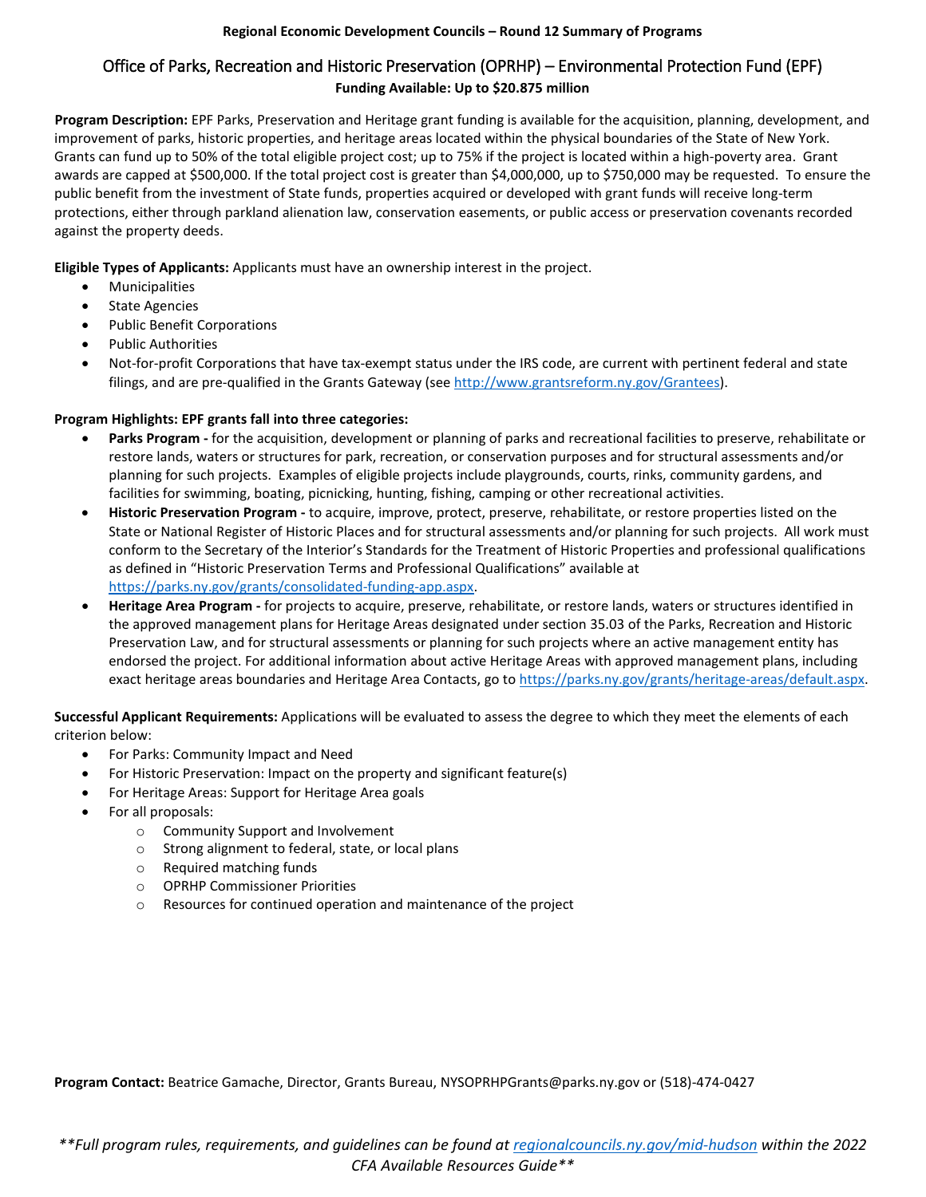**Regional Economic Development Councils – Round 12 Summary of Programs**

# Office of Parks, Recreation and Historic Preservation (OPRHP) – Environmental Protection Fund (EPF)

**Funding Available: Up to $20.875 million**

**Program Description:** EPF Parks, Preservation and Heritage grant funding is available for the acquisition, planning, development, and improvement of parks, historic properties, and heritage areas located within the physical boundaries of the State of New York. Grants can fund up to 50% of the total eligible project cost; up to 75% if the project is located within a high-poverty area. Grant awards are capped at $500,000. If the total project cost is greater than $4,000,000, up to $750,000 may be requested. To ensure the public benefit from the investment of State funds, properties acquired or developed with grant funds will receive long-term protections, either through parkland alienation law, conservation easements, or public access or preservation covenants recorded against the property deeds.

**Eligible Types of Applicants:** Applicants must have an ownership interest in the project.

- Municipalities
- State Agencies
- Public Benefit Corporations
- Public Authorities
- Not-for-profit Corporations that have tax-exempt status under the IRS code, are current with pertinent federal and state filings, and are pre-qualified in the Grants Gateway (see http://www.grantsreform.ny.gov/Grantees).

**Program Highlights: EPF grants fall into three categories:**

- **Parks Program -** for the acquisition, development or planning of parks and recreational facilities to preserve, rehabilitate or restore lands, waters or structures for park, recreation, or conservation purposes and for structural assessments and/or planning for such projects. Examples of eligible projects include playgrounds, courts, rinks, community gardens, and facilities for swimming, boating, picnicking, hunting, fishing, camping or other recreational activities.
- **Historic Preservation Program -** to acquire, improve, protect, preserve, rehabilitate, or restore properties listed on the State or National Register of Historic Places and for structural assessments and/or planning for such projects. All work must conform to the Secretary of the Interior's Standards for the Treatment of Historic Properties and professional qualifications as defined in "Historic Preservation Terms and Professional Qualifications" available at https://parks.ny.gov/grants/consolidated-funding-app.aspx.
- **Heritage Area Program -** for projects to acquire, preserve, rehabilitate, or restore lands, waters or structures identified in the approved management plans for Heritage Areas designated under section 35.03 of the Parks, Recreation and Historic Preservation Law, and for structural assessments or planning for such projects where an active management entity has endorsed the project. For additional information about active Heritage Areas with approved management plans, including exact heritage areas boundaries and Heritage Area Contacts, go to https://parks.ny.gov/grants/heritage-areas/default.aspx.

**Successful Applicant Requirements:** Applications will be evaluated to assess the degree to which they meet the elements of each criterion below:

- For Parks: Community Impact and Need
- For Historic Preservation: Impact on the property and significant feature(s)
- For Heritage Areas: Support for Heritage Area goals
- For all proposals:
  - Community Support and Involvement
  - Strong alignment to federal, state, or local plans
  - Required matching funds
  - OPRHP Commissioner Priorities
  - Resources for continued operation and maintenance of the project

**Program Contact:** Beatrice Gamache, Director, Grants Bureau, NYSOPRHPGrants@parks.ny.gov or (518)-474-0427

***\*\*Full program rules, requirements, and guidelines can be found at regionalcouncils.ny.gov/mid-hudson within the 2022 CFA Available Resources Guide\*\****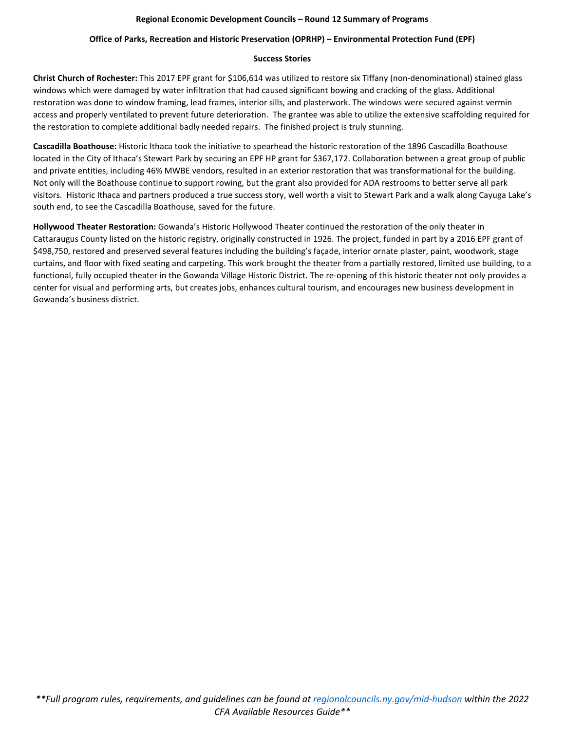**Regional Economic Development Councils – Round 12 Summary of Programs**

**Office of Parks, Recreation and Historic Preservation (OPRHP) – Environmental Protection Fund (EPF)**

**Success Stories**

**Christ Church of Rochester:** This 2017 EPF grant for $106,614 was utilized to restore six Tiffany (non-denominational) stained glass windows which were damaged by water infiltration that had caused significant bowing and cracking of the glass. Additional restoration was done to window framing, lead frames, interior sills, and plasterwork. The windows were secured against vermin access and properly ventilated to prevent future deterioration. The grantee was able to utilize the extensive scaffolding required for the restoration to complete additional badly needed repairs. The finished project is truly stunning.

**Cascadilla Boathouse:** Historic Ithaca took the initiative to spearhead the historic restoration of the 1896 Cascadilla Boathouse located in the City of Ithaca's Stewart Park by securing an EPF HP grant for $367,172. Collaboration between a great group of public and private entities, including 46% MWBE vendors, resulted in an exterior restoration that was transformational for the building. Not only will the Boathouse continue to support rowing, but the grant also provided for ADA restrooms to better serve all park visitors. Historic Ithaca and partners produced a true success story, well worth a visit to Stewart Park and a walk along Cayuga Lake's south end, to see the Cascadilla Boathouse, saved for the future.

**Hollywood Theater Restoration:** Gowanda's Historic Hollywood Theater continued the restoration of the only theater in Cattaraugus County listed on the historic registry, originally constructed in 1926. The project, funded in part by a 2016 EPF grant of $498,750, restored and preserved several features including the building's façade, interior ornate plaster, paint, woodwork, stage curtains, and floor with fixed seating and carpeting. This work brought the theater from a partially restored, limited use building, to a functional, fully occupied theater in the Gowanda Village Historic District. The re-opening of this historic theater not only provides a center for visual and performing arts, but creates jobs, enhances cultural tourism, and encourages new business development in Gowanda's business district.

*\*\*Full program rules, requirements, and guidelines can be found at [regionalcouncils.ny.gov/mid-hudson](regionalcouncils.ny.gov/mid-hudson) within the 2022 CFA Available Resources Guide\*\**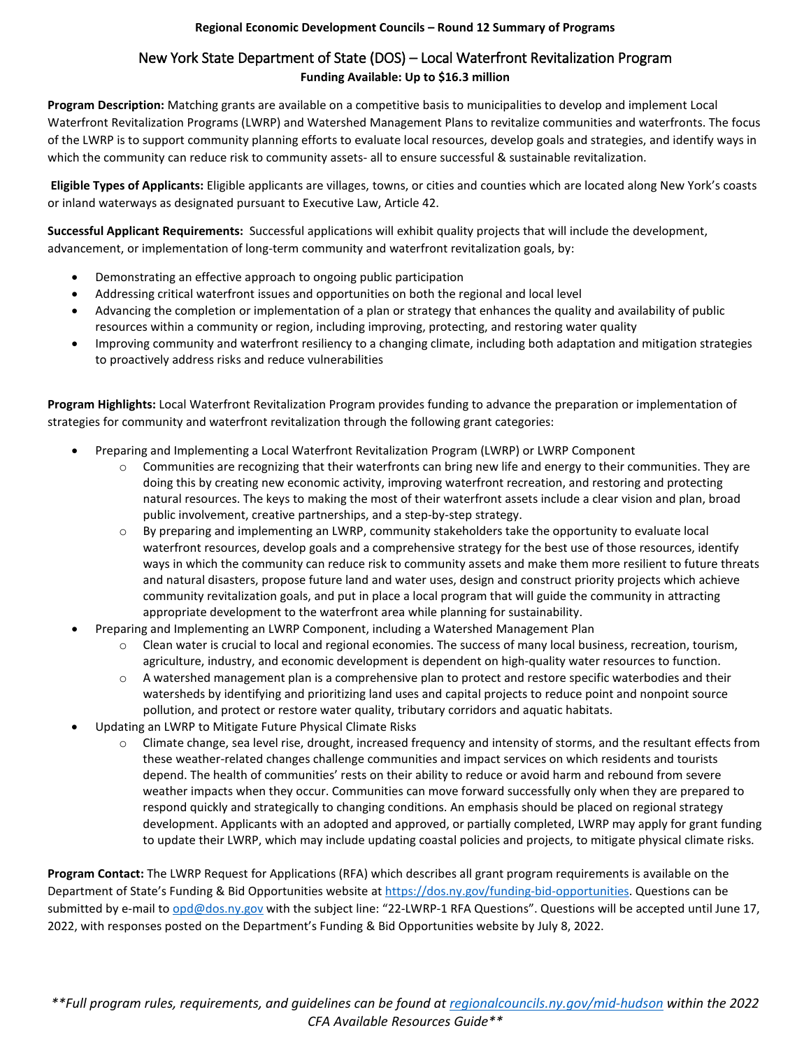**Regional Economic Development Councils – Round 12 Summary of Programs**

## New York State Department of State (DOS) – Local Waterfront Revitalization Program

**Funding Available: Up to $16.3 million**

**Program Description:** Matching grants are available on a competitive basis to municipalities to develop and implement Local Waterfront Revitalization Programs (LWRP) and Watershed Management Plans to revitalize communities and waterfronts. The focus of the LWRP is to support community planning efforts to evaluate local resources, develop goals and strategies, and identify ways in which the community can reduce risk to community assets- all to ensure successful & sustainable revitalization.

**Eligible Types of Applicants:** Eligible applicants are villages, towns, or cities and counties which are located along New York's coasts or inland waterways as designated pursuant to Executive Law, Article 42.

**Successful Applicant Requirements:** Successful applications will exhibit quality projects that will include the development, advancement, or implementation of long-term community and waterfront revitalization goals, by:

- Demonstrating an effective approach to ongoing public participation
- Addressing critical waterfront issues and opportunities on both the regional and local level
- Advancing the completion or implementation of a plan or strategy that enhances the quality and availability of public resources within a community or region, including improving, protecting, and restoring water quality
- Improving community and waterfront resiliency to a changing climate, including both adaptation and mitigation strategies to proactively address risks and reduce vulnerabilities

**Program Highlights:** Local Waterfront Revitalization Program provides funding to advance the preparation or implementation of strategies for community and waterfront revitalization through the following grant categories:

- Preparing and Implementing a Local Waterfront Revitalization Program (LWRP) or LWRP Component
    - Communities are recognizing that their waterfronts can bring new life and energy to their communities. They are doing this by creating new economic activity, improving waterfront recreation, and restoring and protecting natural resources. The keys to making the most of their waterfront assets include a clear vision and plan, broad public involvement, creative partnerships, and a step-by-step strategy.
    - By preparing and implementing an LWRP, community stakeholders take the opportunity to evaluate local waterfront resources, develop goals and a comprehensive strategy for the best use of those resources, identify ways in which the community can reduce risk to community assets and make them more resilient to future threats and natural disasters, propose future land and water uses, design and construct priority projects which achieve community revitalization goals, and put in place a local program that will guide the community in attracting appropriate development to the waterfront area while planning for sustainability.
- Preparing and Implementing an LWRP Component, including a Watershed Management Plan
    - Clean water is crucial to local and regional economies. The success of many local business, recreation, tourism, agriculture, industry, and economic development is dependent on high-quality water resources to function.
    - A watershed management plan is a comprehensive plan to protect and restore specific waterbodies and their watersheds by identifying and prioritizing land uses and capital projects to reduce point and nonpoint source pollution, and protect or restore water quality, tributary corridors and aquatic habitats.
- Updating an LWRP to Mitigate Future Physical Climate Risks
    - Climate change, sea level rise, drought, increased frequency and intensity of storms, and the resultant effects from these weather-related changes challenge communities and impact services on which residents and tourists depend. The health of communities' rests on their ability to reduce or avoid harm and rebound from severe weather impacts when they occur. Communities can move forward successfully only when they are prepared to respond quickly and strategically to changing conditions. An emphasis should be placed on regional strategy development. Applicants with an adopted and approved, or partially completed, LWRP may apply for grant funding to update their LWRP, which may include updating coastal policies and projects, to mitigate physical climate risks.

**Program Contact:** The LWRP Request for Applications (RFA) which describes all grant program requirements is available on the Department of State's Funding & Bid Opportunities website at https://dos.ny.gov/funding-bid-opportunities. Questions can be submitted by e-mail to opd@dos.ny.gov with the subject line: "22-LWRP-1 RFA Questions". Questions will be accepted until June 17, 2022, with responses posted on the Department's Funding & Bid Opportunities website by July 8, 2022.

***\*\*Full program rules, requirements, and guidelines can be found at regionalcouncils.ny.gov/mid-hudson within the 2022 CFA Available Resources Guide\*\****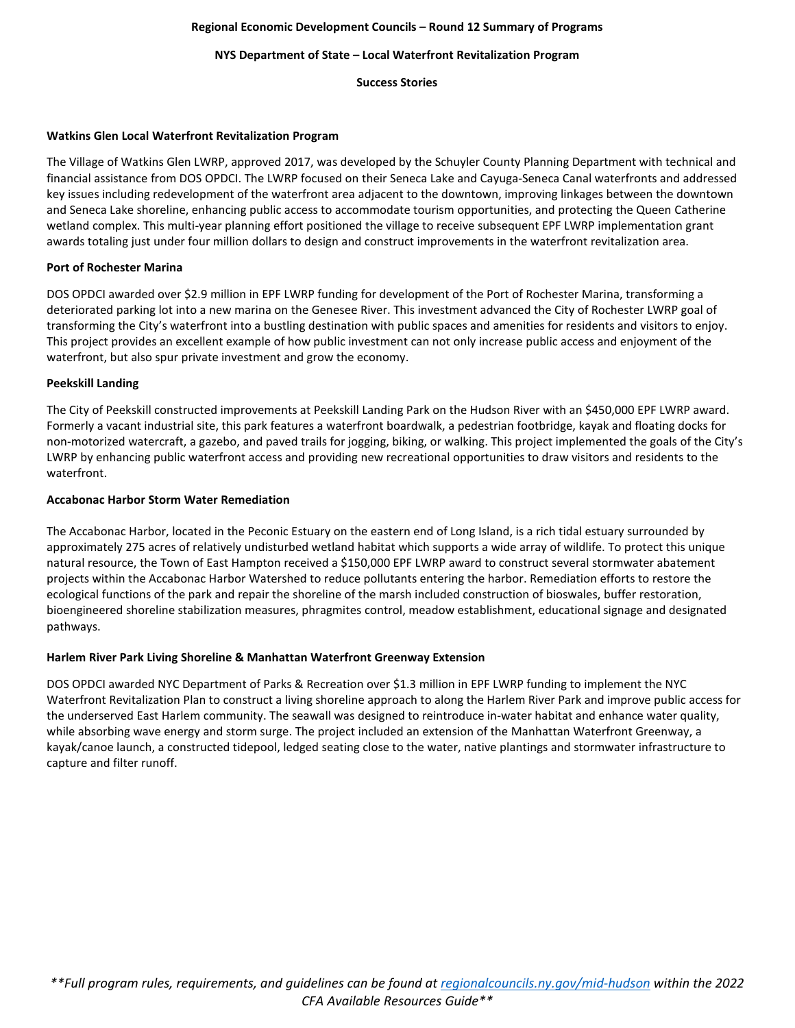**Regional Economic Development Councils – Round 12 Summary of Programs**

**NYS Department of State – Local Waterfront Revitalization Program**

**Success Stories**

**Watkins Glen Local Waterfront Revitalization Program**

The Village of Watkins Glen LWRP, approved 2017, was developed by the Schuyler County Planning Department with technical and financial assistance from DOS OPDCI. The LWRP focused on their Seneca Lake and Cayuga-Seneca Canal waterfronts and addressed key issues including redevelopment of the waterfront area adjacent to the downtown, improving linkages between the downtown and Seneca Lake shoreline, enhancing public access to accommodate tourism opportunities, and protecting the Queen Catherine wetland complex. This multi-year planning effort positioned the village to receive subsequent EPF LWRP implementation grant awards totaling just under four million dollars to design and construct improvements in the waterfront revitalization area.

**Port of Rochester Marina**

DOS OPDCI awarded over $2.9 million in EPF LWRP funding for development of the Port of Rochester Marina, transforming a deteriorated parking lot into a new marina on the Genesee River. This investment advanced the City of Rochester LWRP goal of transforming the City's waterfront into a bustling destination with public spaces and amenities for residents and visitors to enjoy. This project provides an excellent example of how public investment can not only increase public access and enjoyment of the waterfront, but also spur private investment and grow the economy.

**Peekskill Landing**

The City of Peekskill constructed improvements at Peekskill Landing Park on the Hudson River with an $450,000 EPF LWRP award. Formerly a vacant industrial site, this park features a waterfront boardwalk, a pedestrian footbridge, kayak and floating docks for non-motorized watercraft, a gazebo, and paved trails for jogging, biking, or walking. This project implemented the goals of the City's LWRP by enhancing public waterfront access and providing new recreational opportunities to draw visitors and residents to the waterfront.

**Accabonac Harbor Storm Water Remediation**

The Accabonac Harbor, located in the Peconic Estuary on the eastern end of Long Island, is a rich tidal estuary surrounded by approximately 275 acres of relatively undisturbed wetland habitat which supports a wide array of wildlife. To protect this unique natural resource, the Town of East Hampton received a $150,000 EPF LWRP award to construct several stormwater abatement projects within the Accabonac Harbor Watershed to reduce pollutants entering the harbor. Remediation efforts to restore the ecological functions of the park and repair the shoreline of the marsh included construction of bioswales, buffer restoration, bioengineered shoreline stabilization measures, phragmites control, meadow establishment, educational signage and designated pathways.

**Harlem River Park Living Shoreline & Manhattan Waterfront Greenway Extension**

DOS OPDCI awarded NYC Department of Parks & Recreation over $1.3 million in EPF LWRP funding to implement the NYC Waterfront Revitalization Plan to construct a living shoreline approach to along the Harlem River Park and improve public access for the underserved East Harlem community. The seawall was designed to reintroduce in-water habitat and enhance water quality, while absorbing wave energy and storm surge. The project included an extension of the Manhattan Waterfront Greenway, a kayak/canoe launch, a constructed tidepool, ledged seating close to the water, native plantings and stormwater infrastructure to capture and filter runoff.

*\*\*Full program rules, requirements, and guidelines can be found at [regionalcouncils.ny.gov/mid-hudson](regionalcouncils.ny.gov/mid-hudson) within the 2022 CFA Available Resources Guide\*\**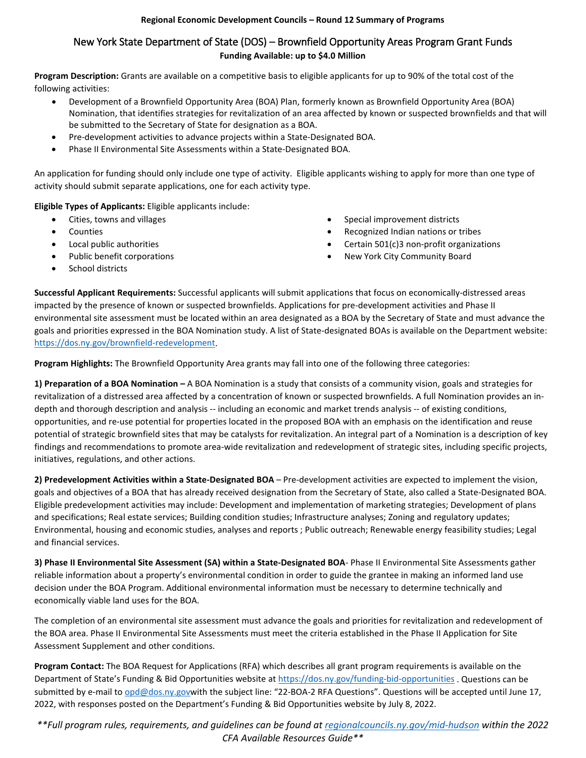**Regional Economic Development Councils – Round 12 Summary of Programs**

# New York State Department of State (DOS) – Brownfield Opportunity Areas Program Grant Funds

**Funding Available: up to $4.0 Million**

**Program Description:** Grants are available on a competitive basis to eligible applicants for up to 90% of the total cost of the following activities:

- Development of a Brownfield Opportunity Area (BOA) Plan, formerly known as Brownfield Opportunity Area (BOA) Nomination, that identifies strategies for revitalization of an area affected by known or suspected brownfields and that will be submitted to the Secretary of State for designation as a BOA.
- Pre-development activities to advance projects within a State-Designated BOA.
- Phase II Environmental Site Assessments within a State-Designated BOA.

An application for funding should only include one type of activity. Eligible applicants wishing to apply for more than one type of activity should submit separate applications, one for each activity type.

**Eligible Types of Applicants:** Eligible applicants include:

- Cities, towns and villages
- Counties
- Local public authorities
- Public benefit corporations
- School districts
- Special improvement districts
- Recognized Indian nations or tribes
- Certain 501(c)3 non-profit organizations
- New York City Community Board

**Successful Applicant Requirements:** Successful applicants will submit applications that focus on economically-distressed areas impacted by the presence of known or suspected brownfields. Applications for pre-development activities and Phase II environmental site assessment must be located within an area designated as a BOA by the Secretary of State and must advance the goals and priorities expressed in the BOA Nomination study. A list of State-designated BOAs is available on the Department website: https://dos.ny.gov/brownfield-redevelopment.

**Program Highlights:** The Brownfield Opportunity Area grants may fall into one of the following three categories:

**1) Preparation of a BOA Nomination –** A BOA Nomination is a study that consists of a community vision, goals and strategies for revitalization of a distressed area affected by a concentration of known or suspected brownfields. A full Nomination provides an in-depth and thorough description and analysis -- including an economic and market trends analysis -- of existing conditions, opportunities, and re-use potential for properties located in the proposed BOA with an emphasis on the identification and reuse potential of strategic brownfield sites that may be catalysts for revitalization. An integral part of a Nomination is a description of key findings and recommendations to promote area-wide revitalization and redevelopment of strategic sites, including specific projects, initiatives, regulations, and other actions.

**2) Predevelopment Activities within a State-Designated BOA** – Pre-development activities are expected to implement the vision, goals and objectives of a BOA that has already received designation from the Secretary of State, also called a State-Designated BOA. Eligible predevelopment activities may include: Development and implementation of marketing strategies; Development of plans and specifications; Real estate services; Building condition studies; Infrastructure analyses; Zoning and regulatory updates; Environmental, housing and economic studies, analyses and reports ; Public outreach; Renewable energy feasibility studies; Legal and financial services.

**3) Phase II Environmental Site Assessment (SA) within a State-Designated BOA**- Phase II Environmental Site Assessments gather reliable information about a property's environmental condition in order to guide the grantee in making an informed land use decision under the BOA Program. Additional environmental information must be necessary to determine technically and economically viable land uses for the BOA.

The completion of an environmental site assessment must advance the goals and priorities for revitalization and redevelopment of the BOA area. Phase II Environmental Site Assessments must meet the criteria established in the Phase II Application for Site Assessment Supplement and other conditions.

**Program Contact:** The BOA Request for Applications (RFA) which describes all grant program requirements is available on the Department of State's Funding & Bid Opportunities website at https://dos.ny.gov/funding-bid-opportunities . Questions can be submitted by e-mail to opd@dos.ny.govwith the subject line: "22-BOA-2 RFA Questions". Questions will be accepted until June 17, 2022, with responses posted on the Department's Funding & Bid Opportunities website by July 8, 2022.

*\*\*Full program rules, requirements, and guidelines can be found at regionalcouncils.ny.gov/mid-hudson within the 2022 CFA Available Resources Guide\*\**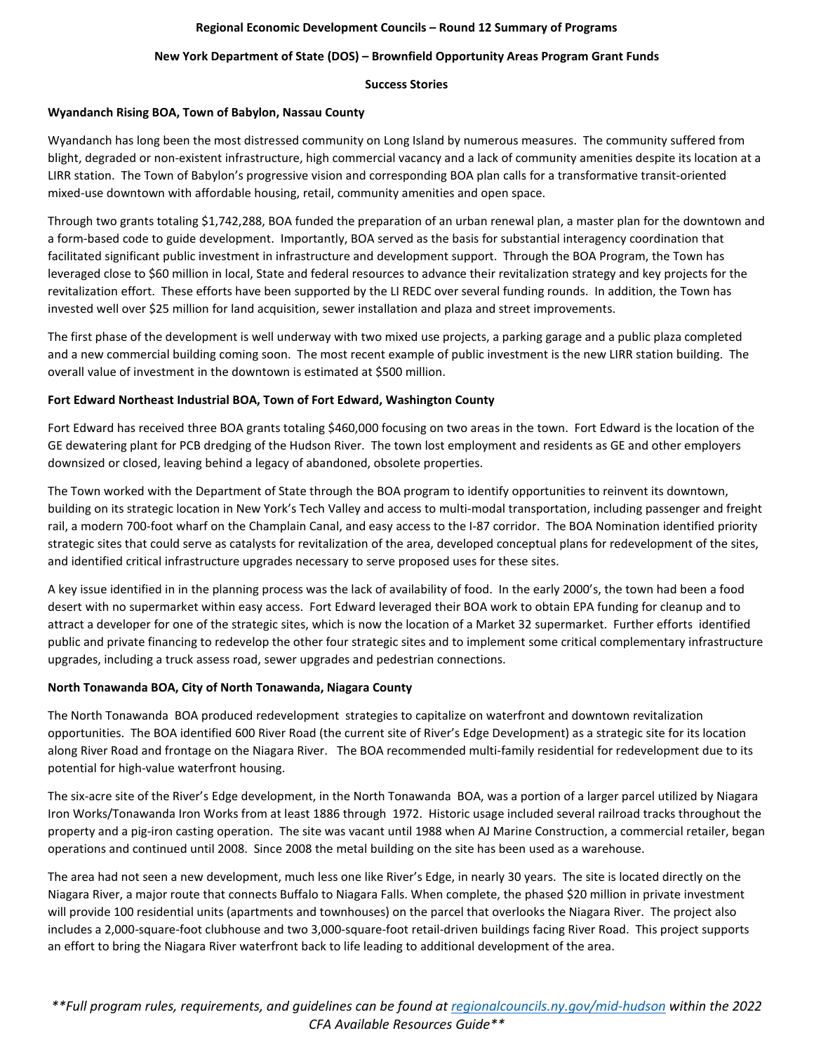**Regional Economic Development Councils – Round 12 Summary of Programs**

**New York Department of State (DOS) – Brownfield Opportunity Areas Program Grant Funds**

**Success Stories**

**Wyandanch Rising BOA, Town of Babylon, Nassau County**

Wyandanch has long been the most distressed community on Long Island by numerous measures. The community suffered from blight, degraded or non-existent infrastructure, high commercial vacancy and a lack of community amenities despite its location at a LIRR station. The Town of Babylon's progressive vision and corresponding BOA plan calls for a transformative transit-oriented mixed-use downtown with affordable housing, retail, community amenities and open space.

Through two grants totaling $1,742,288, BOA funded the preparation of an urban renewal plan, a master plan for the downtown and a form-based code to guide development. Importantly, BOA served as the basis for substantial interagency coordination that facilitated significant public investment in infrastructure and development support. Through the BOA Program, the Town has leveraged close to $60 million in local, State and federal resources to advance their revitalization strategy and key projects for the revitalization effort. These efforts have been supported by the LI REDC over several funding rounds. In addition, the Town has invested well over $25 million for land acquisition, sewer installation and plaza and street improvements.

The first phase of the development is well underway with two mixed use projects, a parking garage and a public plaza completed and a new commercial building coming soon. The most recent example of public investment is the new LIRR station building. The overall value of investment in the downtown is estimated at $500 million.

**Fort Edward Northeast Industrial BOA, Town of Fort Edward, Washington County**

Fort Edward has received three BOA grants totaling $460,000 focusing on two areas in the town. Fort Edward is the location of the GE dewatering plant for PCB dredging of the Hudson River. The town lost employment and residents as GE and other employers downsized or closed, leaving behind a legacy of abandoned, obsolete properties.

The Town worked with the Department of State through the BOA program to identify opportunities to reinvent its downtown, building on its strategic location in New York's Tech Valley and access to multi-modal transportation, including passenger and freight rail, a modern 700-foot wharf on the Champlain Canal, and easy access to the I-87 corridor. The BOA Nomination identified priority strategic sites that could serve as catalysts for revitalization of the area, developed conceptual plans for redevelopment of the sites, and identified critical infrastructure upgrades necessary to serve proposed uses for these sites.

A key issue identified in in the planning process was the lack of availability of food. In the early 2000's, the town had been a food desert with no supermarket within easy access. Fort Edward leveraged their BOA work to obtain EPA funding for cleanup and to attract a developer for one of the strategic sites, which is now the location of a Market 32 supermarket. Further efforts identified public and private financing to redevelop the other four strategic sites and to implement some critical complementary infrastructure upgrades, including a truck assess road, sewer upgrades and pedestrian connections.

**North Tonawanda BOA, City of North Tonawanda, Niagara County**

The North Tonawanda BOA produced redevelopment strategies to capitalize on waterfront and downtown revitalization opportunities. The BOA identified 600 River Road (the current site of River's Edge Development) as a strategic site for its location along River Road and frontage on the Niagara River. The BOA recommended multi-family residential for redevelopment due to its potential for high-value waterfront housing.

The six-acre site of the River's Edge development, in the North Tonawanda BOA, was a portion of a larger parcel utilized by Niagara Iron Works/Tonawanda Iron Works from at least 1886 through 1972. Historic usage included several railroad tracks throughout the property and a pig-iron casting operation. The site was vacant until 1988 when AJ Marine Construction, a commercial retailer, began operations and continued until 2008. Since 2008 the metal building on the site has been used as a warehouse.

The area had not seen a new development, much less one like River's Edge, in nearly 30 years. The site is located directly on the Niagara River, a major route that connects Buffalo to Niagara Falls. When complete, the phased $20 million in private investment will provide 100 residential units (apartments and townhouses) on the parcel that overlooks the Niagara River. The project also includes a 2,000-square-foot clubhouse and two 3,000-square-foot retail-driven buildings facing River Road. This project supports an effort to bring the Niagara River waterfront back to life leading to additional development of the area.

*\*\*Full program rules, requirements, and guidelines can be found at [regionalcouncils.ny.gov/mid-hudson](regionalcouncils.ny.gov/mid-hudson) within the 2022 CFA Available Resources Guide\*\**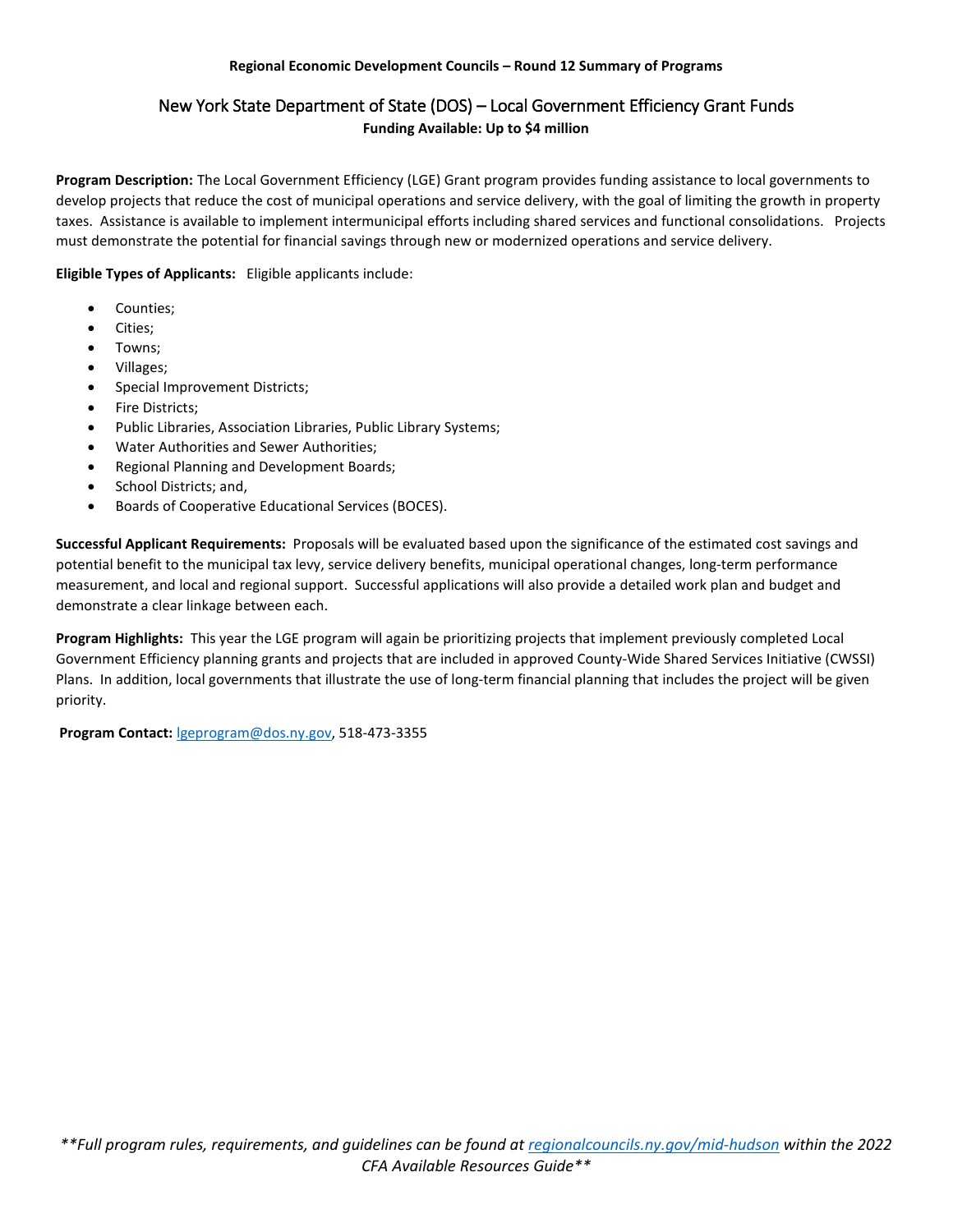**Regional Economic Development Councils – Round 12 Summary of Programs**

## New York State Department of State (DOS) – Local Government Efficiency Grant Funds

**Funding Available: Up to $4 million**

**Program Description:** The Local Government Efficiency (LGE) Grant program provides funding assistance to local governments to develop projects that reduce the cost of municipal operations and service delivery, with the goal of limiting the growth in property taxes. Assistance is available to implement intermunicipal efforts including shared services and functional consolidations. Projects must demonstrate the potential for financial savings through new or modernized operations and service delivery.

**Eligible Types of Applicants:** Eligible applicants include:

- Counties;
- Cities;
- Towns;
- Villages;
- Special Improvement Districts;
- Fire Districts;
- Public Libraries, Association Libraries, Public Library Systems;
- Water Authorities and Sewer Authorities;
- Regional Planning and Development Boards;
- School Districts; and,
- Boards of Cooperative Educational Services (BOCES).

**Successful Applicant Requirements:** Proposals will be evaluated based upon the significance of the estimated cost savings and potential benefit to the municipal tax levy, service delivery benefits, municipal operational changes, long-term performance measurement, and local and regional support. Successful applications will also provide a detailed work plan and budget and demonstrate a clear linkage between each.

**Program Highlights:** This year the LGE program will again be prioritizing projects that implement previously completed Local Government Efficiency planning grants and projects that are included in approved County-Wide Shared Services Initiative (CWSSI) Plans. In addition, local governments that illustrate the use of long-term financial planning that includes the project will be given priority.

**Program Contact:** [lgeprogram@dos.ny.gov](mailto:lgeprogram@dos.ny.gov), 518-473-3355

*\*\*Full program rules, requirements, and guidelines can be found at [regionalcouncils.ny.gov/mid-hudson](https://regionalcouncils.ny.gov/mid-hudson) within the 2022 CFA Available Resources Guide\*\**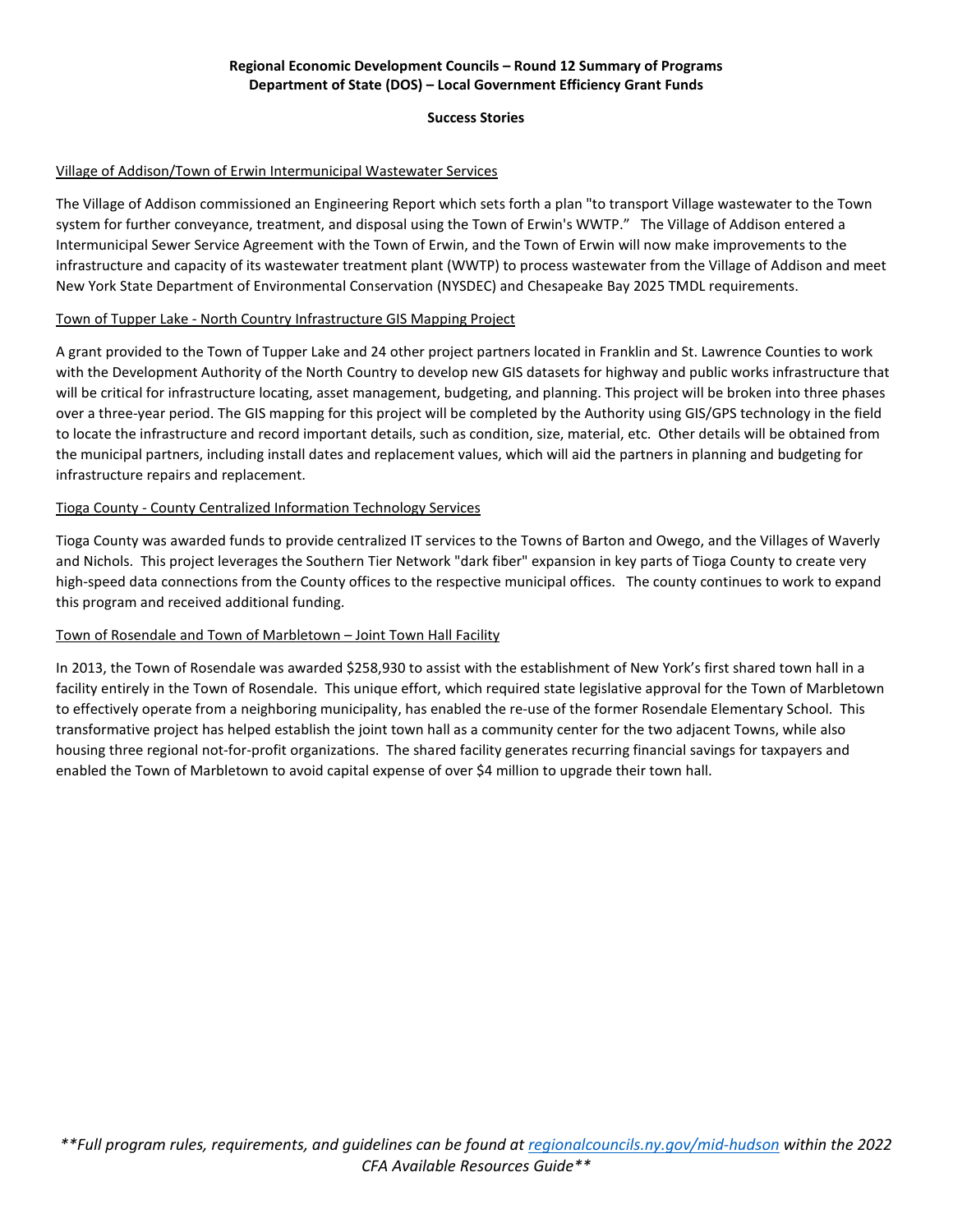**Regional Economic Development Councils – Round 12 Summary of Programs**
**Department of State (DOS) – Local Government Efficiency Grant Funds**

**Success Stories**

<u>Village of Addison/Town of Erwin Intermunicipal Wastewater Services</u>

The Village of Addison commissioned an Engineering Report which sets forth a plan "to transport Village wastewater to the Town system for further conveyance, treatment, and disposal using the Town of Erwin's WWTP." The Village of Addison entered a Intermunicipal Sewer Service Agreement with the Town of Erwin, and the Town of Erwin will now make improvements to the infrastructure and capacity of its wastewater treatment plant (WWTP) to process wastewater from the Village of Addison and meet New York State Department of Environmental Conservation (NYSDEC) and Chesapeake Bay 2025 TMDL requirements.

<u>Town of Tupper Lake - North Country Infrastructure GIS Mapping Project</u>

A grant provided to the Town of Tupper Lake and 24 other project partners located in Franklin and St. Lawrence Counties to work with the Development Authority of the North Country to develop new GIS datasets for highway and public works infrastructure that will be critical for infrastructure locating, asset management, budgeting, and planning. This project will be broken into three phases over a three-year period. The GIS mapping for this project will be completed by the Authority using GIS/GPS technology in the field to locate the infrastructure and record important details, such as condition, size, material, etc. Other details will be obtained from the municipal partners, including install dates and replacement values, which will aid the partners in planning and budgeting for infrastructure repairs and replacement.

<u>Tioga County - County Centralized Information Technology Services</u>

Tioga County was awarded funds to provide centralized IT services to the Towns of Barton and Owego, and the Villages of Waverly and Nichols. This project leverages the Southern Tier Network "dark fiber" expansion in key parts of Tioga County to create very high-speed data connections from the County offices to the respective municipal offices. The county continues to work to expand this program and received additional funding.

<u>Town of Rosendale and Town of Marbletown – Joint Town Hall Facility</u>

In 2013, the Town of Rosendale was awarded $258,930 to assist with the establishment of New York's first shared town hall in a facility entirely in the Town of Rosendale. This unique effort, which required state legislative approval for the Town of Marbletown to effectively operate from a neighboring municipality, has enabled the re-use of the former Rosendale Elementary School. This transformative project has helped establish the joint town hall as a community center for the two adjacent Towns, while also housing three regional not-for-profit organizations. The shared facility generates recurring financial savings for taxpayers and enabled the Town of Marbletown to avoid capital expense of over $4 million to upgrade their town hall.

***\*\*Full program rules, requirements, and guidelines can be found at [regionalcouncils.ny.gov/mid-hudson](regionalcouncils.ny.gov/mid-hudson) within the 2022 CFA Available Resources Guide\*\****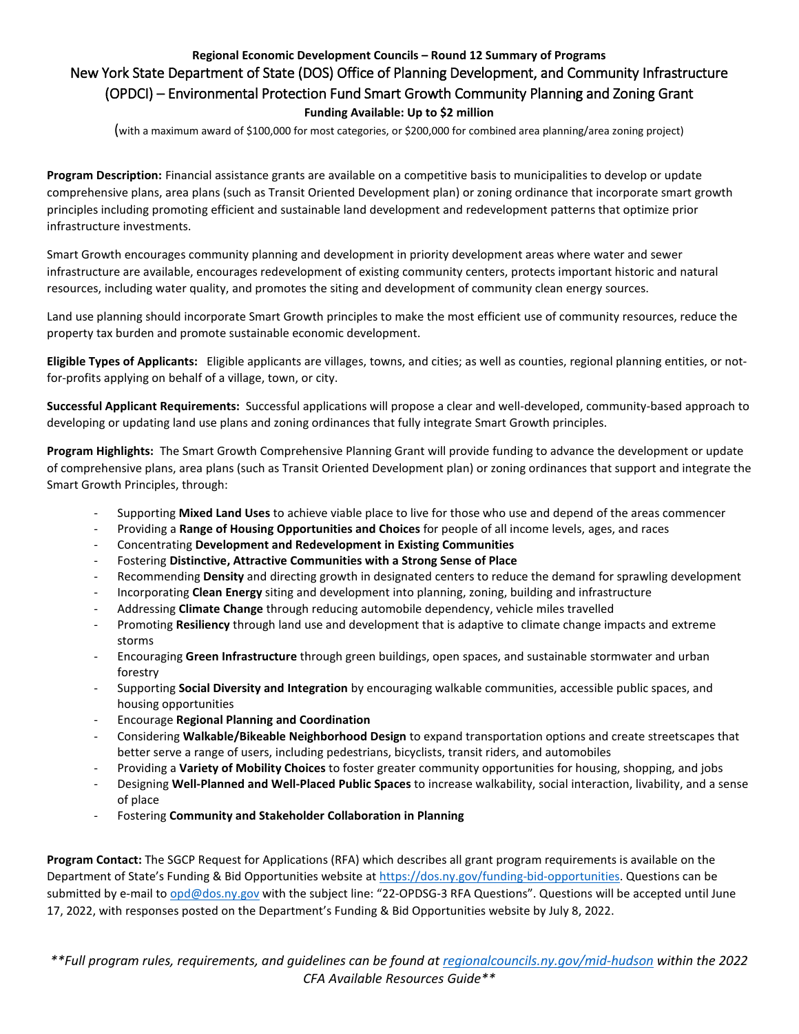**Regional Economic Development Councils – Round 12 Summary of Programs**

# New York State Department of State (DOS) Office of Planning Development, and Community Infrastructure (OPDCI) – Environmental Protection Fund Smart Growth Community Planning and Zoning Grant

**Funding Available: Up to $2 million**

(with a maximum award of $100,000 for most categories, or $200,000 for combined area planning/area zoning project)

**Program Description:** Financial assistance grants are available on a competitive basis to municipalities to develop or update comprehensive plans, area plans (such as Transit Oriented Development plan) or zoning ordinance that incorporate smart growth principles including promoting efficient and sustainable land development and redevelopment patterns that optimize prior infrastructure investments.

Smart Growth encourages community planning and development in priority development areas where water and sewer infrastructure are available, encourages redevelopment of existing community centers, protects important historic and natural resources, including water quality, and promotes the siting and development of community clean energy sources.

Land use planning should incorporate Smart Growth principles to make the most efficient use of community resources, reduce the property tax burden and promote sustainable economic development.

**Eligible Types of Applicants:** Eligible applicants are villages, towns, and cities; as well as counties, regional planning entities, or not-for-profits applying on behalf of a village, town, or city.

**Successful Applicant Requirements:** Successful applications will propose a clear and well-developed, community-based approach to developing or updating land use plans and zoning ordinances that fully integrate Smart Growth principles.

**Program Highlights:** The Smart Growth Comprehensive Planning Grant will provide funding to advance the development or update of comprehensive plans, area plans (such as Transit Oriented Development plan) or zoning ordinances that support and integrate the Smart Growth Principles, through:

- Supporting **Mixed Land Uses** to achieve viable place to live for those who use and depend of the areas commencer
- Providing a **Range of Housing Opportunities and Choices** for people of all income levels, ages, and races
- Concentrating **Development and Redevelopment in Existing Communities**
- Fostering **Distinctive, Attractive Communities with a Strong Sense of Place**
- Recommending **Density** and directing growth in designated centers to reduce the demand for sprawling development
- Incorporating **Clean Energy** siting and development into planning, zoning, building and infrastructure
- Addressing **Climate Change** through reducing automobile dependency, vehicle miles travelled
- Promoting **Resiliency** through land use and development that is adaptive to climate change impacts and extreme storms
- Encouraging **Green Infrastructure** through green buildings, open spaces, and sustainable stormwater and urban forestry
- Supporting **Social Diversity and Integration** by encouraging walkable communities, accessible public spaces, and housing opportunities
- Encourage **Regional Planning and Coordination**
- Considering **Walkable/Bikeable Neighborhood Design** to expand transportation options and create streetscapes that better serve a range of users, including pedestrians, bicyclists, transit riders, and automobiles
- Providing a **Variety of Mobility Choices** to foster greater community opportunities for housing, shopping, and jobs
- Designing **Well-Planned and Well-Placed Public Spaces** to increase walkability, social interaction, livability, and a sense of place
- Fostering **Community and Stakeholder Collaboration in Planning**

**Program Contact:** The SGCP Request for Applications (RFA) which describes all grant program requirements is available on the Department of State's Funding & Bid Opportunities website at https://dos.ny.gov/funding-bid-opportunities. Questions can be submitted by e-mail to opd@dos.ny.gov with the subject line: "22-OPDSG-3 RFA Questions". Questions will be accepted until June 17, 2022, with responses posted on the Department's Funding & Bid Opportunities website by July 8, 2022.

*\*\*Full program rules, requirements, and guidelines can be found at regionalcouncils.ny.gov/mid-hudson within the 2022 CFA Available Resources Guide\*\**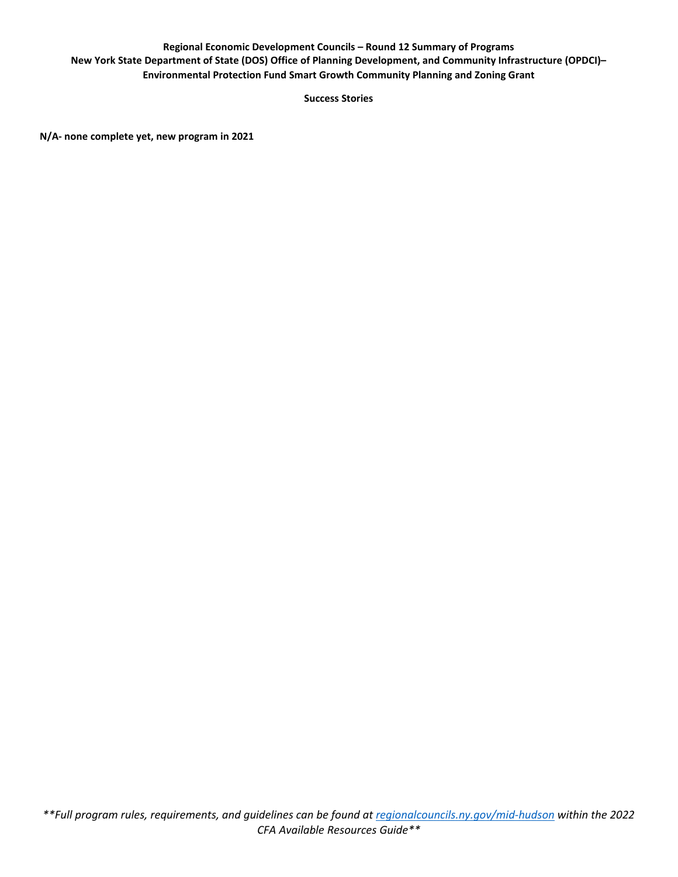**Regional Economic Development Councils – Round 12 Summary of Programs**
**New York State Department of State (DOS) Office of Planning Development, and Community Infrastructure (OPDCI)– Environmental Protection Fund Smart Growth Community Planning and Zoning Grant**

**Success Stories**

**N/A- none complete yet, new program in 2021**

*\*\*Full program rules, requirements, and guidelines can be found at [regionalcouncils.ny.gov/mid-hudson](regionalcouncils.ny.gov/mid-hudson) within the 2022 CFA Available Resources Guide\*\**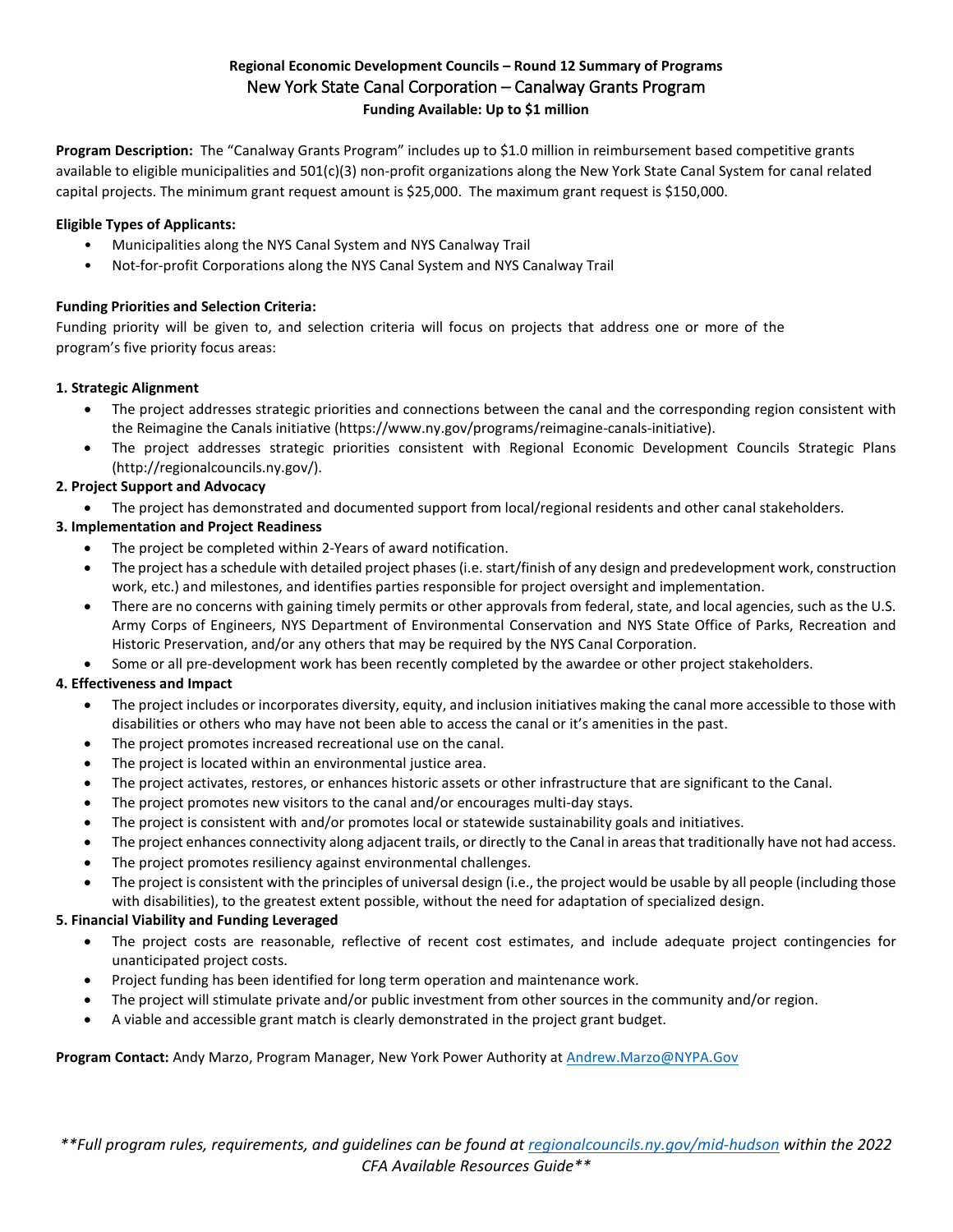**Regional Economic Development Councils – Round 12 Summary of Programs**

# New York State Canal Corporation – Canalway Grants Program

**Funding Available: Up to $1 million**

**Program Description:** The "Canalway Grants Program" includes up to $1.0 million in reimbursement based competitive grants available to eligible municipalities and 501(c)(3) non-profit organizations along the New York State Canal System for canal related capital projects. The minimum grant request amount is $25,000. The maximum grant request is $150,000.

**Eligible Types of Applicants:**

- Municipalities along the NYS Canal System and NYS Canalway Trail
- Not-for-profit Corporations along the NYS Canal System and NYS Canalway Trail

**Funding Priorities and Selection Criteria:**

Funding priority will be given to, and selection criteria will focus on projects that address one or more of the program's five priority focus areas:

**1. Strategic Alignment**

- The project addresses strategic priorities and connections between the canal and the corresponding region consistent with the Reimagine the Canals initiative (https://www.ny.gov/programs/reimagine-canals-initiative).
- The project addresses strategic priorities consistent with Regional Economic Development Councils Strategic Plans (http://regionalcouncils.ny.gov/).

**2. Project Support and Advocacy**

- The project has demonstrated and documented support from local/regional residents and other canal stakeholders.

**3. Implementation and Project Readiness**

- The project be completed within 2-Years of award notification.
- The project has a schedule with detailed project phases (i.e. start/finish of any design and predevelopment work, construction work, etc.) and milestones, and identifies parties responsible for project oversight and implementation.
- There are no concerns with gaining timely permits or other approvals from federal, state, and local agencies, such as the U.S. Army Corps of Engineers, NYS Department of Environmental Conservation and NYS State Office of Parks, Recreation and Historic Preservation, and/or any others that may be required by the NYS Canal Corporation.
- Some or all pre-development work has been recently completed by the awardee or other project stakeholders.

**4. Effectiveness and Impact**

- The project includes or incorporates diversity, equity, and inclusion initiatives making the canal more accessible to those with disabilities or others who may have not been able to access the canal or it's amenities in the past.
- The project promotes increased recreational use on the canal.
- The project is located within an environmental justice area.
- The project activates, restores, or enhances historic assets or other infrastructure that are significant to the Canal.
- The project promotes new visitors to the canal and/or encourages multi-day stays.
- The project is consistent with and/or promotes local or statewide sustainability goals and initiatives.
- The project enhances connectivity along adjacent trails, or directly to the Canal in areas that traditionally have not had access.
- The project promotes resiliency against environmental challenges.
- The project is consistent with the principles of universal design (i.e., the project would be usable by all people (including those with disabilities), to the greatest extent possible, without the need for adaptation of specialized design.

**5. Financial Viability and Funding Leveraged**

- The project costs are reasonable, reflective of recent cost estimates, and include adequate project contingencies for unanticipated project costs.
- Project funding has been identified for long term operation and maintenance work.
- The project will stimulate private and/or public investment from other sources in the community and/or region.
- A viable and accessible grant match is clearly demonstrated in the project grant budget.

**Program Contact:** Andy Marzo, Program Manager, New York Power Authority at Andrew.Marzo@NYPA.Gov

*\*\*Full program rules, requirements, and guidelines can be found at regionalcouncils.ny.gov/mid-hudson within the 2022 CFA Available Resources Guide\*\**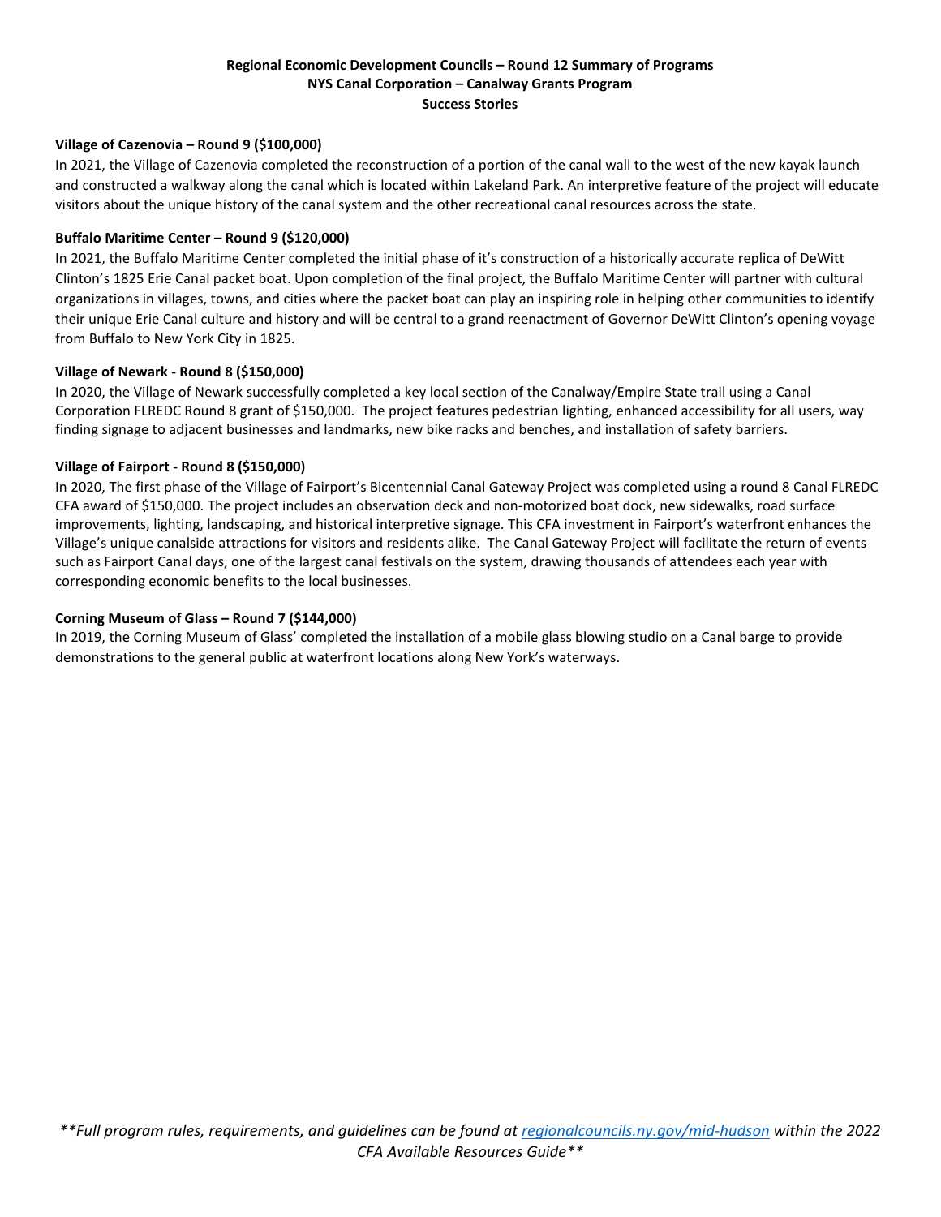**Regional Economic Development Councils – Round 12 Summary of Programs**
**NYS Canal Corporation – Canalway Grants Program**
**Success Stories**

**Village of Cazenovia – Round 9 ($100,000)**

In 2021, the Village of Cazenovia completed the reconstruction of a portion of the canal wall to the west of the new kayak launch and constructed a walkway along the canal which is located within Lakeland Park. An interpretive feature of the project will educate visitors about the unique history of the canal system and the other recreational canal resources across the state.

**Buffalo Maritime Center – Round 9 ($120,000)**

In 2021, the Buffalo Maritime Center completed the initial phase of it's construction of a historically accurate replica of DeWitt Clinton's 1825 Erie Canal packet boat. Upon completion of the final project, the Buffalo Maritime Center will partner with cultural organizations in villages, towns, and cities where the packet boat can play an inspiring role in helping other communities to identify their unique Erie Canal culture and history and will be central to a grand reenactment of Governor DeWitt Clinton's opening voyage from Buffalo to New York City in 1825.

**Village of Newark - Round 8 ($150,000)**

In 2020, the Village of Newark successfully completed a key local section of the Canalway/Empire State trail using a Canal Corporation FLREDC Round 8 grant of $150,000. The project features pedestrian lighting, enhanced accessibility for all users, way finding signage to adjacent businesses and landmarks, new bike racks and benches, and installation of safety barriers.

**Village of Fairport - Round 8 ($150,000)**

In 2020, The first phase of the Village of Fairport's Bicentennial Canal Gateway Project was completed using a round 8 Canal FLREDC CFA award of $150,000. The project includes an observation deck and non-motorized boat dock, new sidewalks, road surface improvements, lighting, landscaping, and historical interpretive signage. This CFA investment in Fairport's waterfront enhances the Village's unique canalside attractions for visitors and residents alike. The Canal Gateway Project will facilitate the return of events such as Fairport Canal days, one of the largest canal festivals on the system, drawing thousands of attendees each year with corresponding economic benefits to the local businesses.

**Corning Museum of Glass – Round 7 ($144,000)**

In 2019, the Corning Museum of Glass' completed the installation of a mobile glass blowing studio on a Canal barge to provide demonstrations to the general public at waterfront locations along New York's waterways.

*\*\*Full program rules, requirements, and guidelines can be found at [regionalcouncils.ny.gov/mid-hudson](regionalcouncils.ny.gov/mid-hudson) within the 2022 CFA Available Resources Guide\*\**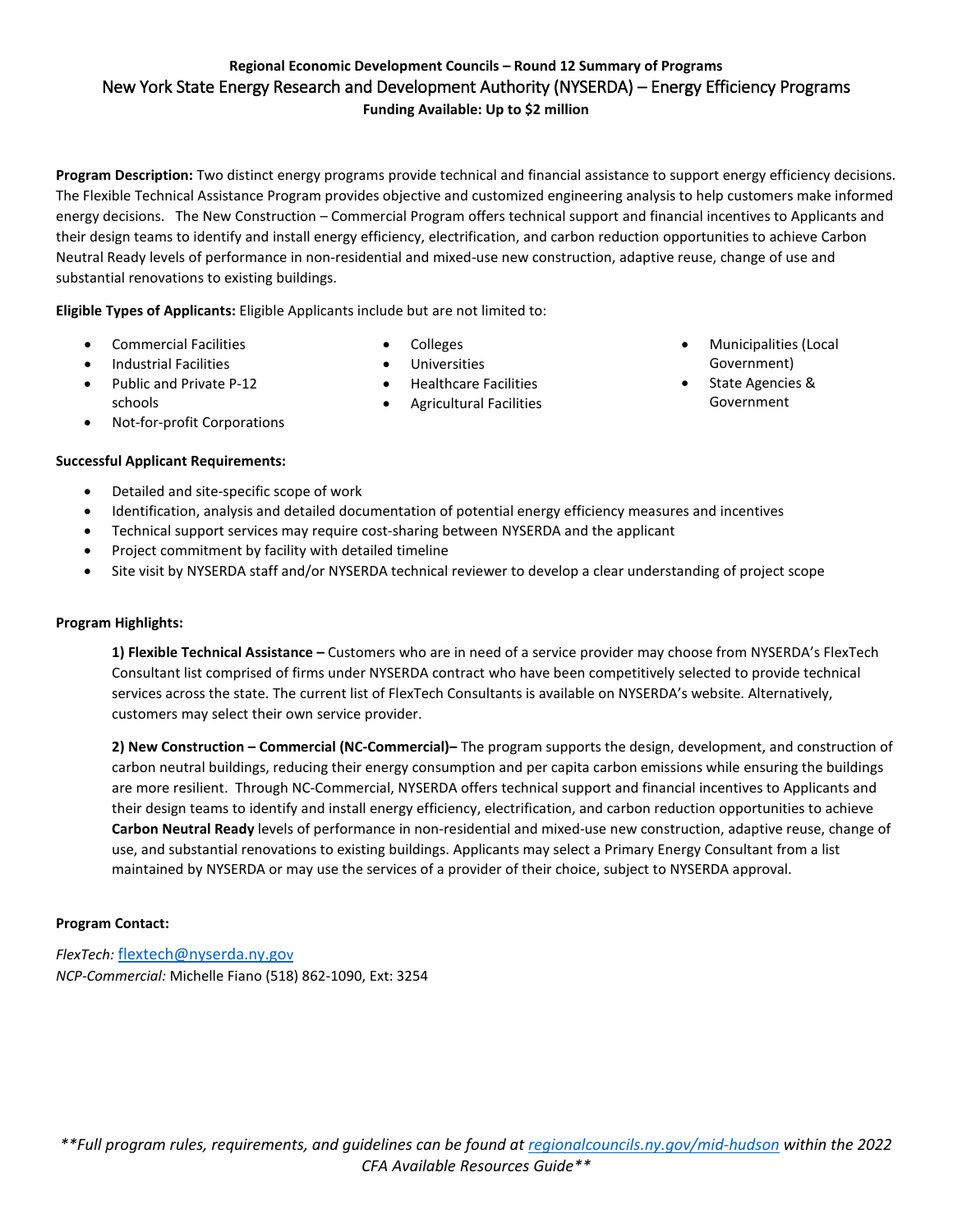**Regional Economic Development Councils – Round 12 Summary of Programs**

# New York State Energy Research and Development Authority (NYSERDA) – Energy Efficiency Programs

**Funding Available: Up to $2 million**

**Program Description:** Two distinct energy programs provide technical and financial assistance to support energy efficiency decisions. The Flexible Technical Assistance Program provides objective and customized engineering analysis to help customers make informed energy decisions. The New Construction – Commercial Program offers technical support and financial incentives to Applicants and their design teams to identify and install energy efficiency, electrification, and carbon reduction opportunities to achieve Carbon Neutral Ready levels of performance in non-residential and mixed-use new construction, adaptive reuse, change of use and substantial renovations to existing buildings.

**Eligible Types of Applicants:** Eligible Applicants include but are not limited to:

- Commercial Facilities
- Industrial Facilities
- Public and Private P-12 schools
- Not-for-profit Corporations
- Colleges
- Universities
- Healthcare Facilities
- Agricultural Facilities
- Municipalities (Local Government)
- State Agencies & Government

**Successful Applicant Requirements:**

- Detailed and site-specific scope of work
- Identification, analysis and detailed documentation of potential energy efficiency measures and incentives
- Technical support services may require cost-sharing between NYSERDA and the applicant
- Project commitment by facility with detailed timeline
- Site visit by NYSERDA staff and/or NYSERDA technical reviewer to develop a clear understanding of project scope

**Program Highlights:**

**1) Flexible Technical Assistance –** Customers who are in need of a service provider may choose from NYSERDA's FlexTech Consultant list comprised of firms under NYSERDA contract who have been competitively selected to provide technical services across the state. The current list of FlexTech Consultants is available on NYSERDA's website. Alternatively, customers may select their own service provider.

**2) New Construction – Commercial (NC-Commercial)–** The program supports the design, development, and construction of carbon neutral buildings, reducing their energy consumption and per capita carbon emissions while ensuring the buildings are more resilient. Through NC-Commercial, NYSERDA offers technical support and financial incentives to Applicants and their design teams to identify and install energy efficiency, electrification, and carbon reduction opportunities to achieve **Carbon Neutral Ready** levels of performance in non-residential and mixed-use new construction, adaptive reuse, change of use, and substantial renovations to existing buildings. Applicants may select a Primary Energy Consultant from a list maintained by NYSERDA or may use the services of a provider of their choice, subject to NYSERDA approval.

**Program Contact:**

*FlexTech:* flextech@nyserda.ny.gov
*NCP-Commercial:* Michelle Fiano (518) 862-1090, Ext: 3254

*\*\*Full program rules, requirements, and guidelines can be found at regionalcouncils.ny.gov/mid-hudson within the 2022 CFA Available Resources Guide\*\**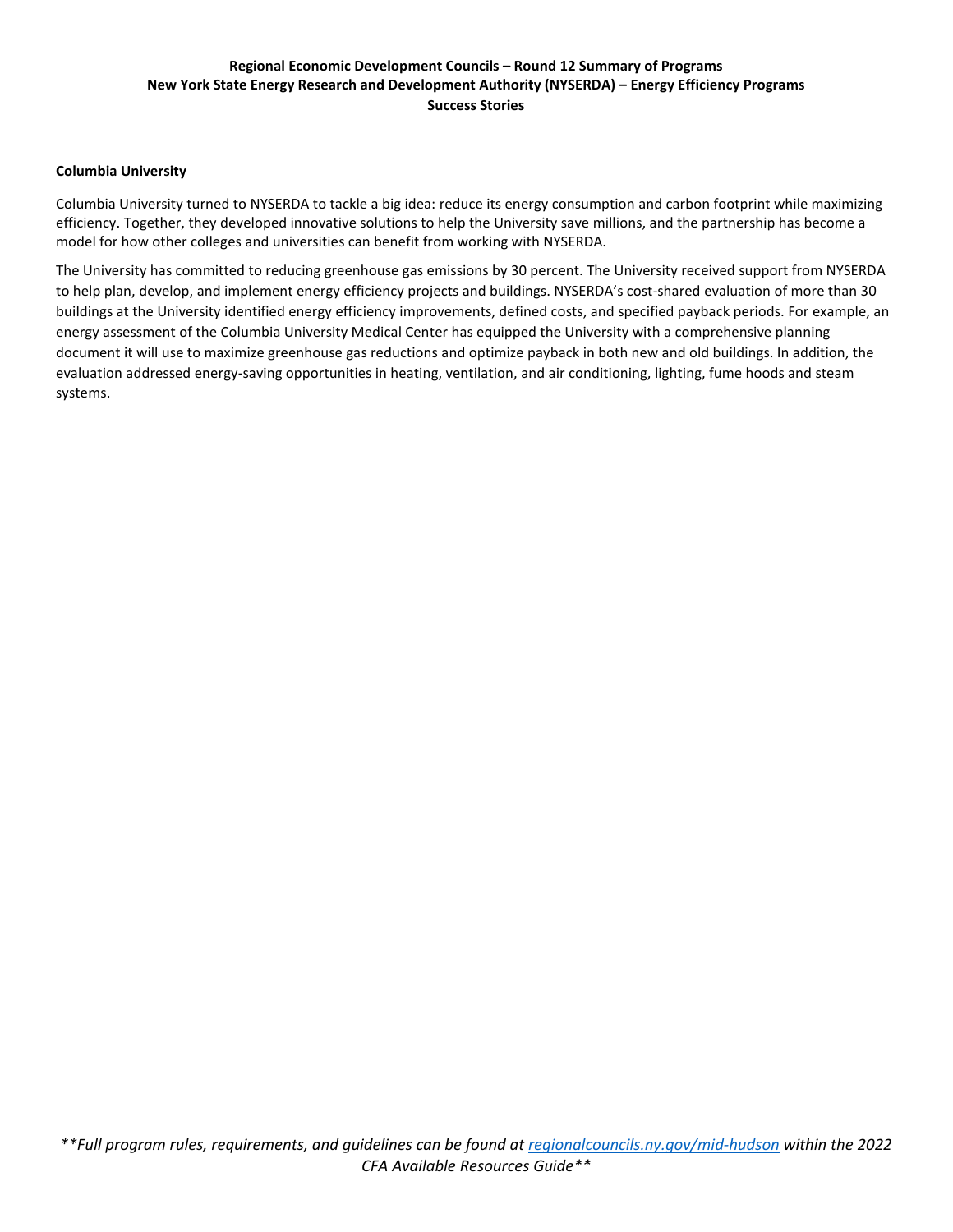**Regional Economic Development Councils – Round 12 Summary of Programs**
**New York State Energy Research and Development Authority (NYSERDA) – Energy Efficiency Programs**
**Success Stories**

**Columbia University**

Columbia University turned to NYSERDA to tackle a big idea: reduce its energy consumption and carbon footprint while maximizing efficiency. Together, they developed innovative solutions to help the University save millions, and the partnership has become a model for how other colleges and universities can benefit from working with NYSERDA.

The University has committed to reducing greenhouse gas emissions by 30 percent. The University received support from NYSERDA to help plan, develop, and implement energy efficiency projects and buildings. NYSERDA's cost-shared evaluation of more than 30 buildings at the University identified energy efficiency improvements, defined costs, and specified payback periods. For example, an energy assessment of the Columbia University Medical Center has equipped the University with a comprehensive planning document it will use to maximize greenhouse gas reductions and optimize payback in both new and old buildings. In addition, the evaluation addressed energy-saving opportunities in heating, ventilation, and air conditioning, lighting, fume hoods and steam systems.

*\*\*Full program rules, requirements, and guidelines can be found at [regionalcouncils.ny.gov/mid-hudson](regionalcouncils.ny.gov/mid-hudson) within the 2022 CFA Available Resources Guide\*\**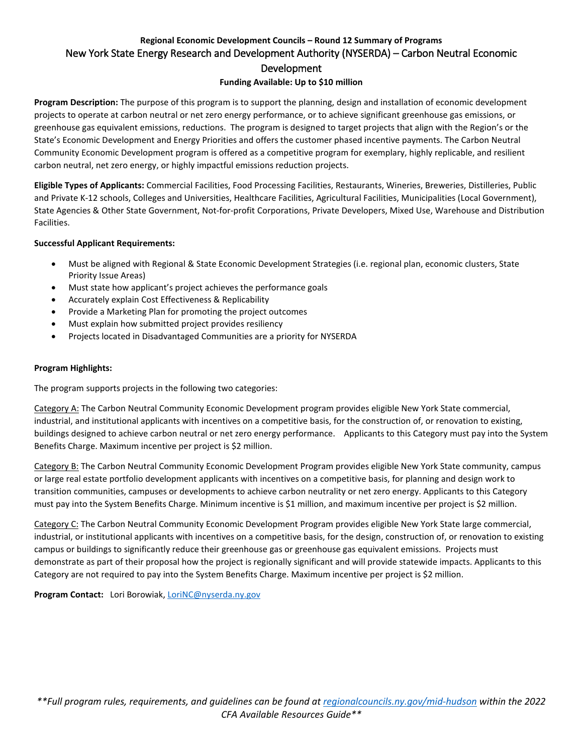**Regional Economic Development Councils – Round 12 Summary of Programs**

# New York State Energy Research and Development Authority (NYSERDA) – Carbon Neutral Economic Development

**Funding Available: Up to $10 million**

**Program Description:** The purpose of this program is to support the planning, design and installation of economic development projects to operate at carbon neutral or net zero energy performance, or to achieve significant greenhouse gas emissions, or greenhouse gas equivalent emissions, reductions. The program is designed to target projects that align with the Region's or the State's Economic Development and Energy Priorities and offers the customer phased incentive payments. The Carbon Neutral Community Economic Development program is offered as a competitive program for exemplary, highly replicable, and resilient carbon neutral, net zero energy, or highly impactful emissions reduction projects.

**Eligible Types of Applicants:** Commercial Facilities, Food Processing Facilities, Restaurants, Wineries, Breweries, Distilleries, Public and Private K-12 schools, Colleges and Universities, Healthcare Facilities, Agricultural Facilities, Municipalities (Local Government), State Agencies & Other State Government, Not-for-profit Corporations, Private Developers, Mixed Use, Warehouse and Distribution Facilities.

**Successful Applicant Requirements:**

- Must be aligned with Regional & State Economic Development Strategies (i.e. regional plan, economic clusters, State Priority Issue Areas)
- Must state how applicant's project achieves the performance goals
- Accurately explain Cost Effectiveness & Replicability
- Provide a Marketing Plan for promoting the project outcomes
- Must explain how submitted project provides resiliency
- Projects located in Disadvantaged Communities are a priority for NYSERDA

**Program Highlights:**

The program supports projects in the following two categories:

Category A: The Carbon Neutral Community Economic Development program provides eligible New York State commercial, industrial, and institutional applicants with incentives on a competitive basis, for the construction of, or renovation to existing, buildings designed to achieve carbon neutral or net zero energy performance. Applicants to this Category must pay into the System Benefits Charge. Maximum incentive per project is $2 million.

Category B: The Carbon Neutral Community Economic Development Program provides eligible New York State community, campus or large real estate portfolio development applicants with incentives on a competitive basis, for planning and design work to transition communities, campuses or developments to achieve carbon neutrality or net zero energy. Applicants to this Category must pay into the System Benefits Charge. Minimum incentive is $1 million, and maximum incentive per project is $2 million.

Category C: The Carbon Neutral Community Economic Development Program provides eligible New York State large commercial, industrial, or institutional applicants with incentives on a competitive basis, for the design, construction of, or renovation to existing campus or buildings to significantly reduce their greenhouse gas or greenhouse gas equivalent emissions. Projects must demonstrate as part of their proposal how the project is regionally significant and will provide statewide impacts. Applicants to this Category are not required to pay into the System Benefits Charge. Maximum incentive per project is $2 million.

**Program Contact:** Lori Borowiak, LoriNC@nyserda.ny.gov

*\*\*Full program rules, requirements, and guidelines can be found at regionalcouncils.ny.gov/mid-hudson within the 2022 CFA Available Resources Guide\*\**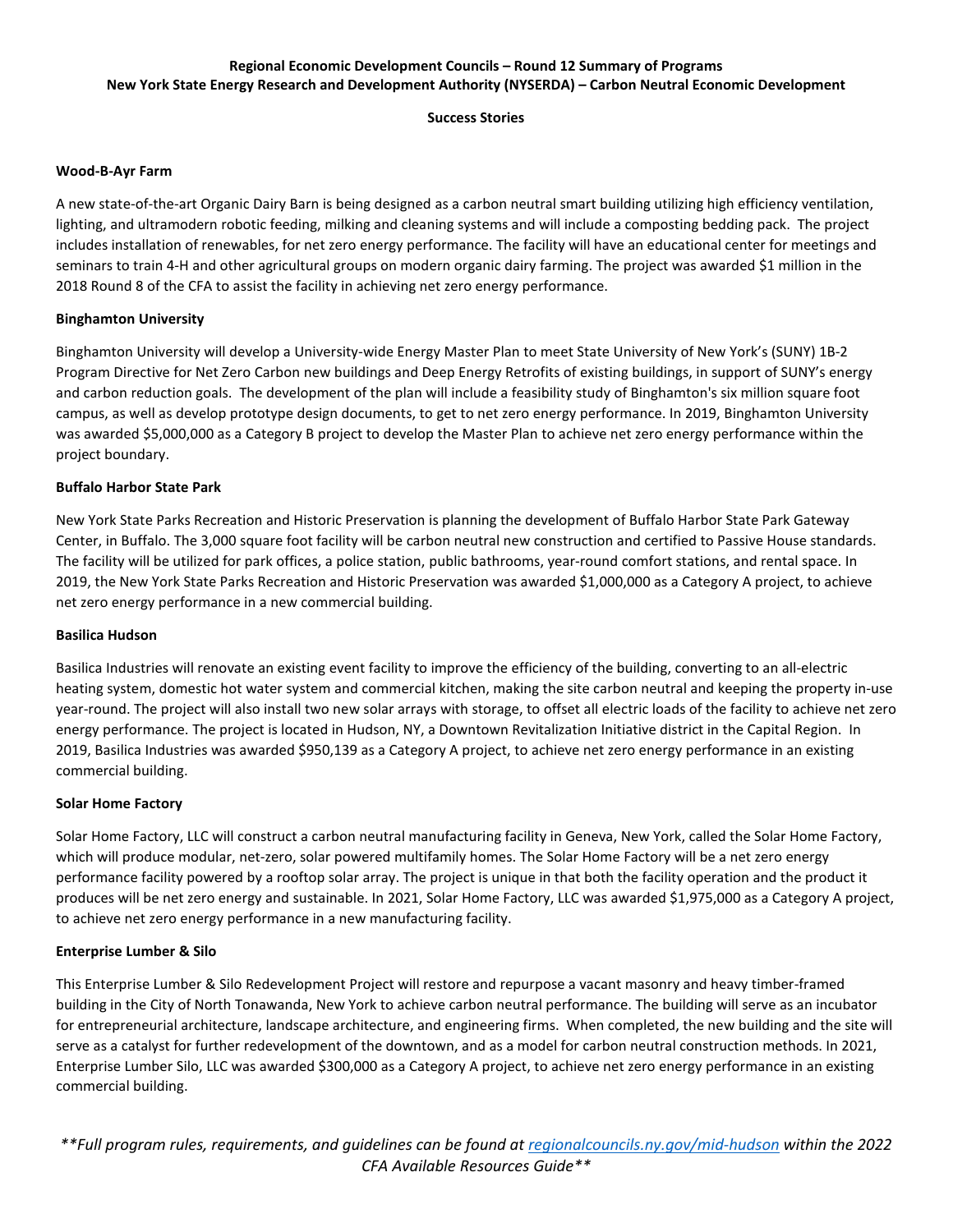**Regional Economic Development Councils – Round 12 Summary of Programs**
**New York State Energy Research and Development Authority (NYSERDA) – Carbon Neutral Economic Development**

**Success Stories**

**Wood-B-Ayr Farm**

A new state-of-the-art Organic Dairy Barn is being designed as a carbon neutral smart building utilizing high efficiency ventilation, lighting, and ultramodern robotic feeding, milking and cleaning systems and will include a composting bedding pack. The project includes installation of renewables, for net zero energy performance. The facility will have an educational center for meetings and seminars to train 4-H and other agricultural groups on modern organic dairy farming. The project was awarded $1 million in the 2018 Round 8 of the CFA to assist the facility in achieving net zero energy performance.

**Binghamton University**

Binghamton University will develop a University-wide Energy Master Plan to meet State University of New York's (SUNY) 1B-2 Program Directive for Net Zero Carbon new buildings and Deep Energy Retrofits of existing buildings, in support of SUNY's energy and carbon reduction goals. The development of the plan will include a feasibility study of Binghamton's six million square foot campus, as well as develop prototype design documents, to get to net zero energy performance. In 2019, Binghamton University was awarded $5,000,000 as a Category B project to develop the Master Plan to achieve net zero energy performance within the project boundary.

**Buffalo Harbor State Park**

New York State Parks Recreation and Historic Preservation is planning the development of Buffalo Harbor State Park Gateway Center, in Buffalo. The 3,000 square foot facility will be carbon neutral new construction and certified to Passive House standards. The facility will be utilized for park offices, a police station, public bathrooms, year-round comfort stations, and rental space. In 2019, the New York State Parks Recreation and Historic Preservation was awarded $1,000,000 as a Category A project, to achieve net zero energy performance in a new commercial building.

**Basilica Hudson**

Basilica Industries will renovate an existing event facility to improve the efficiency of the building, converting to an all-electric heating system, domestic hot water system and commercial kitchen, making the site carbon neutral and keeping the property in-use year-round. The project will also install two new solar arrays with storage, to offset all electric loads of the facility to achieve net zero energy performance. The project is located in Hudson, NY, a Downtown Revitalization Initiative district in the Capital Region. In 2019, Basilica Industries was awarded $950,139 as a Category A project, to achieve net zero energy performance in an existing commercial building.

**Solar Home Factory**

Solar Home Factory, LLC will construct a carbon neutral manufacturing facility in Geneva, New York, called the Solar Home Factory, which will produce modular, net-zero, solar powered multifamily homes. The Solar Home Factory will be a net zero energy performance facility powered by a rooftop solar array. The project is unique in that both the facility operation and the product it produces will be net zero energy and sustainable. In 2021, Solar Home Factory, LLC was awarded $1,975,000 as a Category A project, to achieve net zero energy performance in a new manufacturing facility.

**Enterprise Lumber & Silo**

This Enterprise Lumber & Silo Redevelopment Project will restore and repurpose a vacant masonry and heavy timber-framed building in the City of North Tonawanda, New York to achieve carbon neutral performance. The building will serve as an incubator for entrepreneurial architecture, landscape architecture, and engineering firms. When completed, the new building and the site will serve as a catalyst for further redevelopment of the downtown, and as a model for carbon neutral construction methods. In 2021, Enterprise Lumber Silo, LLC was awarded $300,000 as a Category A project, to achieve net zero energy performance in an existing commercial building.

*\*\*Full program rules, requirements, and guidelines can be found at [regionalcouncils.ny.gov/mid-hudson](regionalcouncils.ny.gov/mid-hudson) within the 2022 CFA Available Resources Guide\*\**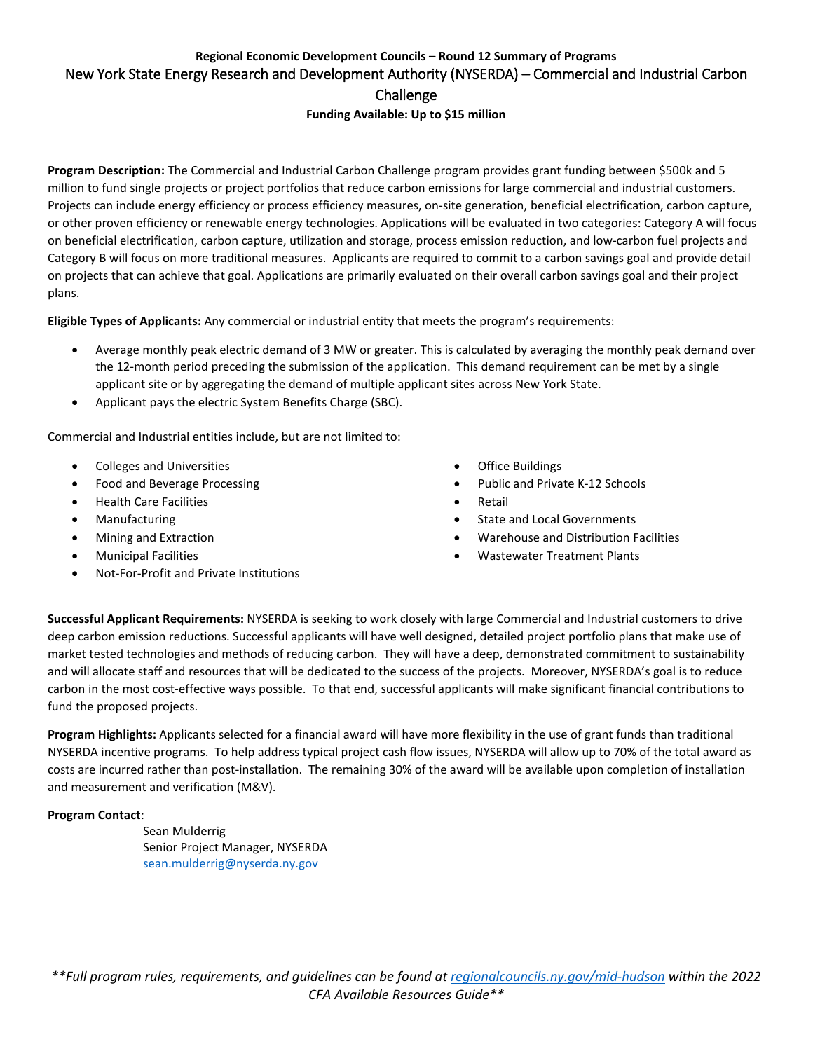**Regional Economic Development Councils – Round 12 Summary of Programs**

# New York State Energy Research and Development Authority (NYSERDA) – Commercial and Industrial Carbon Challenge

**Funding Available: Up to $15 million**

**Program Description:** The Commercial and Industrial Carbon Challenge program provides grant funding between $500k and 5 million to fund single projects or project portfolios that reduce carbon emissions for large commercial and industrial customers. Projects can include energy efficiency or process efficiency measures, on-site generation, beneficial electrification, carbon capture, or other proven efficiency or renewable energy technologies. Applications will be evaluated in two categories: Category A will focus on beneficial electrification, carbon capture, utilization and storage, process emission reduction, and low-carbon fuel projects and Category B will focus on more traditional measures. Applicants are required to commit to a carbon savings goal and provide detail on projects that can achieve that goal. Applications are primarily evaluated on their overall carbon savings goal and their project plans.

**Eligible Types of Applicants:** Any commercial or industrial entity that meets the program's requirements:

- Average monthly peak electric demand of 3 MW or greater. This is calculated by averaging the monthly peak demand over the 12-month period preceding the submission of the application. This demand requirement can be met by a single applicant site or by aggregating the demand of multiple applicant sites across New York State.
- Applicant pays the electric System Benefits Charge (SBC).

Commercial and Industrial entities include, but are not limited to:

- Colleges and Universities
- Food and Beverage Processing
- Health Care Facilities
- Manufacturing
- Mining and Extraction
- Municipal Facilities
- Not-For-Profit and Private Institutions
- Office Buildings
- Public and Private K-12 Schools
- Retail
- State and Local Governments
- Warehouse and Distribution Facilities
- Wastewater Treatment Plants

**Successful Applicant Requirements:** NYSERDA is seeking to work closely with large Commercial and Industrial customers to drive deep carbon emission reductions. Successful applicants will have well designed, detailed project portfolio plans that make use of market tested technologies and methods of reducing carbon. They will have a deep, demonstrated commitment to sustainability and will allocate staff and resources that will be dedicated to the success of the projects. Moreover, NYSERDA's goal is to reduce carbon in the most cost-effective ways possible. To that end, successful applicants will make significant financial contributions to fund the proposed projects.

**Program Highlights:** Applicants selected for a financial award will have more flexibility in the use of grant funds than traditional NYSERDA incentive programs. To help address typical project cash flow issues, NYSERDA will allow up to 70% of the total award as costs are incurred rather than post-installation. The remaining 30% of the award will be available upon completion of installation and measurement and verification (M&V).

**Program Contact**:

Sean Mulderrig
Senior Project Manager, NYSERDA
[sean.mulderrig@nyserda.ny.gov](mailto:sean.mulderrig@nyserda.ny.gov)

*\*\*Full program rules, requirements, and guidelines can be found at [regionalcouncils.ny.gov/mid-hudson](https://regionalcouncils.ny.gov/mid-hudson) within the 2022 CFA Available Resources Guide\*\**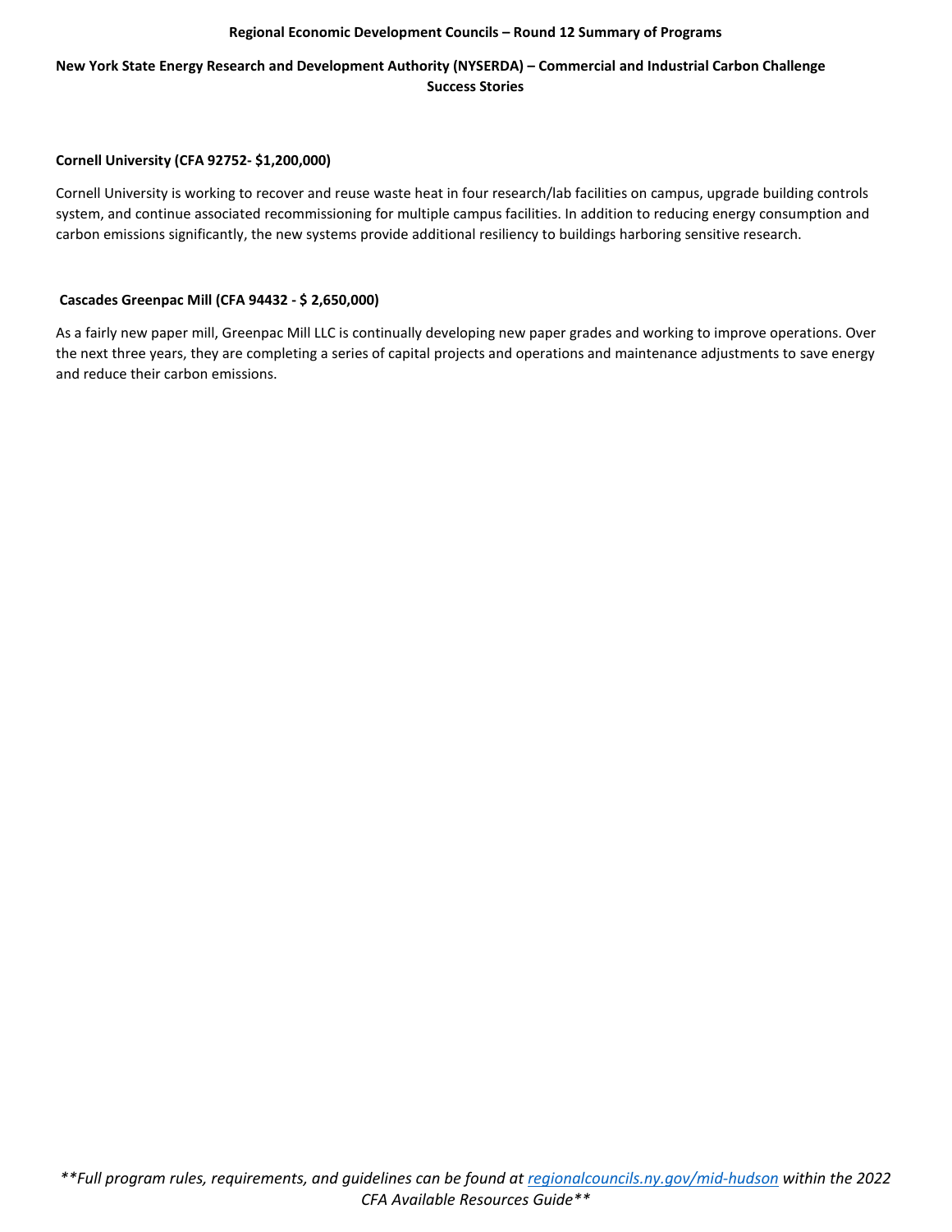**Regional Economic Development Councils – Round 12 Summary of Programs**

**New York State Energy Research and Development Authority (NYSERDA) – Commercial and Industrial Carbon Challenge Success Stories**

**Cornell University (CFA 92752- $1,200,000)**

Cornell University is working to recover and reuse waste heat in four research/lab facilities on campus, upgrade building controls system, and continue associated recommissioning for multiple campus facilities. In addition to reducing energy consumption and carbon emissions significantly, the new systems provide additional resiliency to buildings harboring sensitive research.

**Cascades Greenpac Mill (CFA 94432 - $ 2,650,000)**

As a fairly new paper mill, Greenpac Mill LLC is continually developing new paper grades and working to improve operations. Over the next three years, they are completing a series of capital projects and operations and maintenance adjustments to save energy and reduce their carbon emissions.

*\*\*Full program rules, requirements, and guidelines can be found at [regionalcouncils.ny.gov/mid-hudson](regionalcouncils.ny.gov/mid-hudson) within the 2022 CFA Available Resources Guide\*\**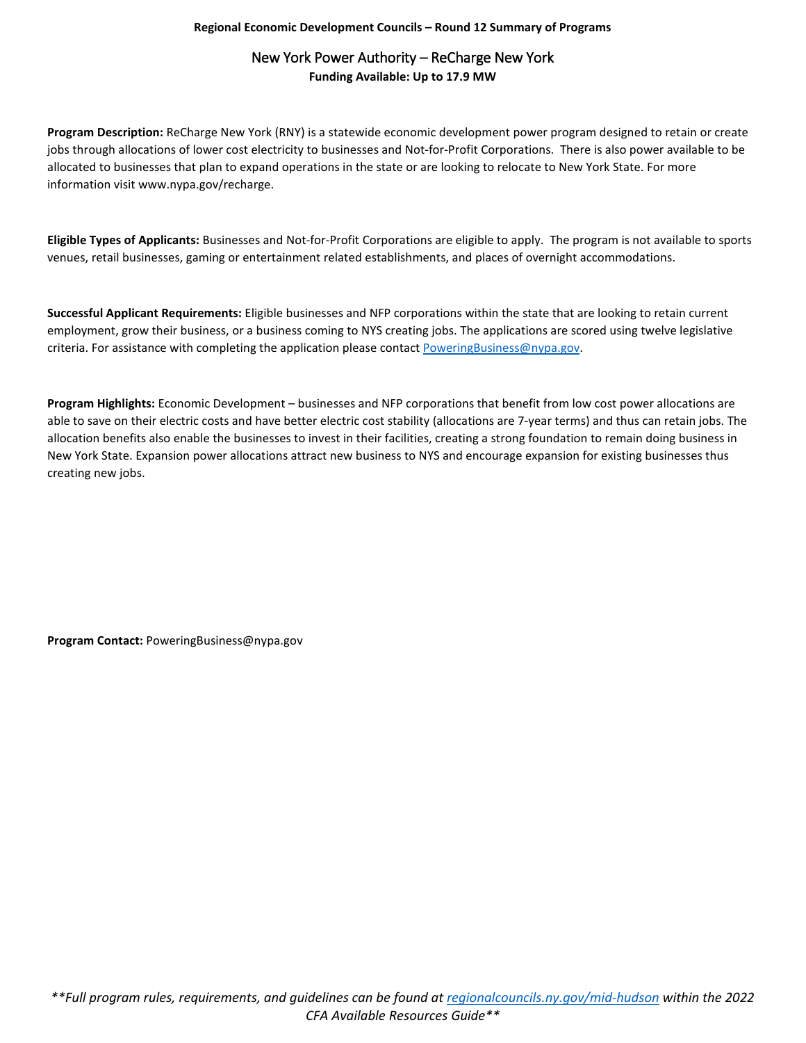**Regional Economic Development Councils – Round 12 Summary of Programs**

## New York Power Authority – ReCharge New York

**Funding Available: Up to 17.9 MW**

**Program Description:** ReCharge New York (RNY) is a statewide economic development power program designed to retain or create jobs through allocations of lower cost electricity to businesses and Not-for-Profit Corporations. There is also power available to be allocated to businesses that plan to expand operations in the state or are looking to relocate to New York State. For more information visit www.nypa.gov/recharge.

**Eligible Types of Applicants:** Businesses and Not-for-Profit Corporations are eligible to apply. The program is not available to sports venues, retail businesses, gaming or entertainment related establishments, and places of overnight accommodations.

**Successful Applicant Requirements:** Eligible businesses and NFP corporations within the state that are looking to retain current employment, grow their business, or a business coming to NYS creating jobs. The applications are scored using twelve legislative criteria. For assistance with completing the application please contact PoweringBusiness@nypa.gov.

**Program Highlights:** Economic Development – businesses and NFP corporations that benefit from low cost power allocations are able to save on their electric costs and have better electric cost stability (allocations are 7-year terms) and thus can retain jobs. The allocation benefits also enable the businesses to invest in their facilities, creating a strong foundation to remain doing business in New York State. Expansion power allocations attract new business to NYS and encourage expansion for existing businesses thus creating new jobs.

**Program Contact:** PoweringBusiness@nypa.gov

*\*\*Full program rules, requirements, and guidelines can be found at regionalcouncils.ny.gov/mid-hudson within the 2022 CFA Available Resources Guide\*\**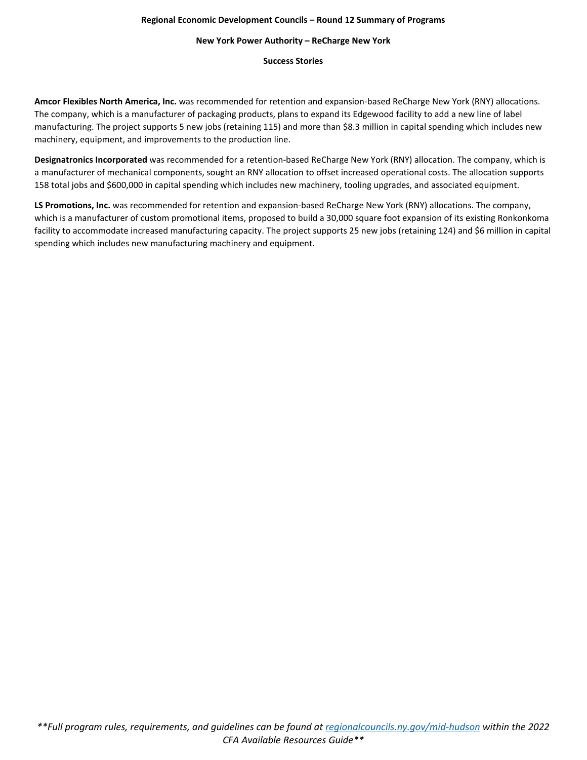**Regional Economic Development Councils – Round 12 Summary of Programs**

**New York Power Authority – ReCharge New York**

**Success Stories**

**Amcor Flexibles North America, Inc.** was recommended for retention and expansion-based ReCharge New York (RNY) allocations. The company, which is a manufacturer of packaging products, plans to expand its Edgewood facility to add a new line of label manufacturing. The project supports 5 new jobs (retaining 115) and more than $8.3 million in capital spending which includes new machinery, equipment, and improvements to the production line.

**Designatronics Incorporated** was recommended for a retention-based ReCharge New York (RNY) allocation. The company, which is a manufacturer of mechanical components, sought an RNY allocation to offset increased operational costs. The allocation supports 158 total jobs and $600,000 in capital spending which includes new machinery, tooling upgrades, and associated equipment.

**LS Promotions, Inc.** was recommended for retention and expansion-based ReCharge New York (RNY) allocations. The company, which is a manufacturer of custom promotional items, proposed to build a 30,000 square foot expansion of its existing Ronkonkoma facility to accommodate increased manufacturing capacity. The project supports 25 new jobs (retaining 124) and $6 million in capital spending which includes new manufacturing machinery and equipment.

*\*\*Full program rules, requirements, and guidelines can be found at regionalcouncils.ny.gov/mid-hudson within the 2022 CFA Available Resources Guide\*\**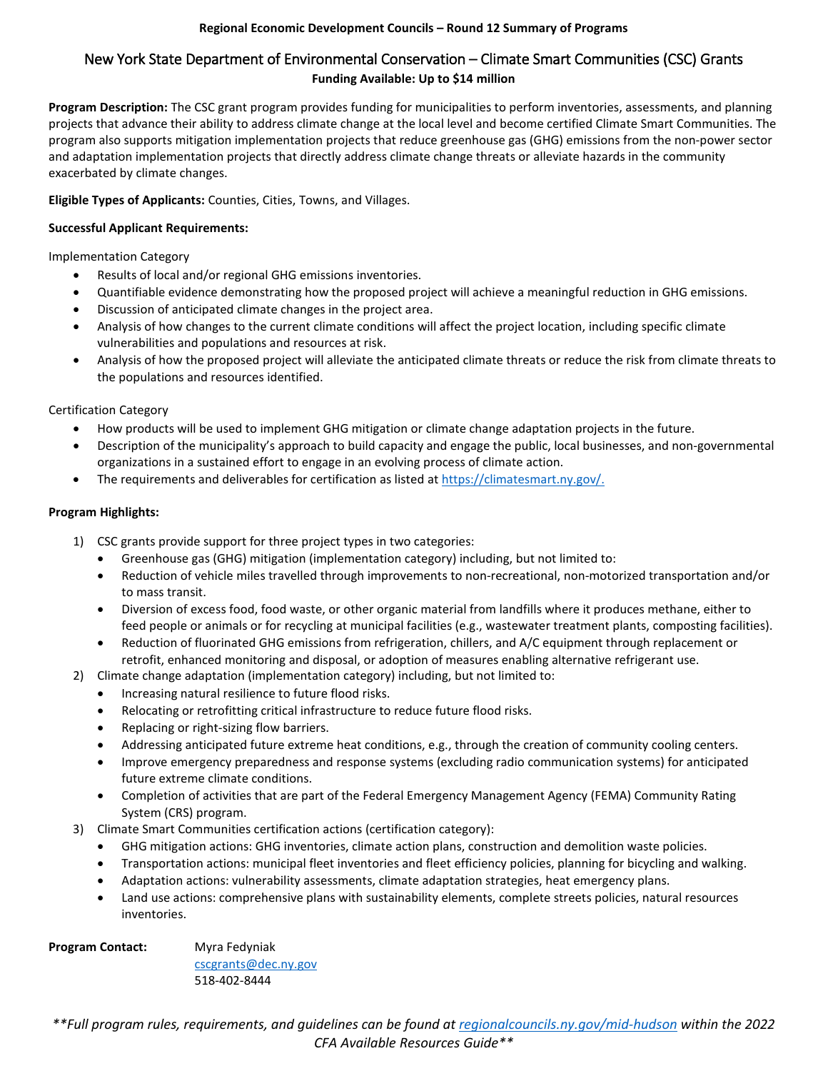**Regional Economic Development Councils – Round 12 Summary of Programs**

# New York State Department of Environmental Conservation – Climate Smart Communities (CSC) Grants

**Funding Available: Up to $14 million**

**Program Description:** The CSC grant program provides funding for municipalities to perform inventories, assessments, and planning projects that advance their ability to address climate change at the local level and become certified Climate Smart Communities. The program also supports mitigation implementation projects that reduce greenhouse gas (GHG) emissions from the non-power sector and adaptation implementation projects that directly address climate change threats or alleviate hazards in the community exacerbated by climate changes.

**Eligible Types of Applicants:** Counties, Cities, Towns, and Villages.

**Successful Applicant Requirements:**

Implementation Category

- Results of local and/or regional GHG emissions inventories.
- Quantifiable evidence demonstrating how the proposed project will achieve a meaningful reduction in GHG emissions.
- Discussion of anticipated climate changes in the project area.
- Analysis of how changes to the current climate conditions will affect the project location, including specific climate vulnerabilities and populations and resources at risk.
- Analysis of how the proposed project will alleviate the anticipated climate threats or reduce the risk from climate threats to the populations and resources identified.

Certification Category

- How products will be used to implement GHG mitigation or climate change adaptation projects in the future.
- Description of the municipality's approach to build capacity and engage the public, local businesses, and non-governmental organizations in a sustained effort to engage in an evolving process of climate action.
- The requirements and deliverables for certification as listed at https://climatesmart.ny.gov/.

**Program Highlights:**

1) CSC grants provide support for three project types in two categories:
   - Greenhouse gas (GHG) mitigation (implementation category) including, but not limited to:
   - Reduction of vehicle miles travelled through improvements to non-recreational, non-motorized transportation and/or to mass transit.
   - Diversion of excess food, food waste, or other organic material from landfills where it produces methane, either to feed people or animals or for recycling at municipal facilities (e.g., wastewater treatment plants, composting facilities).
   - Reduction of fluorinated GHG emissions from refrigeration, chillers, and A/C equipment through replacement or retrofit, enhanced monitoring and disposal, or adoption of measures enabling alternative refrigerant use.
2) Climate change adaptation (implementation category) including, but not limited to:
   - Increasing natural resilience to future flood risks.
   - Relocating or retrofitting critical infrastructure to reduce future flood risks.
   - Replacing or right-sizing flow barriers.
   - Addressing anticipated future extreme heat conditions, e.g., through the creation of community cooling centers.
   - Improve emergency preparedness and response systems (excluding radio communication systems) for anticipated future extreme climate conditions.
   - Completion of activities that are part of the Federal Emergency Management Agency (FEMA) Community Rating System (CRS) program.
3) Climate Smart Communities certification actions (certification category):
   - GHG mitigation actions: GHG inventories, climate action plans, construction and demolition waste policies.
   - Transportation actions: municipal fleet inventories and fleet efficiency policies, planning for bicycling and walking.
   - Adaptation actions: vulnerability assessments, climate adaptation strategies, heat emergency plans.
   - Land use actions: comprehensive plans with sustainability elements, complete streets policies, natural resources inventories.

**Program Contact:** Myra Fedyniak
cscgrants@dec.ny.gov
518-402-8444

***\*Full program rules, requirements, and guidelines can be found at regionalcouncils.ny.gov/mid-hudson within the 2022 CFA Available Resources Guide\*\****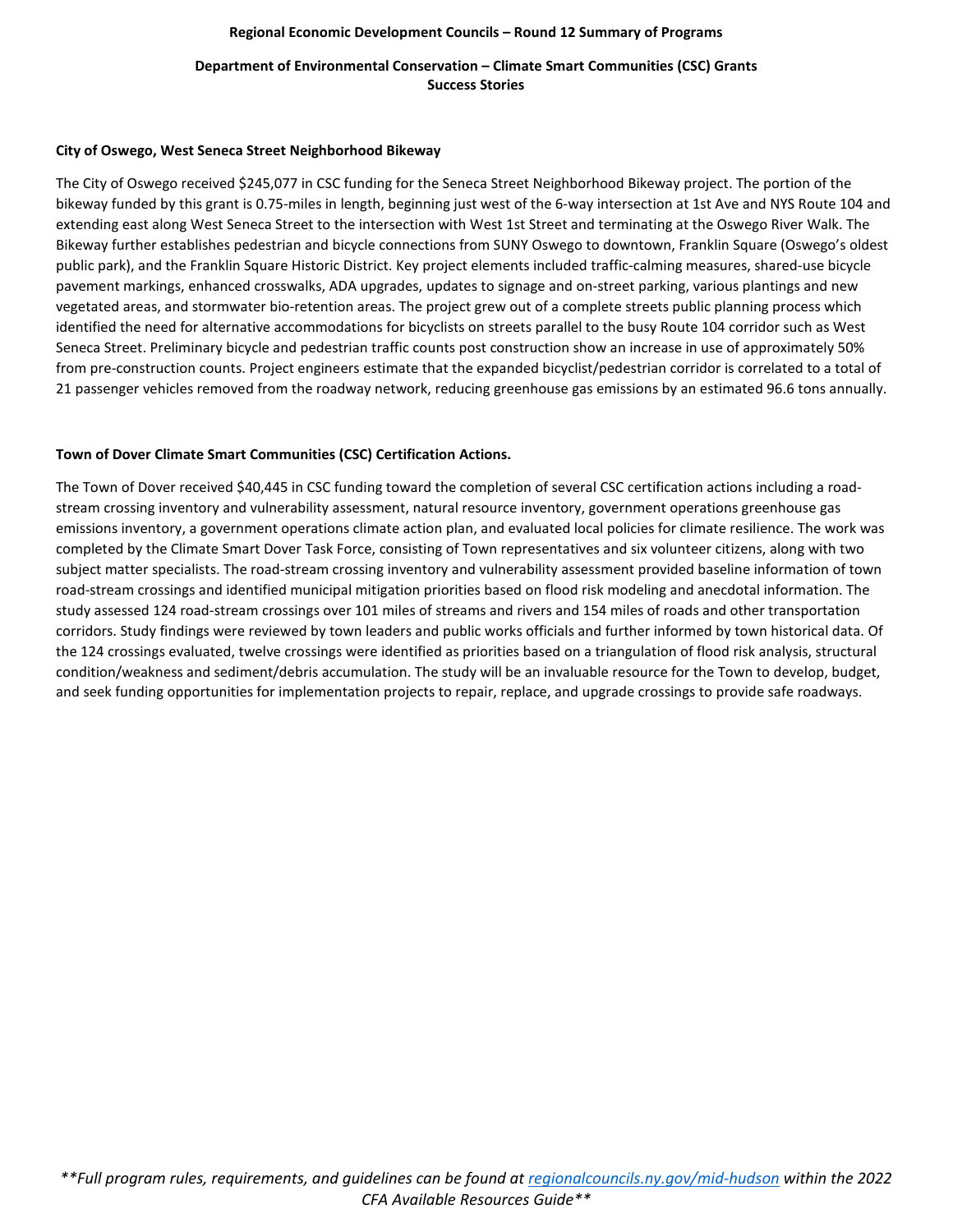**Regional Economic Development Councils – Round 12 Summary of Programs**

**Department of Environmental Conservation – Climate Smart Communities (CSC) Grants**
**Success Stories**

**City of Oswego, West Seneca Street Neighborhood Bikeway**

The City of Oswego received $245,077 in CSC funding for the Seneca Street Neighborhood Bikeway project. The portion of the bikeway funded by this grant is 0.75-miles in length, beginning just west of the 6-way intersection at 1st Ave and NYS Route 104 and extending east along West Seneca Street to the intersection with West 1st Street and terminating at the Oswego River Walk. The Bikeway further establishes pedestrian and bicycle connections from SUNY Oswego to downtown, Franklin Square (Oswego's oldest public park), and the Franklin Square Historic District. Key project elements included traffic-calming measures, shared-use bicycle pavement markings, enhanced crosswalks, ADA upgrades, updates to signage and on-street parking, various plantings and new vegetated areas, and stormwater bio-retention areas. The project grew out of a complete streets public planning process which identified the need for alternative accommodations for bicyclists on streets parallel to the busy Route 104 corridor such as West Seneca Street. Preliminary bicycle and pedestrian traffic counts post construction show an increase in use of approximately 50% from pre-construction counts. Project engineers estimate that the expanded bicyclist/pedestrian corridor is correlated to a total of 21 passenger vehicles removed from the roadway network, reducing greenhouse gas emissions by an estimated 96.6 tons annually.

**Town of Dover Climate Smart Communities (CSC) Certification Actions.**

The Town of Dover received $40,445 in CSC funding toward the completion of several CSC certification actions including a road-stream crossing inventory and vulnerability assessment, natural resource inventory, government operations greenhouse gas emissions inventory, a government operations climate action plan, and evaluated local policies for climate resilience. The work was completed by the Climate Smart Dover Task Force, consisting of Town representatives and six volunteer citizens, along with two subject matter specialists. The road-stream crossing inventory and vulnerability assessment provided baseline information of town road-stream crossings and identified municipal mitigation priorities based on flood risk modeling and anecdotal information. The study assessed 124 road-stream crossings over 101 miles of streams and rivers and 154 miles of roads and other transportation corridors. Study findings were reviewed by town leaders and public works officials and further informed by town historical data. Of the 124 crossings evaluated, twelve crossings were identified as priorities based on a triangulation of flood risk analysis, structural condition/weakness and sediment/debris accumulation. The study will be an invaluable resource for the Town to develop, budget, and seek funding opportunities for implementation projects to repair, replace, and upgrade crossings to provide safe roadways.

***Full program rules, requirements, and guidelines can be found at [regionalcouncils.ny.gov/mid-hudson](regionalcouncils.ny.gov/mid-hudson) within the 2022 CFA Available Resources Guide***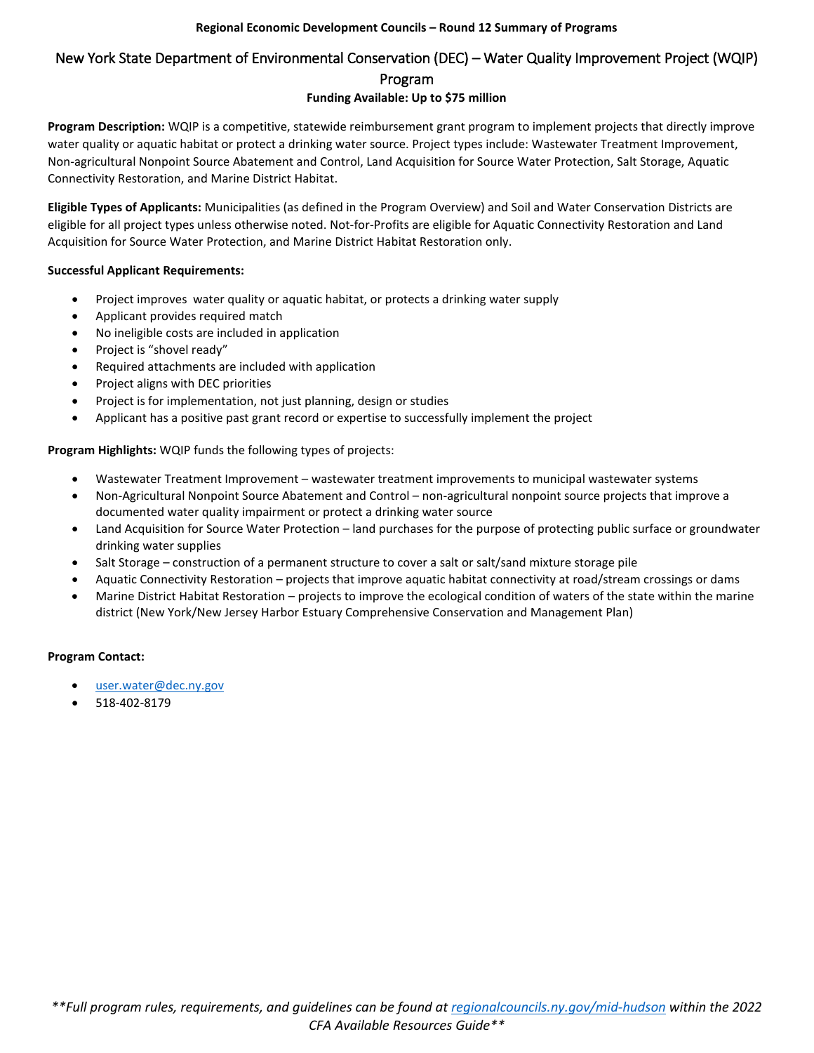**Regional Economic Development Councils – Round 12 Summary of Programs**

# New York State Department of Environmental Conservation (DEC) – Water Quality Improvement Project (WQIP) Program

**Funding Available: Up to $75 million**

**Program Description:** WQIP is a competitive, statewide reimbursement grant program to implement projects that directly improve water quality or aquatic habitat or protect a drinking water source. Project types include: Wastewater Treatment Improvement, Non-agricultural Nonpoint Source Abatement and Control, Land Acquisition for Source Water Protection, Salt Storage, Aquatic Connectivity Restoration, and Marine District Habitat.

**Eligible Types of Applicants:** Municipalities (as defined in the Program Overview) and Soil and Water Conservation Districts are eligible for all project types unless otherwise noted. Not-for-Profits are eligible for Aquatic Connectivity Restoration and Land Acquisition for Source Water Protection, and Marine District Habitat Restoration only.

**Successful Applicant Requirements:**

- Project improves water quality or aquatic habitat, or protects a drinking water supply
- Applicant provides required match
- No ineligible costs are included in application
- Project is "shovel ready"
- Required attachments are included with application
- Project aligns with DEC priorities
- Project is for implementation, not just planning, design or studies
- Applicant has a positive past grant record or expertise to successfully implement the project

**Program Highlights:** WQIP funds the following types of projects:

- Wastewater Treatment Improvement – wastewater treatment improvements to municipal wastewater systems
- Non-Agricultural Nonpoint Source Abatement and Control – non-agricultural nonpoint source projects that improve a documented water quality impairment or protect a drinking water source
- Land Acquisition for Source Water Protection – land purchases for the purpose of protecting public surface or groundwater drinking water supplies
- Salt Storage – construction of a permanent structure to cover a salt or salt/sand mixture storage pile
- Aquatic Connectivity Restoration – projects that improve aquatic habitat connectivity at road/stream crossings or dams
- Marine District Habitat Restoration – projects to improve the ecological condition of waters of the state within the marine district (New York/New Jersey Harbor Estuary Comprehensive Conservation and Management Plan)

**Program Contact:**

- user.water@dec.ny.gov
- 518-402-8179

*\*\*Full program rules, requirements, and guidelines can be found at regionalcouncils.ny.gov/mid-hudson within the 2022 CFA Available Resources Guide\*\**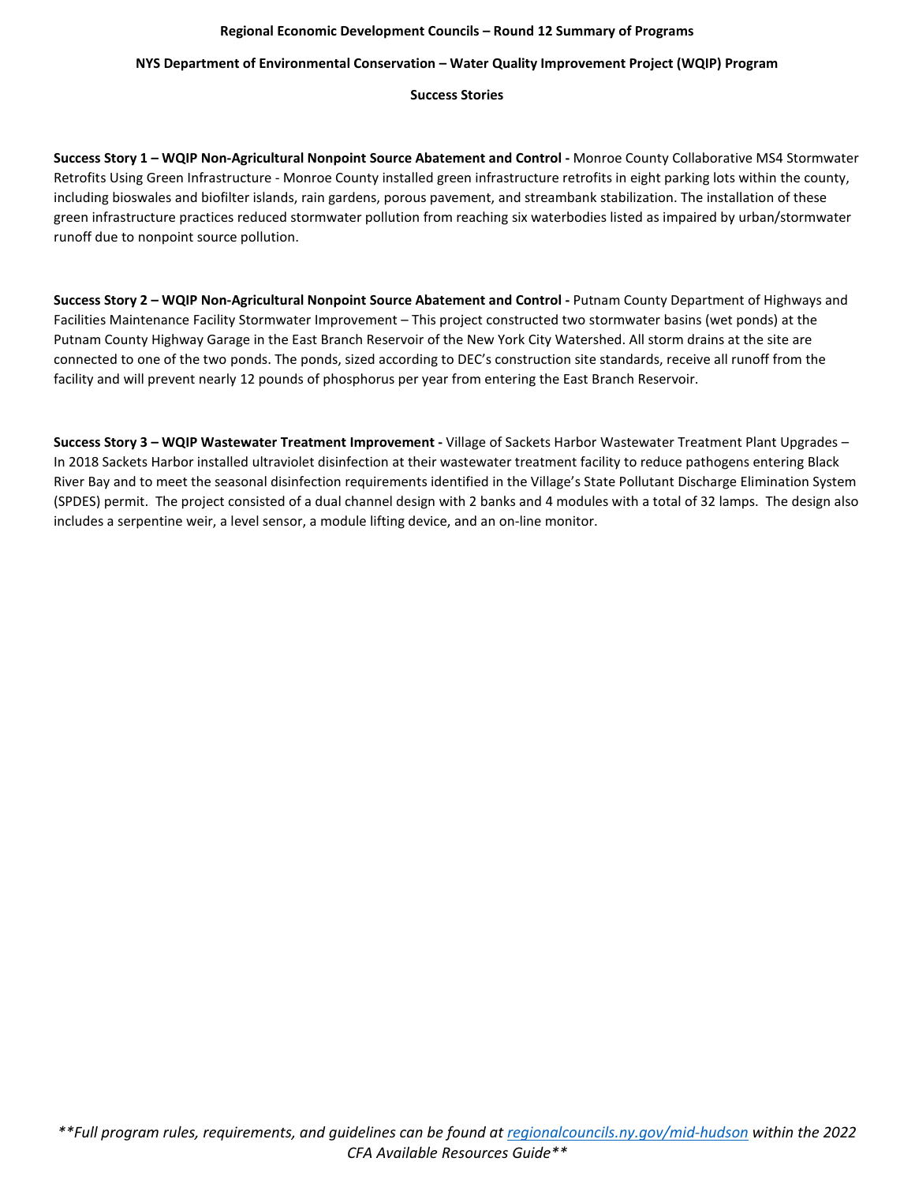**Regional Economic Development Councils – Round 12 Summary of Programs**

**NYS Department of Environmental Conservation – Water Quality Improvement Project (WQIP) Program**

**Success Stories**

**Success Story 1 – WQIP Non-Agricultural Nonpoint Source Abatement and Control -** Monroe County Collaborative MS4 Stormwater Retrofits Using Green Infrastructure - Monroe County installed green infrastructure retrofits in eight parking lots within the county, including bioswales and biofilter islands, rain gardens, porous pavement, and streambank stabilization. The installation of these green infrastructure practices reduced stormwater pollution from reaching six waterbodies listed as impaired by urban/stormwater runoff due to nonpoint source pollution.

**Success Story 2 – WQIP Non-Agricultural Nonpoint Source Abatement and Control -** Putnam County Department of Highways and Facilities Maintenance Facility Stormwater Improvement – This project constructed two stormwater basins (wet ponds) at the Putnam County Highway Garage in the East Branch Reservoir of the New York City Watershed. All storm drains at the site are connected to one of the two ponds. The ponds, sized according to DEC's construction site standards, receive all runoff from the facility and will prevent nearly 12 pounds of phosphorus per year from entering the East Branch Reservoir.

**Success Story 3 – WQIP Wastewater Treatment Improvement -** Village of Sackets Harbor Wastewater Treatment Plant Upgrades – In 2018 Sackets Harbor installed ultraviolet disinfection at their wastewater treatment facility to reduce pathogens entering Black River Bay and to meet the seasonal disinfection requirements identified in the Village's State Pollutant Discharge Elimination System (SPDES) permit. The project consisted of a dual channel design with 2 banks and 4 modules with a total of 32 lamps. The design also includes a serpentine weir, a level sensor, a module lifting device, and an on-line monitor.

*\*\*Full program rules, requirements, and guidelines can be found at [regionalcouncils.ny.gov/mid-hudson](regionalcouncils.ny.gov/mid-hudson) within the 2022 CFA Available Resources Guide\*\**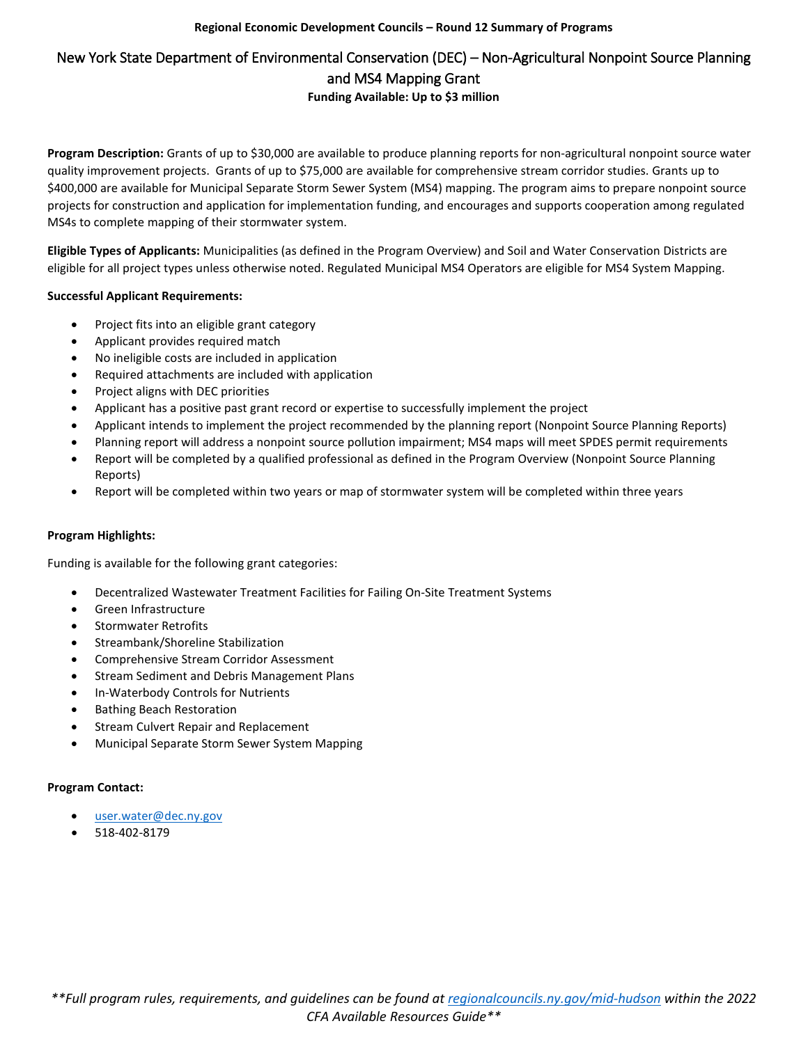**Regional Economic Development Councils – Round 12 Summary of Programs**

# New York State Department of Environmental Conservation (DEC) – Non-Agricultural Nonpoint Source Planning and MS4 Mapping Grant

**Funding Available: Up to $3 million**

**Program Description:** Grants of up to $30,000 are available to produce planning reports for non-agricultural nonpoint source water quality improvement projects. Grants of up to $75,000 are available for comprehensive stream corridor studies. Grants up to $400,000 are available for Municipal Separate Storm Sewer System (MS4) mapping. The program aims to prepare nonpoint source projects for construction and application for implementation funding, and encourages and supports cooperation among regulated MS4s to complete mapping of their stormwater system.

**Eligible Types of Applicants:** Municipalities (as defined in the Program Overview) and Soil and Water Conservation Districts are eligible for all project types unless otherwise noted. Regulated Municipal MS4 Operators are eligible for MS4 System Mapping.

**Successful Applicant Requirements:**

- Project fits into an eligible grant category
- Applicant provides required match
- No ineligible costs are included in application
- Required attachments are included with application
- Project aligns with DEC priorities
- Applicant has a positive past grant record or expertise to successfully implement the project
- Applicant intends to implement the project recommended by the planning report (Nonpoint Source Planning Reports)
- Planning report will address a nonpoint source pollution impairment; MS4 maps will meet SPDES permit requirements
- Report will be completed by a qualified professional as defined in the Program Overview (Nonpoint Source Planning Reports)
- Report will be completed within two years or map of stormwater system will be completed within three years

**Program Highlights:**

Funding is available for the following grant categories:

- Decentralized Wastewater Treatment Facilities for Failing On-Site Treatment Systems
- Green Infrastructure
- Stormwater Retrofits
- Streambank/Shoreline Stabilization
- Comprehensive Stream Corridor Assessment
- Stream Sediment and Debris Management Plans
- In-Waterbody Controls for Nutrients
- Bathing Beach Restoration
- Stream Culvert Repair and Replacement
- Municipal Separate Storm Sewer System Mapping

**Program Contact:**

- user.water@dec.ny.gov
- 518-402-8179

*\*\*Full program rules, requirements, and guidelines can be found at regionalcouncils.ny.gov/mid-hudson within the 2022 CFA Available Resources Guide\*\**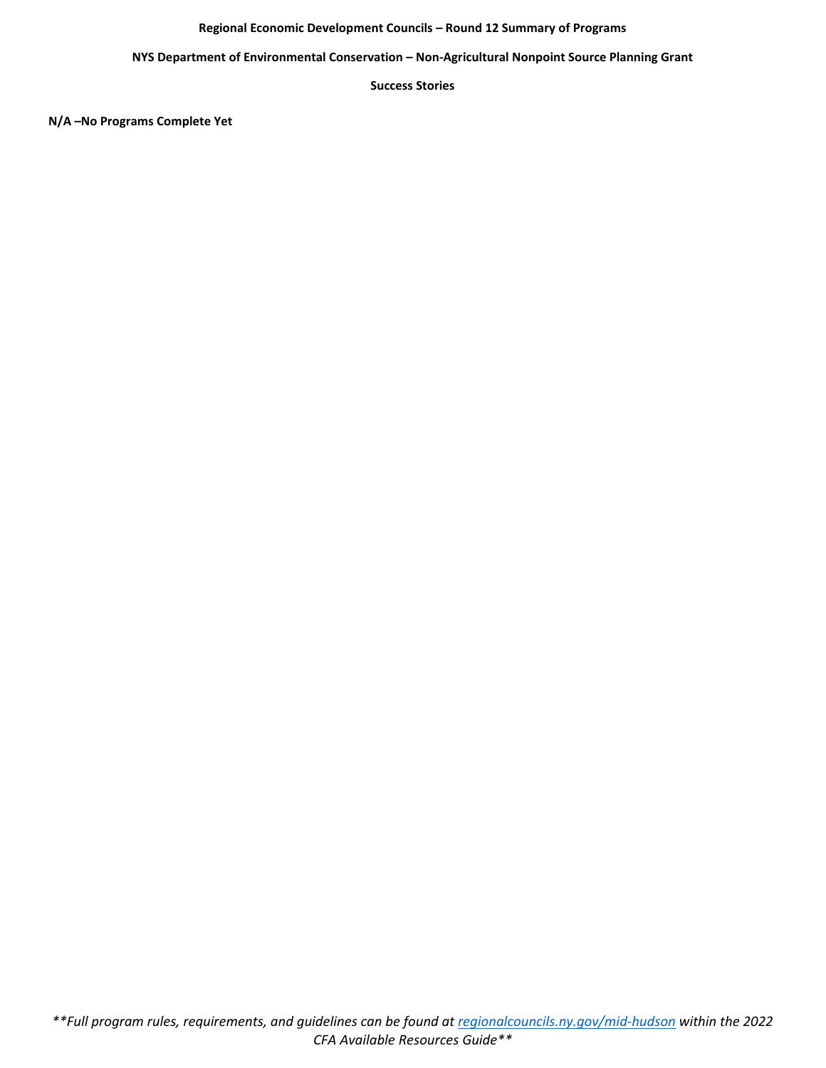**Regional Economic Development Councils – Round 12 Summary of Programs**

**NYS Department of Environmental Conservation – Non-Agricultural Nonpoint Source Planning Grant**

**Success Stories**

**N/A –No Programs Complete Yet**

*\*\*Full program rules, requirements, and guidelines can be found at [regionalcouncils.ny.gov/mid-hudson](regionalcouncils.ny.gov/mid-hudson) within the 2022 CFA Available Resources Guide\*\**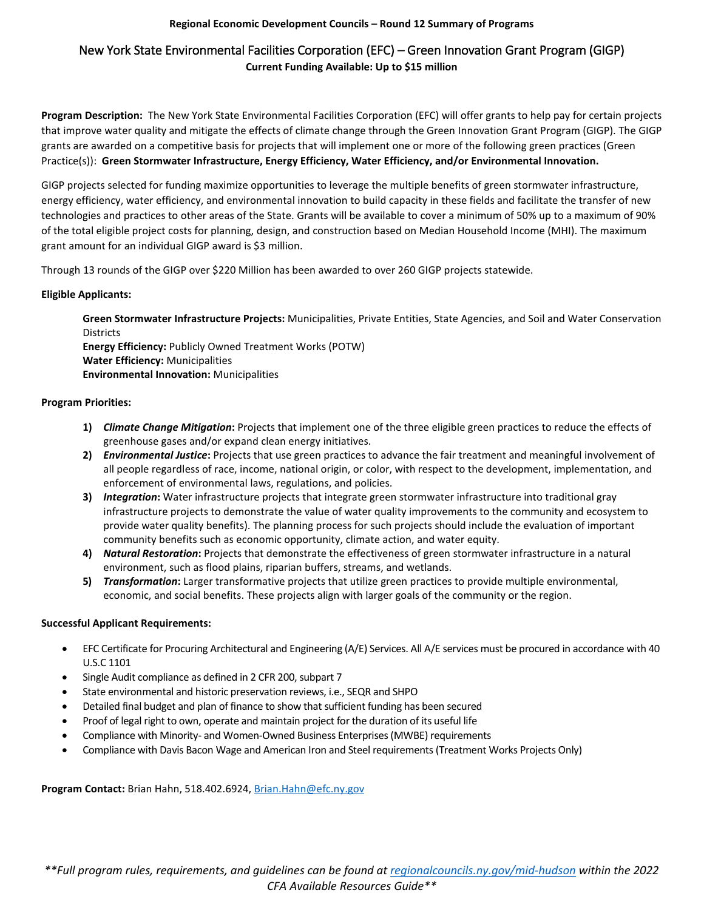**Regional Economic Development Councils – Round 12 Summary of Programs**

# New York State Environmental Facilities Corporation (EFC) – Green Innovation Grant Program (GIGP)

**Current Funding Available: Up to $15 million**

**Program Description:** The New York State Environmental Facilities Corporation (EFC) will offer grants to help pay for certain projects that improve water quality and mitigate the effects of climate change through the Green Innovation Grant Program (GIGP). The GIGP grants are awarded on a competitive basis for projects that will implement one or more of the following green practices (Green Practice(s)): **Green Stormwater Infrastructure, Energy Efficiency, Water Efficiency, and/or Environmental Innovation.**

GIGP projects selected for funding maximize opportunities to leverage the multiple benefits of green stormwater infrastructure, energy efficiency, water efficiency, and environmental innovation to build capacity in these fields and facilitate the transfer of new technologies and practices to other areas of the State. Grants will be available to cover a minimum of 50% up to a maximum of 90% of the total eligible project costs for planning, design, and construction based on Median Household Income (MHI). The maximum grant amount for an individual GIGP award is $3 million.

Through 13 rounds of the GIGP over $220 Million has been awarded to over 260 GIGP projects statewide.

**Eligible Applicants:**

**Green Stormwater Infrastructure Projects:** Municipalities, Private Entities, State Agencies, and Soil and Water Conservation Districts
**Energy Efficiency:** Publicly Owned Treatment Works (POTW)
**Water Efficiency:** Municipalities
**Environmental Innovation:** Municipalities

**Program Priorities:**

1) ***Climate Change Mitigation*:** Projects that implement one of the three eligible green practices to reduce the effects of greenhouse gases and/or expand clean energy initiatives.
2) ***Environmental Justice*:** Projects that use green practices to advance the fair treatment and meaningful involvement of all people regardless of race, income, national origin, or color, with respect to the development, implementation, and enforcement of environmental laws, regulations, and policies.
3) ***Integration*:** Water infrastructure projects that integrate green stormwater infrastructure into traditional gray infrastructure projects to demonstrate the value of water quality improvements to the community and ecosystem to provide water quality benefits). The planning process for such projects should include the evaluation of important community benefits such as economic opportunity, climate action, and water equity.
4) ***Natural Restoration*:** Projects that demonstrate the effectiveness of green stormwater infrastructure in a natural environment, such as flood plains, riparian buffers, streams, and wetlands.
5) ***Transformation*:** Larger transformative projects that utilize green practices to provide multiple environmental, economic, and social benefits. These projects align with larger goals of the community or the region.

**Successful Applicant Requirements:**

- EFC Certificate for Procuring Architectural and Engineering (A/E) Services. All A/E services must be procured in accordance with 40 U.S.C 1101
- Single Audit compliance as defined in 2 CFR 200, subpart 7
- State environmental and historic preservation reviews, i.e., SEQR and SHPO
- Detailed final budget and plan of finance to show that sufficient funding has been secured
- Proof of legal right to own, operate and maintain project for the duration of its useful life
- Compliance with Minority- and Women-Owned Business Enterprises (MWBE) requirements
- Compliance with Davis Bacon Wage and American Iron and Steel requirements (Treatment Works Projects Only)

**Program Contact:** Brian Hahn, 518.402.6924, Brian.Hahn@efc.ny.gov

***\*Full program rules, requirements, and guidelines can be found at regionalcouncils.ny.gov/mid-hudson within the 2022 CFA Available Resources Guide\*\****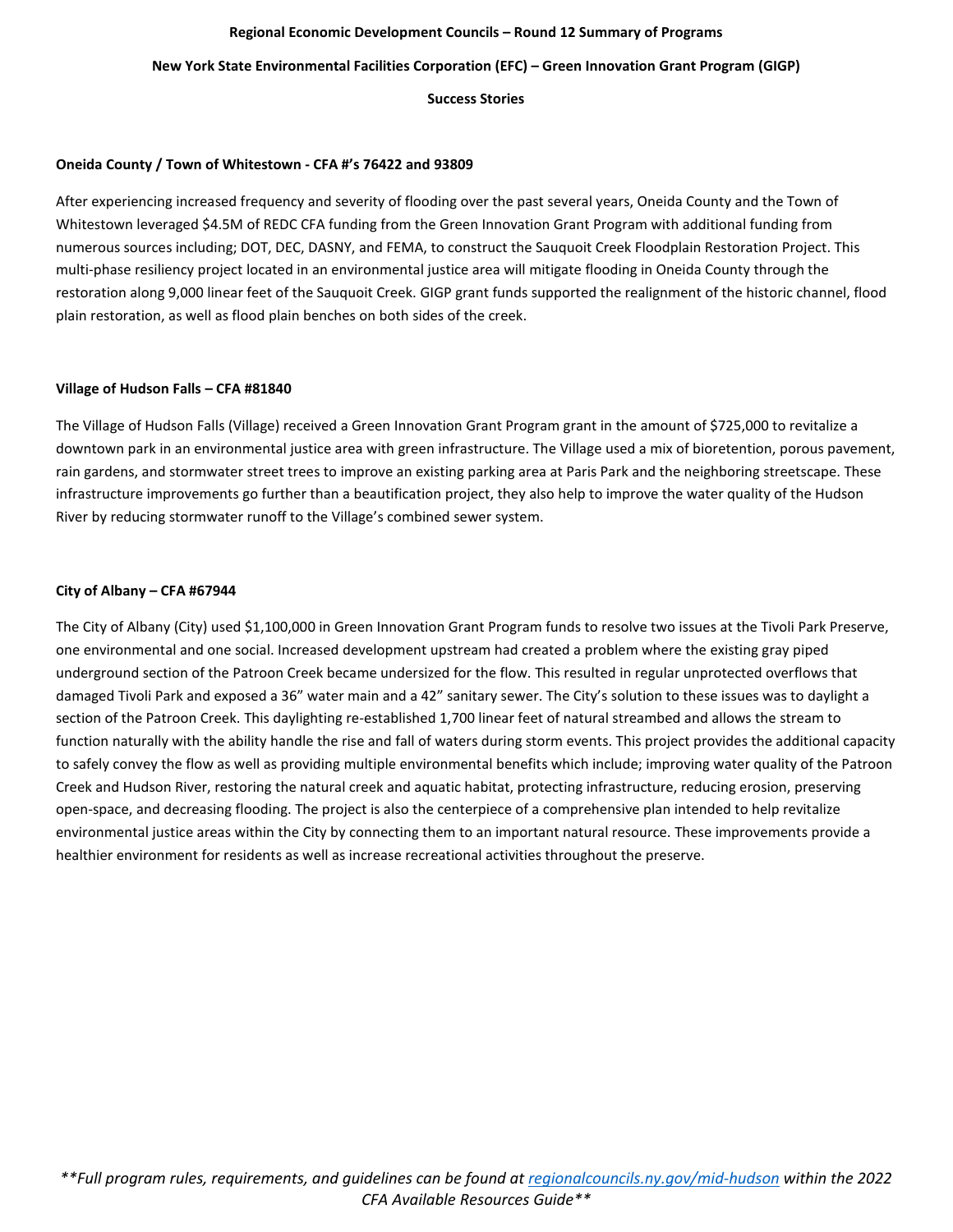**Regional Economic Development Councils – Round 12 Summary of Programs**

**New York State Environmental Facilities Corporation (EFC) – Green Innovation Grant Program (GIGP)**

**Success Stories**

**Oneida County / Town of Whitestown - CFA #'s 76422 and 93809**

After experiencing increased frequency and severity of flooding over the past several years, Oneida County and the Town of Whitestown leveraged $4.5M of REDC CFA funding from the Green Innovation Grant Program with additional funding from numerous sources including; DOT, DEC, DASNY, and FEMA, to construct the Sauquoit Creek Floodplain Restoration Project. This multi-phase resiliency project located in an environmental justice area will mitigate flooding in Oneida County through the restoration along 9,000 linear feet of the Sauquoit Creek. GIGP grant funds supported the realignment of the historic channel, flood plain restoration, as well as flood plain benches on both sides of the creek.

**Village of Hudson Falls – CFA #81840**

The Village of Hudson Falls (Village) received a Green Innovation Grant Program grant in the amount of $725,000 to revitalize a downtown park in an environmental justice area with green infrastructure. The Village used a mix of bioretention, porous pavement, rain gardens, and stormwater street trees to improve an existing parking area at Paris Park and the neighboring streetscape. These infrastructure improvements go further than a beautification project, they also help to improve the water quality of the Hudson River by reducing stormwater runoff to the Village's combined sewer system.

**City of Albany – CFA #67944**

The City of Albany (City) used $1,100,000 in Green Innovation Grant Program funds to resolve two issues at the Tivoli Park Preserve, one environmental and one social. Increased development upstream had created a problem where the existing gray piped underground section of the Patroon Creek became undersized for the flow. This resulted in regular unprotected overflows that damaged Tivoli Park and exposed a 36" water main and a 42" sanitary sewer. The City's solution to these issues was to daylight a section of the Patroon Creek. This daylighting re-established 1,700 linear feet of natural streambed and allows the stream to function naturally with the ability handle the rise and fall of waters during storm events. This project provides the additional capacity to safely convey the flow as well as providing multiple environmental benefits which include; improving water quality of the Patroon Creek and Hudson River, restoring the natural creek and aquatic habitat, protecting infrastructure, reducing erosion, preserving open-space, and decreasing flooding. The project is also the centerpiece of a comprehensive plan intended to help revitalize environmental justice areas within the City by connecting them to an important natural resource. These improvements provide a healthier environment for residents as well as increase recreational activities throughout the preserve.

*\*\*Full program rules, requirements, and guidelines can be found at [regionalcouncils.ny.gov/mid-hudson](regionalcouncils.ny.gov/mid-hudson) within the 2022 CFA Available Resources Guide\*\**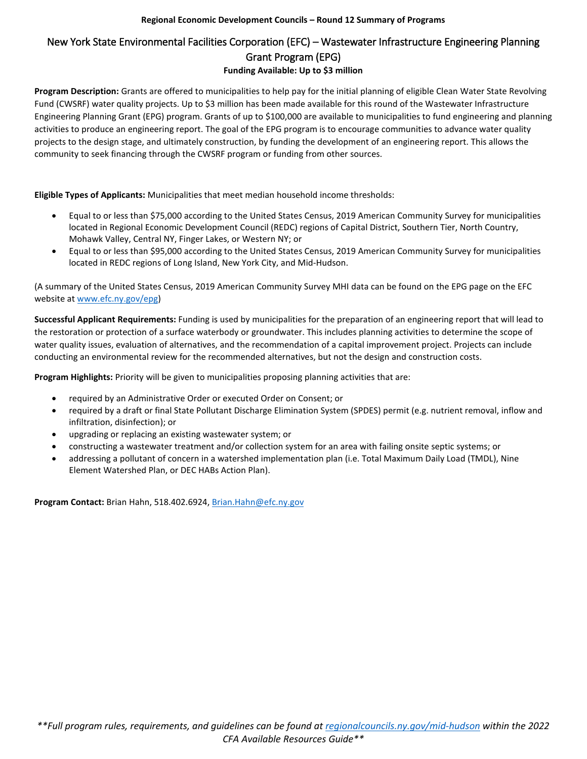**Regional Economic Development Councils – Round 12 Summary of Programs**

# New York State Environmental Facilities Corporation (EFC) – Wastewater Infrastructure Engineering Planning Grant Program (EPG)

**Funding Available: Up to $3 million**

**Program Description:** Grants are offered to municipalities to help pay for the initial planning of eligible Clean Water State Revolving Fund (CWSRF) water quality projects. Up to $3 million has been made available for this round of the Wastewater Infrastructure Engineering Planning Grant (EPG) program. Grants of up to $100,000 are available to municipalities to fund engineering and planning activities to produce an engineering report. The goal of the EPG program is to encourage communities to advance water quality projects to the design stage, and ultimately construction, by funding the development of an engineering report. This allows the community to seek financing through the CWSRF program or funding from other sources.

**Eligible Types of Applicants:** Municipalities that meet median household income thresholds:

- Equal to or less than $75,000 according to the United States Census, 2019 American Community Survey for municipalities located in Regional Economic Development Council (REDC) regions of Capital District, Southern Tier, North Country, Mohawk Valley, Central NY, Finger Lakes, or Western NY; or
- Equal to or less than $95,000 according to the United States Census, 2019 American Community Survey for municipalities located in REDC regions of Long Island, New York City, and Mid-Hudson.

(A summary of the United States Census, 2019 American Community Survey MHI data can be found on the EPG page on the EFC website at www.efc.ny.gov/epg)

**Successful Applicant Requirements:** Funding is used by municipalities for the preparation of an engineering report that will lead to the restoration or protection of a surface waterbody or groundwater. This includes planning activities to determine the scope of water quality issues, evaluation of alternatives, and the recommendation of a capital improvement project. Projects can include conducting an environmental review for the recommended alternatives, but not the design and construction costs.

**Program Highlights:** Priority will be given to municipalities proposing planning activities that are:

- required by an Administrative Order or executed Order on Consent; or
- required by a draft or final State Pollutant Discharge Elimination System (SPDES) permit (e.g. nutrient removal, inflow and infiltration, disinfection); or
- upgrading or replacing an existing wastewater system; or
- constructing a wastewater treatment and/or collection system for an area with failing onsite septic systems; or
- addressing a pollutant of concern in a watershed implementation plan (i.e. Total Maximum Daily Load (TMDL), Nine Element Watershed Plan, or DEC HABs Action Plan).

**Program Contact:** Brian Hahn, 518.402.6924, Brian.Hahn@efc.ny.gov

*\*\*Full program rules, requirements, and guidelines can be found at regionalcouncils.ny.gov/mid-hudson within the 2022 CFA Available Resources Guide\*\**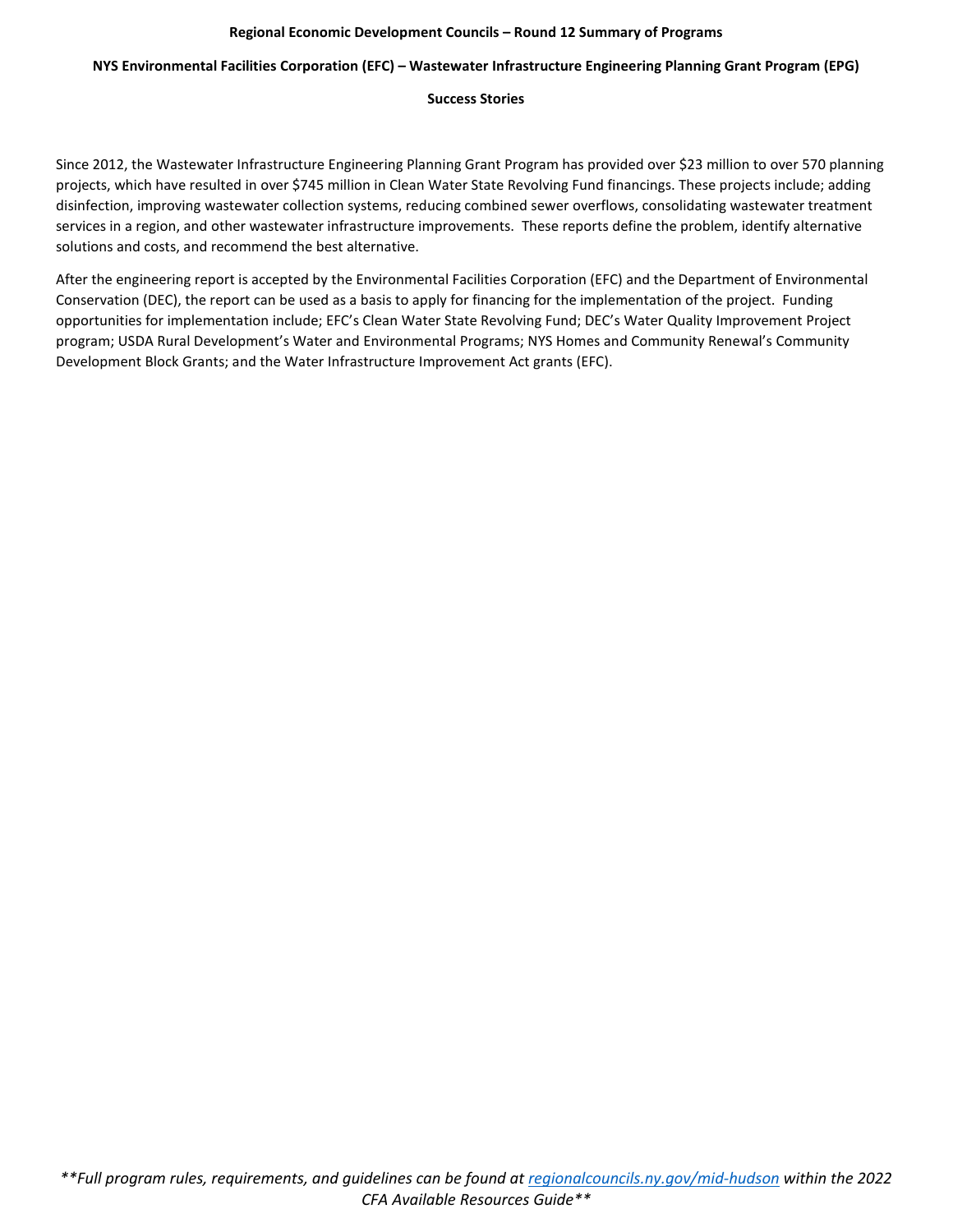**Regional Economic Development Councils – Round 12 Summary of Programs**

**NYS Environmental Facilities Corporation (EFC) – Wastewater Infrastructure Engineering Planning Grant Program (EPG)**

**Success Stories**

Since 2012, the Wastewater Infrastructure Engineering Planning Grant Program has provided over $23 million to over 570 planning projects, which have resulted in over $745 million in Clean Water State Revolving Fund financings. These projects include; adding disinfection, improving wastewater collection systems, reducing combined sewer overflows, consolidating wastewater treatment services in a region, and other wastewater infrastructure improvements. These reports define the problem, identify alternative solutions and costs, and recommend the best alternative.

After the engineering report is accepted by the Environmental Facilities Corporation (EFC) and the Department of Environmental Conservation (DEC), the report can be used as a basis to apply for financing for the implementation of the project. Funding opportunities for implementation include; EFC's Clean Water State Revolving Fund; DEC's Water Quality Improvement Project program; USDA Rural Development's Water and Environmental Programs; NYS Homes and Community Renewal's Community Development Block Grants; and the Water Infrastructure Improvement Act grants (EFC).

*\*\*Full program rules, requirements, and guidelines can be found at [regionalcouncils.ny.gov/mid-hudson](regionalcouncils.ny.gov/mid-hudson) within the 2022 CFA Available Resources Guide\*\**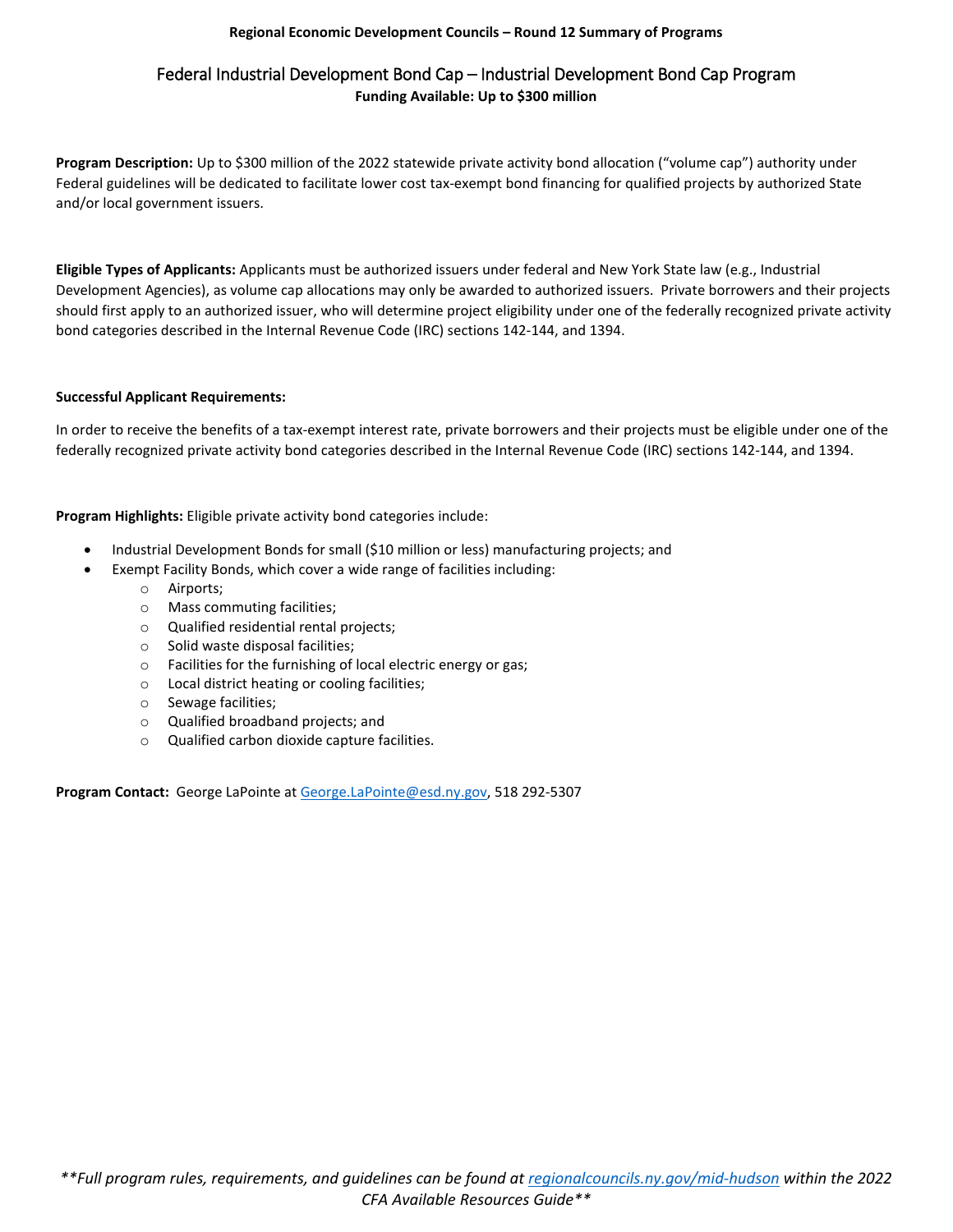**Regional Economic Development Councils – Round 12 Summary of Programs**

## Federal Industrial Development Bond Cap – Industrial Development Bond Cap Program

**Funding Available: Up to $300 million**

**Program Description:** Up to $300 million of the 2022 statewide private activity bond allocation ("volume cap") authority under Federal guidelines will be dedicated to facilitate lower cost tax-exempt bond financing for qualified projects by authorized State and/or local government issuers.

**Eligible Types of Applicants:** Applicants must be authorized issuers under federal and New York State law (e.g., Industrial Development Agencies), as volume cap allocations may only be awarded to authorized issuers. Private borrowers and their projects should first apply to an authorized issuer, who will determine project eligibility under one of the federally recognized private activity bond categories described in the Internal Revenue Code (IRC) sections 142-144, and 1394.

**Successful Applicant Requirements:**

In order to receive the benefits of a tax-exempt interest rate, private borrowers and their projects must be eligible under one of the federally recognized private activity bond categories described in the Internal Revenue Code (IRC) sections 142-144, and 1394.

**Program Highlights:** Eligible private activity bond categories include:

- Industrial Development Bonds for small ($10 million or less) manufacturing projects; and
- Exempt Facility Bonds, which cover a wide range of facilities including:
  - Airports;
  - Mass commuting facilities;
  - Qualified residential rental projects;
  - Solid waste disposal facilities;
  - Facilities for the furnishing of local electric energy or gas;
  - Local district heating or cooling facilities;
  - Sewage facilities;
  - Qualified broadband projects; and
  - Qualified carbon dioxide capture facilities.

**Program Contact:** George LaPointe at George.LaPointe@esd.ny.gov, 518 292-5307

*\*\*Full program rules, requirements, and guidelines can be found at regionalcouncils.ny.gov/mid-hudson within the 2022 CFA Available Resources Guide\*\**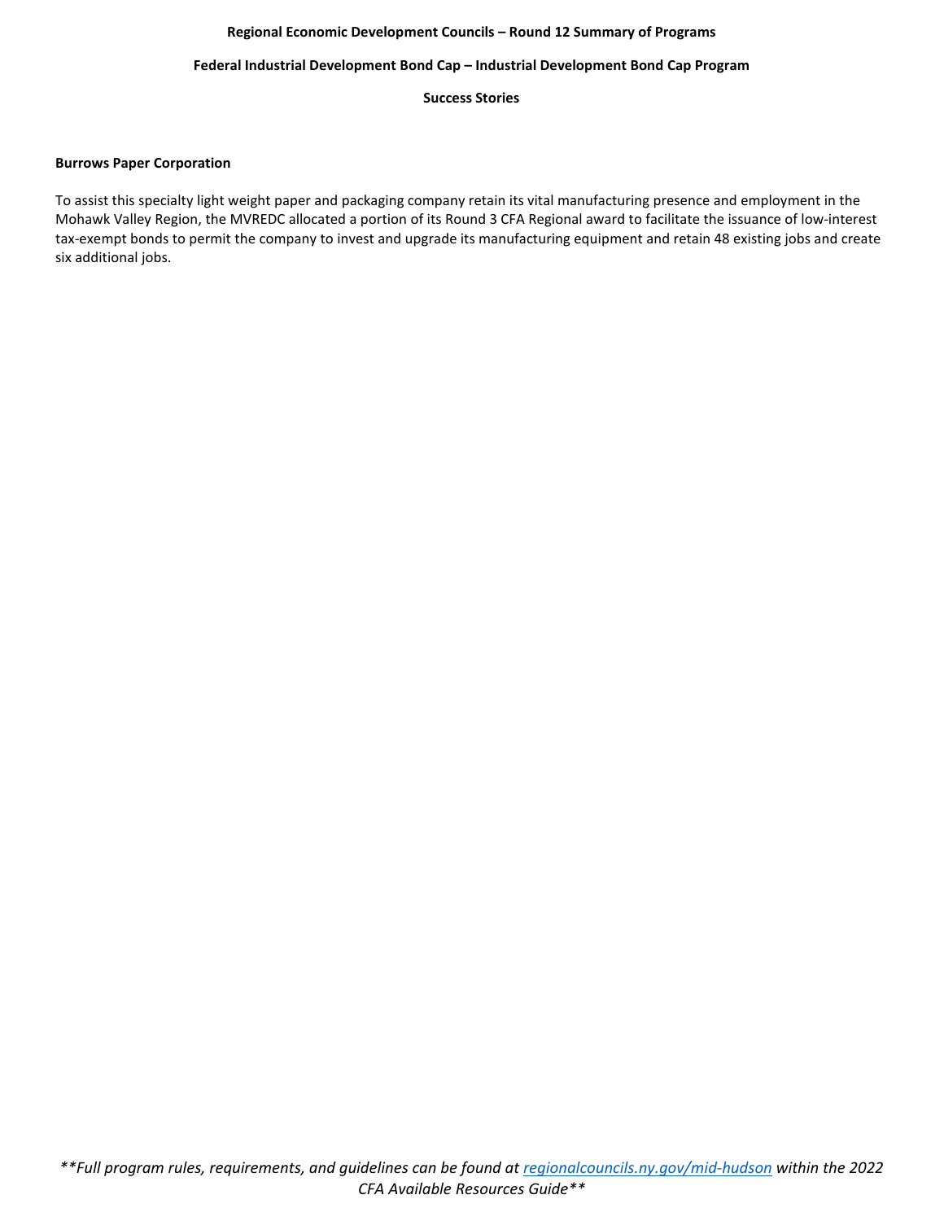## Federal Industrial Development Bond Cap – Industrial Development Bond Cap Program

### Success Stories

**Burrows Paper Corporation**

To assist this specialty light weight paper and packaging company retain its vital manufacturing presence and employment in the Mohawk Valley Region, the MVREDC allocated a portion of its Round 3 CFA Regional award to facilitate the issuance of low-interest tax-exempt bonds to permit the company to invest and upgrade its manufacturing equipment and retain 48 existing jobs and create six additional jobs.